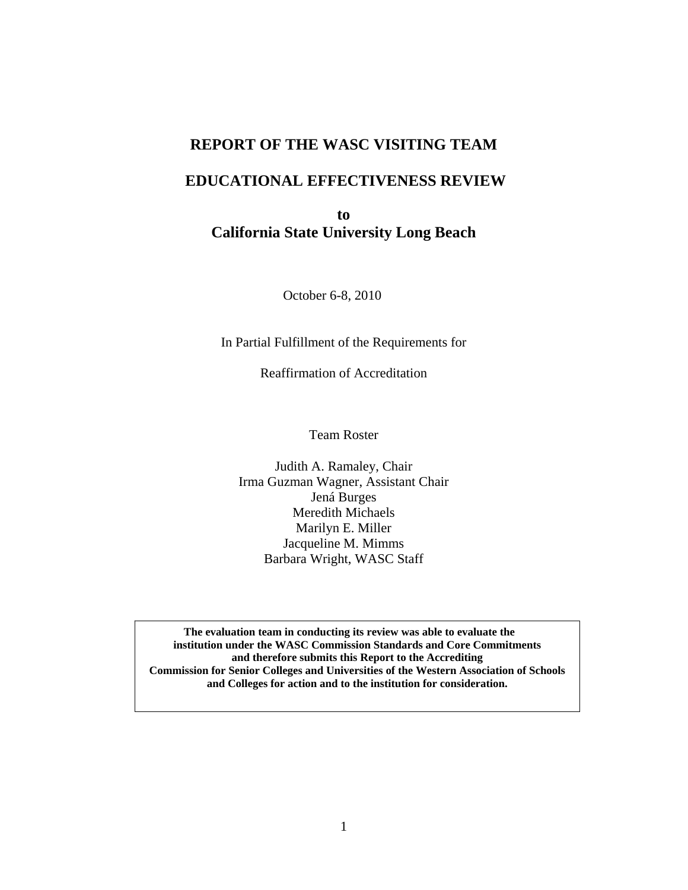# REPORT OF THE WASC VISITING TEAM

## EDUCATIONAL EFFECTIVENESS REVIEW

**to**
**California State University Long Beach**

October 6-8, 2010

In Partial Fulfillment of the Requirements for

Reaffirmation of Accreditation

Team Roster

Judith A. Ramaley, Chair
Irma Guzman Wagner, Assistant Chair
Jená Burges
Meredith Michaels
Marilyn E. Miller
Jacqueline M. Mimms
Barbara Wright, WASC Staff

**The evaluation team in conducting its review was able to evaluate the institution under the WASC Commission Standards and Core Commitments and therefore submits this Report to the Accrediting Commission for Senior Colleges and Universities of the Western Association of Schools and Colleges for action and to the institution for consideration.**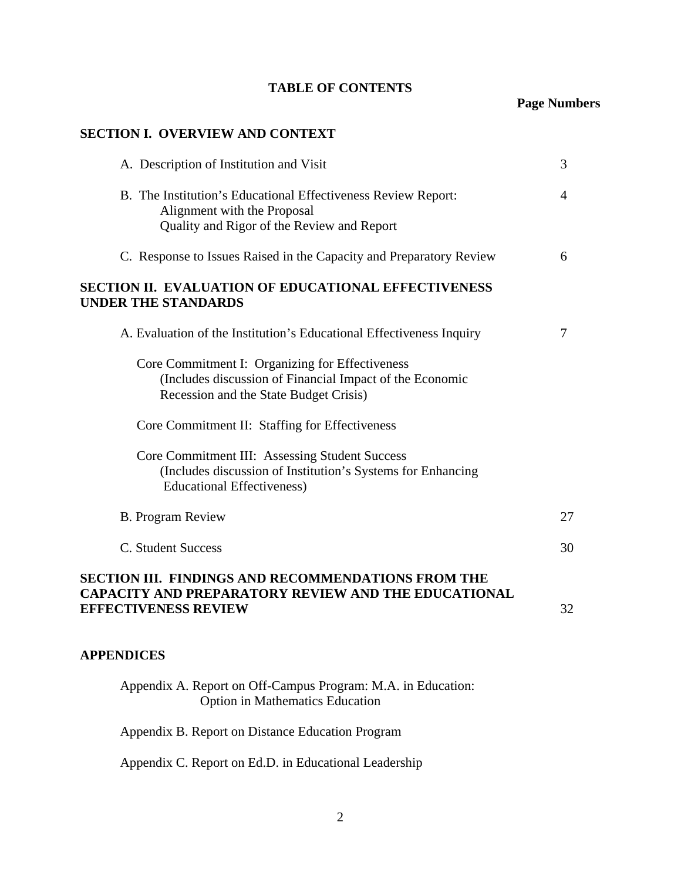# TABLE OF CONTENTS

| | Page Numbers |
|---|---|
| **SECTION I. OVERVIEW AND CONTEXT** | |
| A. Description of Institution and Visit | 3 |
| B. The Institution's Educational Effectiveness Review Report: Alignment with the Proposal; Quality and Rigor of the Review and Report | 4 |
| C. Response to Issues Raised in the Capacity and Preparatory Review | 6 |
| **SECTION II. EVALUATION OF EDUCATIONAL EFFECTIVENESS UNDER THE STANDARDS** | |
| A. Evaluation of the Institution's Educational Effectiveness Inquiry | 7 |
| Core Commitment I: Organizing for Effectiveness (Includes discussion of Financial Impact of the Economic Recession and the State Budget Crisis) | |
| Core Commitment II: Staffing for Effectiveness | |
| Core Commitment III: Assessing Student Success (Includes discussion of Institution's Systems for Enhancing Educational Effectiveness) | |
| B. Program Review | 27 |
| C. Student Success | 30 |
| **SECTION III. FINDINGS AND RECOMMENDATIONS FROM THE CAPACITY AND PREPARATORY REVIEW AND THE EDUCATIONAL EFFECTIVENESS REVIEW** | 32 |

**APPENDICES**

Appendix A. Report on Off-Campus Program: M.A. in Education: Option in Mathematics Education

Appendix B. Report on Distance Education Program

Appendix C. Report on Ed.D. in Educational Leadership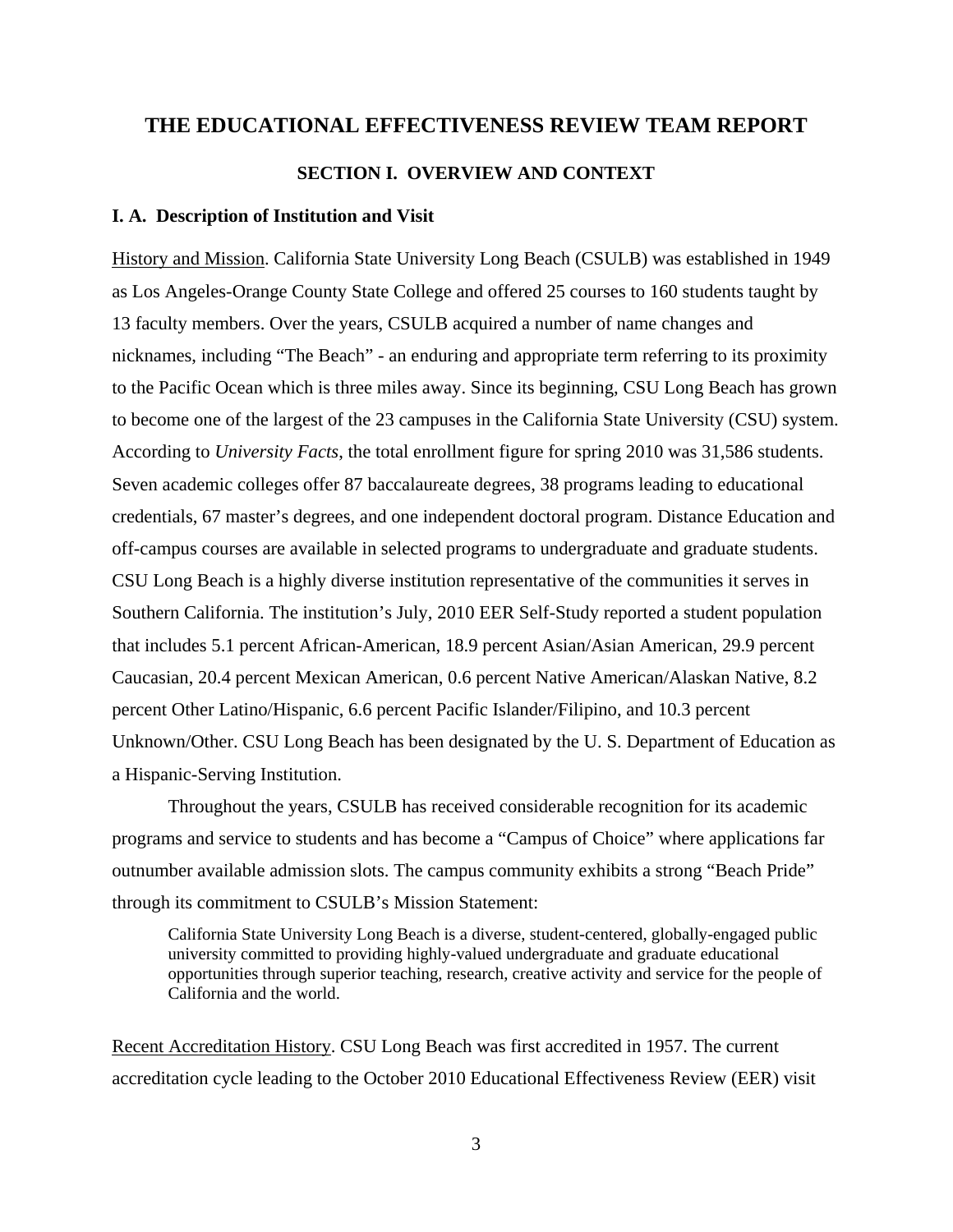# THE EDUCATIONAL EFFECTIVENESS REVIEW TEAM REPORT

## SECTION I. OVERVIEW AND CONTEXT

### I. A. Description of Institution and Visit

History and Mission. California State University Long Beach (CSULB) was established in 1949 as Los Angeles-Orange County State College and offered 25 courses to 160 students taught by 13 faculty members. Over the years, CSULB acquired a number of name changes and nicknames, including "The Beach" - an enduring and appropriate term referring to its proximity to the Pacific Ocean which is three miles away. Since its beginning, CSU Long Beach has grown to become one of the largest of the 23 campuses in the California State University (CSU) system. According to *University Facts*, the total enrollment figure for spring 2010 was 31,586 students. Seven academic colleges offer 87 baccalaureate degrees, 38 programs leading to educational credentials, 67 master's degrees, and one independent doctoral program. Distance Education and off-campus courses are available in selected programs to undergraduate and graduate students. CSU Long Beach is a highly diverse institution representative of the communities it serves in Southern California. The institution's July, 2010 EER Self-Study reported a student population that includes 5.1 percent African-American, 18.9 percent Asian/Asian American, 29.9 percent Caucasian, 20.4 percent Mexican American, 0.6 percent Native American/Alaskan Native, 8.2 percent Other Latino/Hispanic, 6.6 percent Pacific Islander/Filipino, and 10.3 percent Unknown/Other. CSU Long Beach has been designated by the U. S. Department of Education as a Hispanic-Serving Institution.

Throughout the years, CSULB has received considerable recognition for its academic programs and service to students and has become a "Campus of Choice" where applications far outnumber available admission slots. The campus community exhibits a strong "Beach Pride" through its commitment to CSULB's Mission Statement:

> California State University Long Beach is a diverse, student-centered, globally-engaged public university committed to providing highly-valued undergraduate and graduate educational opportunities through superior teaching, research, creative activity and service for the people of California and the world.

Recent Accreditation History. CSU Long Beach was first accredited in 1957. The current accreditation cycle leading to the October 2010 Educational Effectiveness Review (EER) visit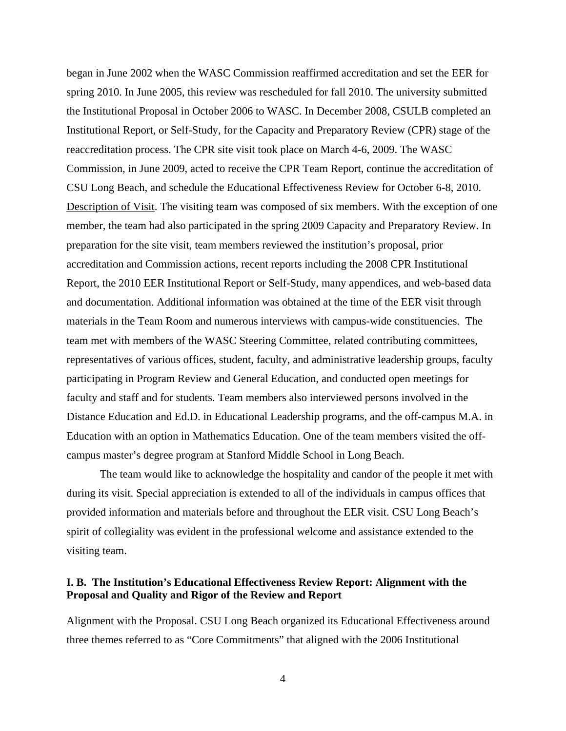began in June 2002 when the WASC Commission reaffirmed accreditation and set the EER for spring 2010. In June 2005, this review was rescheduled for fall 2010. The university submitted the Institutional Proposal in October 2006 to WASC. In December 2008, CSULB completed an Institutional Report, or Self-Study, for the Capacity and Preparatory Review (CPR) stage of the reaccreditation process. The CPR site visit took place on March 4-6, 2009. The WASC Commission, in June 2009, acted to receive the CPR Team Report, continue the accreditation of CSU Long Beach, and schedule the Educational Effectiveness Review for October 6-8, 2010.

Description of Visit. The visiting team was composed of six members. With the exception of one member, the team had also participated in the spring 2009 Capacity and Preparatory Review. In preparation for the site visit, team members reviewed the institution's proposal, prior accreditation and Commission actions, recent reports including the 2008 CPR Institutional Report, the 2010 EER Institutional Report or Self-Study, many appendices, and web-based data and documentation. Additional information was obtained at the time of the EER visit through materials in the Team Room and numerous interviews with campus-wide constituencies. The team met with members of the WASC Steering Committee, related contributing committees, representatives of various offices, student, faculty, and administrative leadership groups, faculty participating in Program Review and General Education, and conducted open meetings for faculty and staff and for students. Team members also interviewed persons involved in the Distance Education and Ed.D. in Educational Leadership programs, and the off-campus M.A. in Education with an option in Mathematics Education. One of the team members visited the off-campus master's degree program at Stanford Middle School in Long Beach.

The team would like to acknowledge the hospitality and candor of the people it met with during its visit. Special appreciation is extended to all of the individuals in campus offices that provided information and materials before and throughout the EER visit. CSU Long Beach's spirit of collegiality was evident in the professional welcome and assistance extended to the visiting team.

### I. B. The Institution's Educational Effectiveness Review Report: Alignment with the Proposal and Quality and Rigor of the Review and Report

Alignment with the Proposal. CSU Long Beach organized its Educational Effectiveness around three themes referred to as "Core Commitments" that aligned with the 2006 Institutional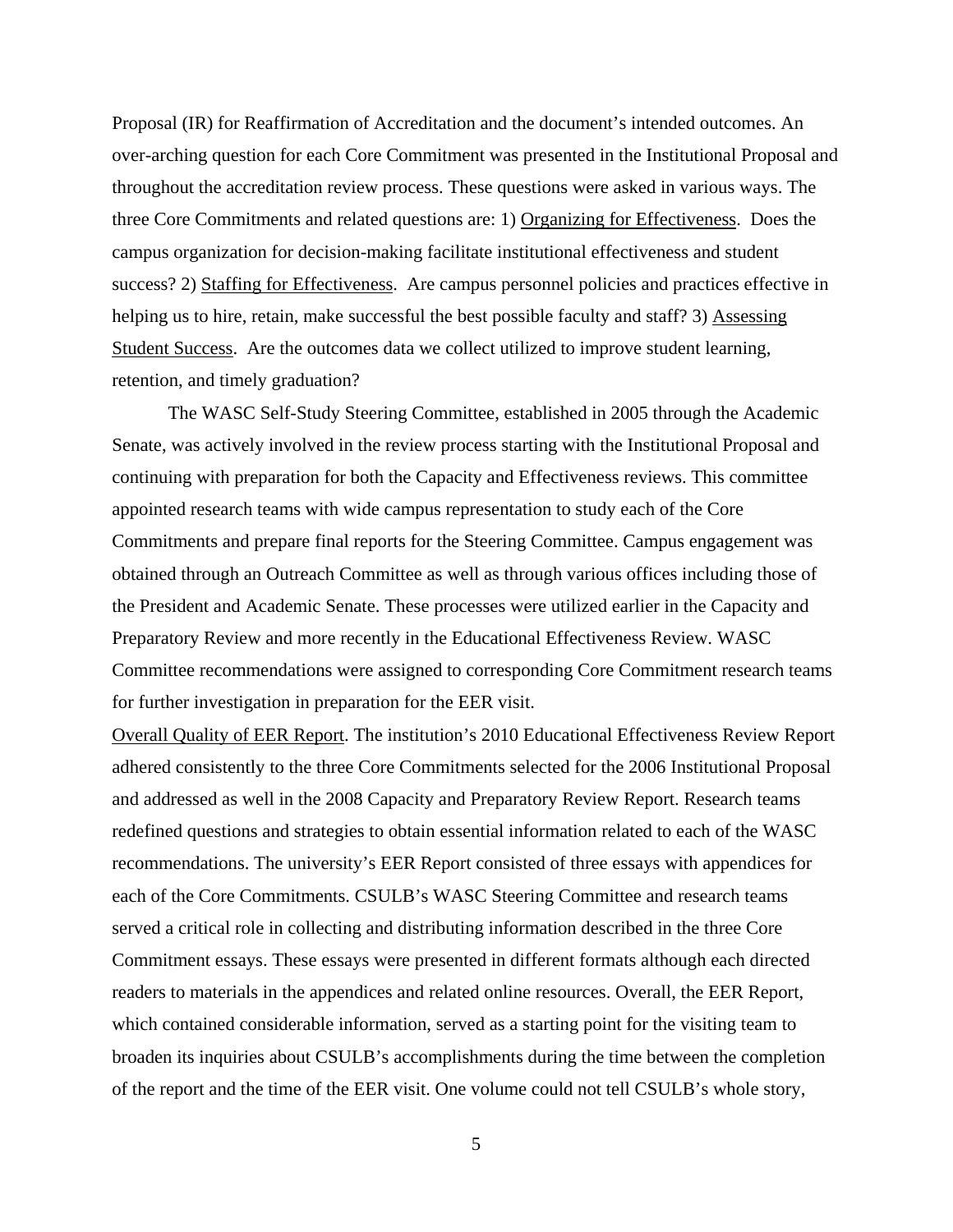Proposal (IR) for Reaffirmation of Accreditation and the document's intended outcomes. An over-arching question for each Core Commitment was presented in the Institutional Proposal and throughout the accreditation review process. These questions were asked in various ways. The three Core Commitments and related questions are: 1) Organizing for Effectiveness. Does the campus organization for decision-making facilitate institutional effectiveness and student success? 2) Staffing for Effectiveness. Are campus personnel policies and practices effective in helping us to hire, retain, make successful the best possible faculty and staff? 3) Assessing Student Success. Are the outcomes data we collect utilized to improve student learning, retention, and timely graduation?

The WASC Self-Study Steering Committee, established in 2005 through the Academic Senate, was actively involved in the review process starting with the Institutional Proposal and continuing with preparation for both the Capacity and Effectiveness reviews. This committee appointed research teams with wide campus representation to study each of the Core Commitments and prepare final reports for the Steering Committee. Campus engagement was obtained through an Outreach Committee as well as through various offices including those of the President and Academic Senate. These processes were utilized earlier in the Capacity and Preparatory Review and more recently in the Educational Effectiveness Review. WASC Committee recommendations were assigned to corresponding Core Commitment research teams for further investigation in preparation for the EER visit.

Overall Quality of EER Report. The institution's 2010 Educational Effectiveness Review Report adhered consistently to the three Core Commitments selected for the 2006 Institutional Proposal and addressed as well in the 2008 Capacity and Preparatory Review Report. Research teams redefined questions and strategies to obtain essential information related to each of the WASC recommendations. The university's EER Report consisted of three essays with appendices for each of the Core Commitments. CSULB's WASC Steering Committee and research teams served a critical role in collecting and distributing information described in the three Core Commitment essays. These essays were presented in different formats although each directed readers to materials in the appendices and related online resources. Overall, the EER Report, which contained considerable information, served as a starting point for the visiting team to broaden its inquiries about CSULB's accomplishments during the time between the completion of the report and the time of the EER visit. One volume could not tell CSULB's whole story,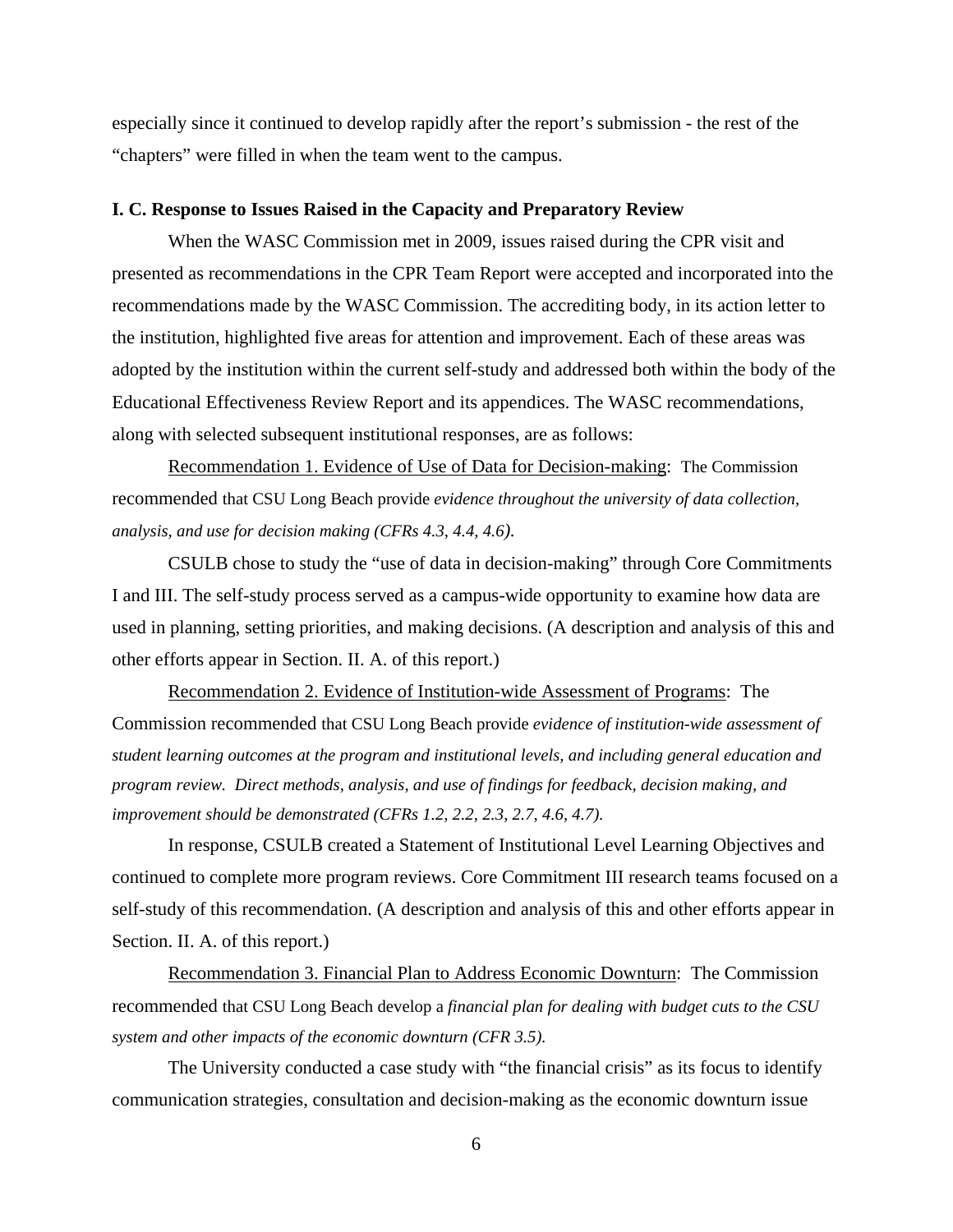especially since it continued to develop rapidly after the report's submission - the rest of the "chapters" were filled in when the team went to the campus.

**I. C. Response to Issues Raised in the Capacity and Preparatory Review**

When the WASC Commission met in 2009, issues raised during the CPR visit and presented as recommendations in the CPR Team Report were accepted and incorporated into the recommendations made by the WASC Commission. The accrediting body, in its action letter to the institution, highlighted five areas for attention and improvement. Each of these areas was adopted by the institution within the current self-study and addressed both within the body of the Educational Effectiveness Review Report and its appendices. The WASC recommendations, along with selected subsequent institutional responses, are as follows:

<u>Recommendation 1. Evidence of Use of Data for Decision-making</u>: The Commission recommended that CSU Long Beach provide *evidence throughout the university of data collection, analysis, and use for decision making (CFRs 4.3, 4.4, 4.6).*

CSULB chose to study the "use of data in decision-making" through Core Commitments I and III. The self-study process served as a campus-wide opportunity to examine how data are used in planning, setting priorities, and making decisions. (A description and analysis of this and other efforts appear in Section. II. A. of this report.)

<u>Recommendation 2. Evidence of Institution-wide Assessment of Programs</u>: The Commission recommended that CSU Long Beach provide *evidence of institution-wide assessment of student learning outcomes at the program and institutional levels, and including general education and program review. Direct methods, analysis, and use of findings for feedback, decision making, and improvement should be demonstrated (CFRs 1.2, 2.2, 2.3, 2.7, 4.6, 4.7).*

In response, CSULB created a Statement of Institutional Level Learning Objectives and continued to complete more program reviews. Core Commitment III research teams focused on a self-study of this recommendation. (A description and analysis of this and other efforts appear in Section. II. A. of this report.)

<u>Recommendation 3. Financial Plan to Address Economic Downturn</u>: The Commission recommended that CSU Long Beach develop a *financial plan for dealing with budget cuts to the CSU system and other impacts of the economic downturn (CFR 3.5).*

The University conducted a case study with "the financial crisis" as its focus to identify communication strategies, consultation and decision-making as the economic downturn issue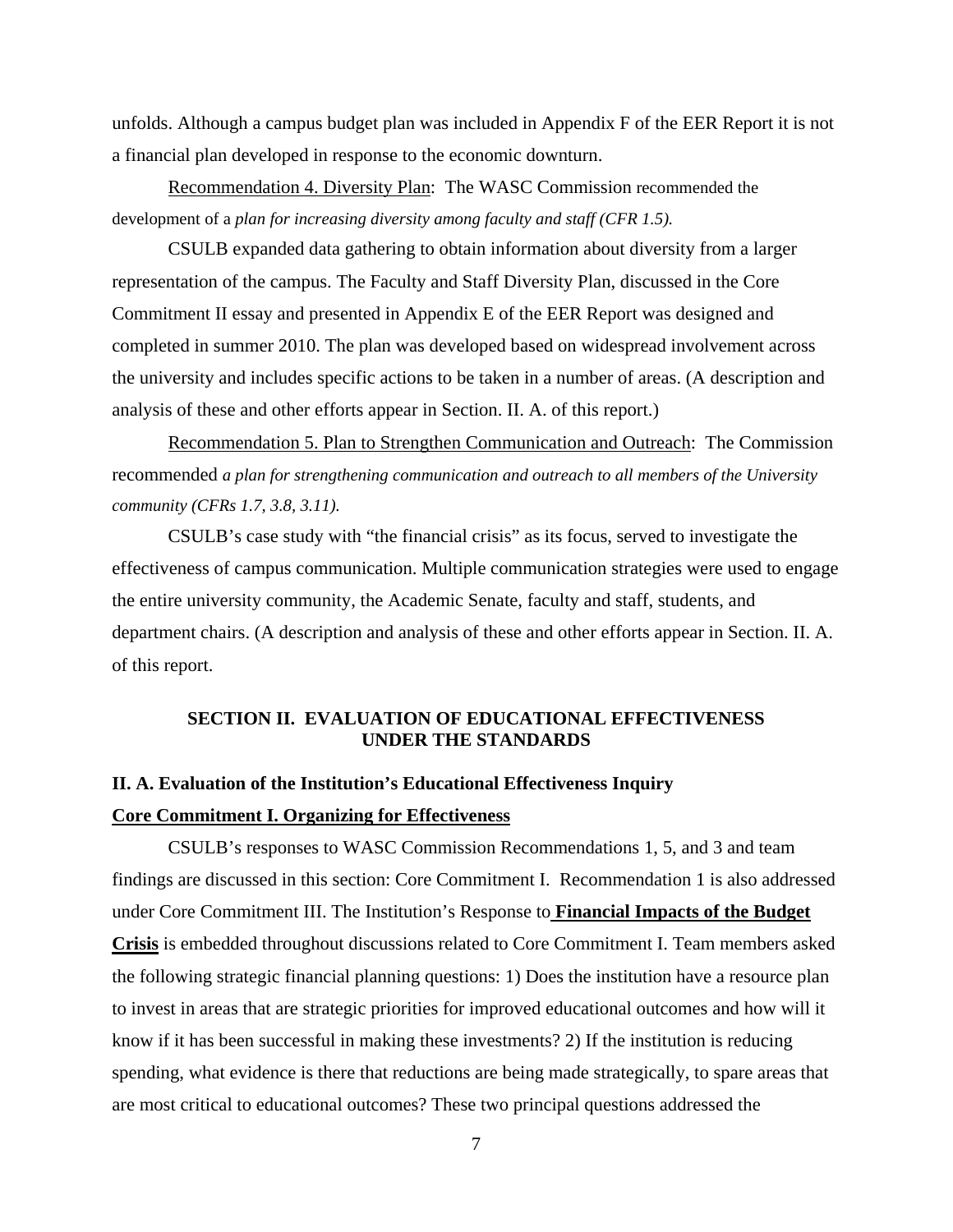unfolds. Although a campus budget plan was included in Appendix F of the EER Report it is not a financial plan developed in response to the economic downturn.

Recommendation 4. Diversity Plan: The WASC Commission recommended the development of a *plan for increasing diversity among faculty and staff (CFR 1.5).*

CSULB expanded data gathering to obtain information about diversity from a larger representation of the campus. The Faculty and Staff Diversity Plan, discussed in the Core Commitment II essay and presented in Appendix E of the EER Report was designed and completed in summer 2010. The plan was developed based on widespread involvement across the university and includes specific actions to be taken in a number of areas. (A description and analysis of these and other efforts appear in Section. II. A. of this report.)

Recommendation 5. Plan to Strengthen Communication and Outreach: The Commission recommended *a plan for strengthening communication and outreach to all members of the University community (CFRs 1.7, 3.8, 3.11).*

CSULB's case study with "the financial crisis" as its focus, served to investigate the effectiveness of campus communication. Multiple communication strategies were used to engage the entire university community, the Academic Senate, faculty and staff, students, and department chairs. (A description and analysis of these and other efforts appear in Section. II. A. of this report.

## SECTION II. EVALUATION OF EDUCATIONAL EFFECTIVENESS UNDER THE STANDARDS

### II. A. Evaluation of the Institution's Educational Effectiveness Inquiry

**Core Commitment I. Organizing for Effectiveness**

CSULB's responses to WASC Commission Recommendations 1, 5, and 3 and team findings are discussed in this section: Core Commitment I. Recommendation 1 is also addressed under Core Commitment III. The Institution's Response to **Financial Impacts of the Budget Crisis** is embedded throughout discussions related to Core Commitment I. Team members asked the following strategic financial planning questions: 1) Does the institution have a resource plan to invest in areas that are strategic priorities for improved educational outcomes and how will it know if it has been successful in making these investments? 2) If the institution is reducing spending, what evidence is there that reductions are being made strategically, to spare areas that are most critical to educational outcomes? These two principal questions addressed the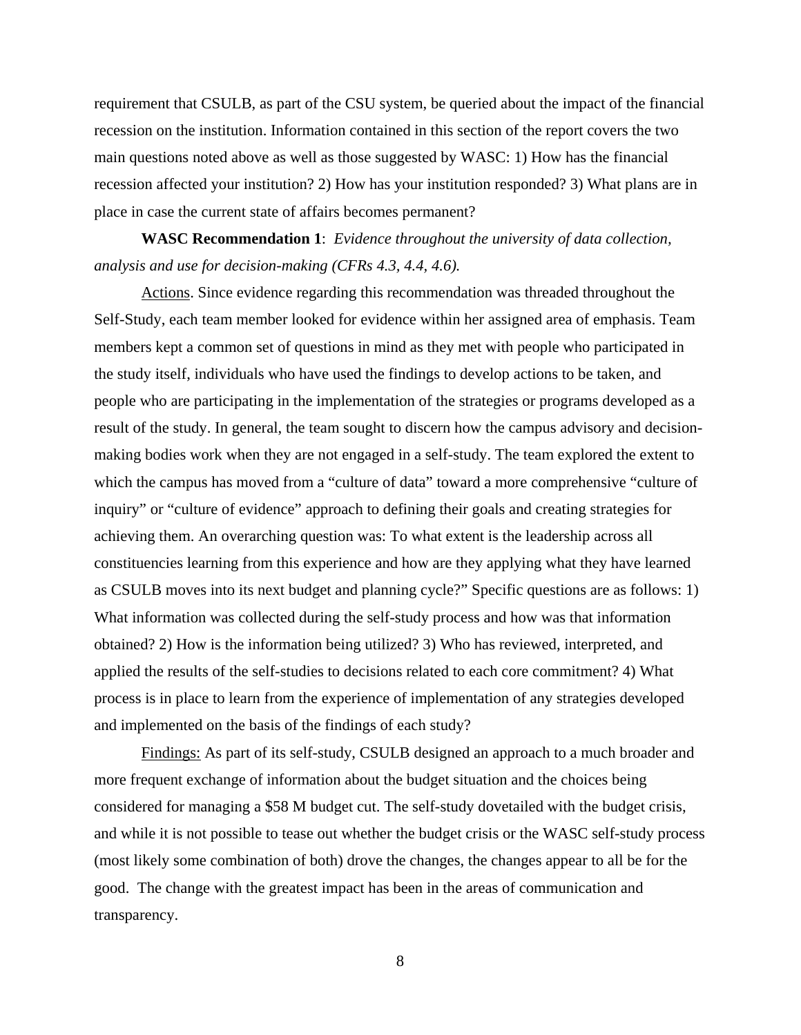requirement that CSULB, as part of the CSU system, be queried about the impact of the financial recession on the institution. Information contained in this section of the report covers the two main questions noted above as well as those suggested by WASC: 1) How has the financial recession affected your institution? 2) How has your institution responded? 3) What plans are in place in case the current state of affairs becomes permanent?

**WASC Recommendation 1**: *Evidence throughout the university of data collection, analysis and use for decision-making (CFRs 4.3, 4.4, 4.6).*

Actions. Since evidence regarding this recommendation was threaded throughout the Self-Study, each team member looked for evidence within her assigned area of emphasis. Team members kept a common set of questions in mind as they met with people who participated in the study itself, individuals who have used the findings to develop actions to be taken, and people who are participating in the implementation of the strategies or programs developed as a result of the study. In general, the team sought to discern how the campus advisory and decision-making bodies work when they are not engaged in a self-study. The team explored the extent to which the campus has moved from a "culture of data" toward a more comprehensive "culture of inquiry" or "culture of evidence" approach to defining their goals and creating strategies for achieving them. An overarching question was: To what extent is the leadership across all constituencies learning from this experience and how are they applying what they have learned as CSULB moves into its next budget and planning cycle?" Specific questions are as follows: 1) What information was collected during the self-study process and how was that information obtained? 2) How is the information being utilized? 3) Who has reviewed, interpreted, and applied the results of the self-studies to decisions related to each core commitment? 4) What process is in place to learn from the experience of implementation of any strategies developed and implemented on the basis of the findings of each study?

Findings: As part of its self-study, CSULB designed an approach to a much broader and more frequent exchange of information about the budget situation and the choices being considered for managing a $58 M budget cut. The self-study dovetailed with the budget crisis, and while it is not possible to tease out whether the budget crisis or the WASC self-study process (most likely some combination of both) drove the changes, the changes appear to all be for the good. The change with the greatest impact has been in the areas of communication and transparency.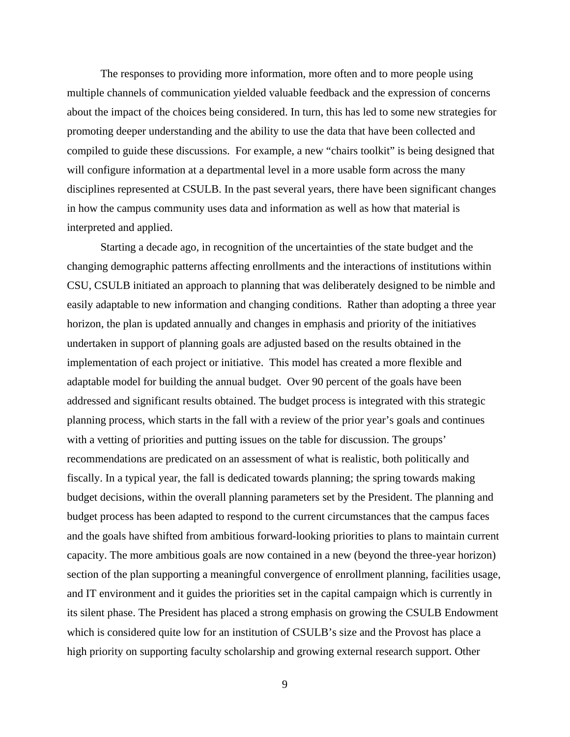The responses to providing more information, more often and to more people using multiple channels of communication yielded valuable feedback and the expression of concerns about the impact of the choices being considered. In turn, this has led to some new strategies for promoting deeper understanding and the ability to use the data that have been collected and compiled to guide these discussions. For example, a new "chairs toolkit" is being designed that will configure information at a departmental level in a more usable form across the many disciplines represented at CSULB. In the past several years, there have been significant changes in how the campus community uses data and information as well as how that material is interpreted and applied.

Starting a decade ago, in recognition of the uncertainties of the state budget and the changing demographic patterns affecting enrollments and the interactions of institutions within CSU, CSULB initiated an approach to planning that was deliberately designed to be nimble and easily adaptable to new information and changing conditions. Rather than adopting a three year horizon, the plan is updated annually and changes in emphasis and priority of the initiatives undertaken in support of planning goals are adjusted based on the results obtained in the implementation of each project or initiative. This model has created a more flexible and adaptable model for building the annual budget. Over 90 percent of the goals have been addressed and significant results obtained. The budget process is integrated with this strategic planning process, which starts in the fall with a review of the prior year's goals and continues with a vetting of priorities and putting issues on the table for discussion. The groups' recommendations are predicated on an assessment of what is realistic, both politically and fiscally. In a typical year, the fall is dedicated towards planning; the spring towards making budget decisions, within the overall planning parameters set by the President. The planning and budget process has been adapted to respond to the current circumstances that the campus faces and the goals have shifted from ambitious forward-looking priorities to plans to maintain current capacity. The more ambitious goals are now contained in a new (beyond the three-year horizon) section of the plan supporting a meaningful convergence of enrollment planning, facilities usage, and IT environment and it guides the priorities set in the capital campaign which is currently in its silent phase. The President has placed a strong emphasis on growing the CSULB Endowment which is considered quite low for an institution of CSULB's size and the Provost has place a high priority on supporting faculty scholarship and growing external research support. Other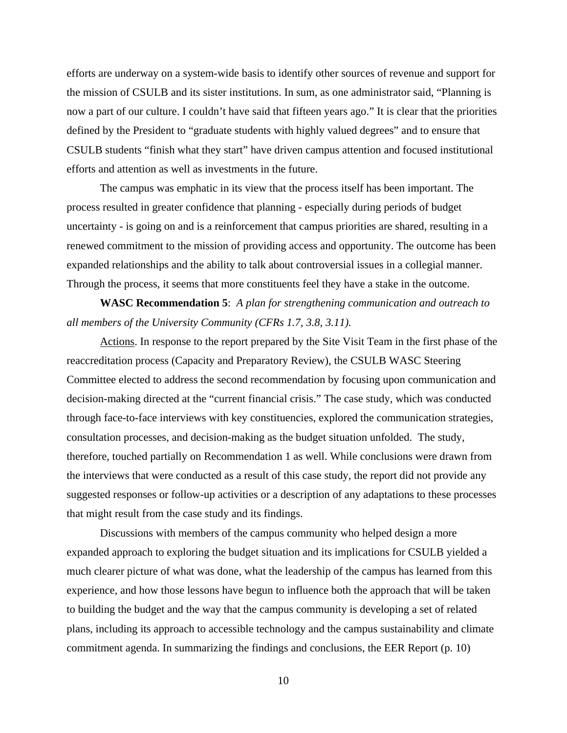efforts are underway on a system-wide basis to identify other sources of revenue and support for the mission of CSULB and its sister institutions. In sum, as one administrator said, "Planning is now a part of our culture. I couldn't have said that fifteen years ago." It is clear that the priorities defined by the President to "graduate students with highly valued degrees" and to ensure that CSULB students "finish what they start" have driven campus attention and focused institutional efforts and attention as well as investments in the future.

The campus was emphatic in its view that the process itself has been important. The process resulted in greater confidence that planning - especially during periods of budget uncertainty - is going on and is a reinforcement that campus priorities are shared, resulting in a renewed commitment to the mission of providing access and opportunity. The outcome has been expanded relationships and the ability to talk about controversial issues in a collegial manner. Through the process, it seems that more constituents feel they have a stake in the outcome.

**WASC Recommendation 5**: *A plan for strengthening communication and outreach to all members of the University Community (CFRs 1.7, 3.8, 3.11).*

Actions. In response to the report prepared by the Site Visit Team in the first phase of the reaccreditation process (Capacity and Preparatory Review), the CSULB WASC Steering Committee elected to address the second recommendation by focusing upon communication and decision-making directed at the "current financial crisis." The case study, which was conducted through face-to-face interviews with key constituencies, explored the communication strategies, consultation processes, and decision-making as the budget situation unfolded. The study, therefore, touched partially on Recommendation 1 as well. While conclusions were drawn from the interviews that were conducted as a result of this case study, the report did not provide any suggested responses or follow-up activities or a description of any adaptations to these processes that might result from the case study and its findings.

Discussions with members of the campus community who helped design a more expanded approach to exploring the budget situation and its implications for CSULB yielded a much clearer picture of what was done, what the leadership of the campus has learned from this experience, and how those lessons have begun to influence both the approach that will be taken to building the budget and the way that the campus community is developing a set of related plans, including its approach to accessible technology and the campus sustainability and climate commitment agenda. In summarizing the findings and conclusions, the EER Report (p. 10)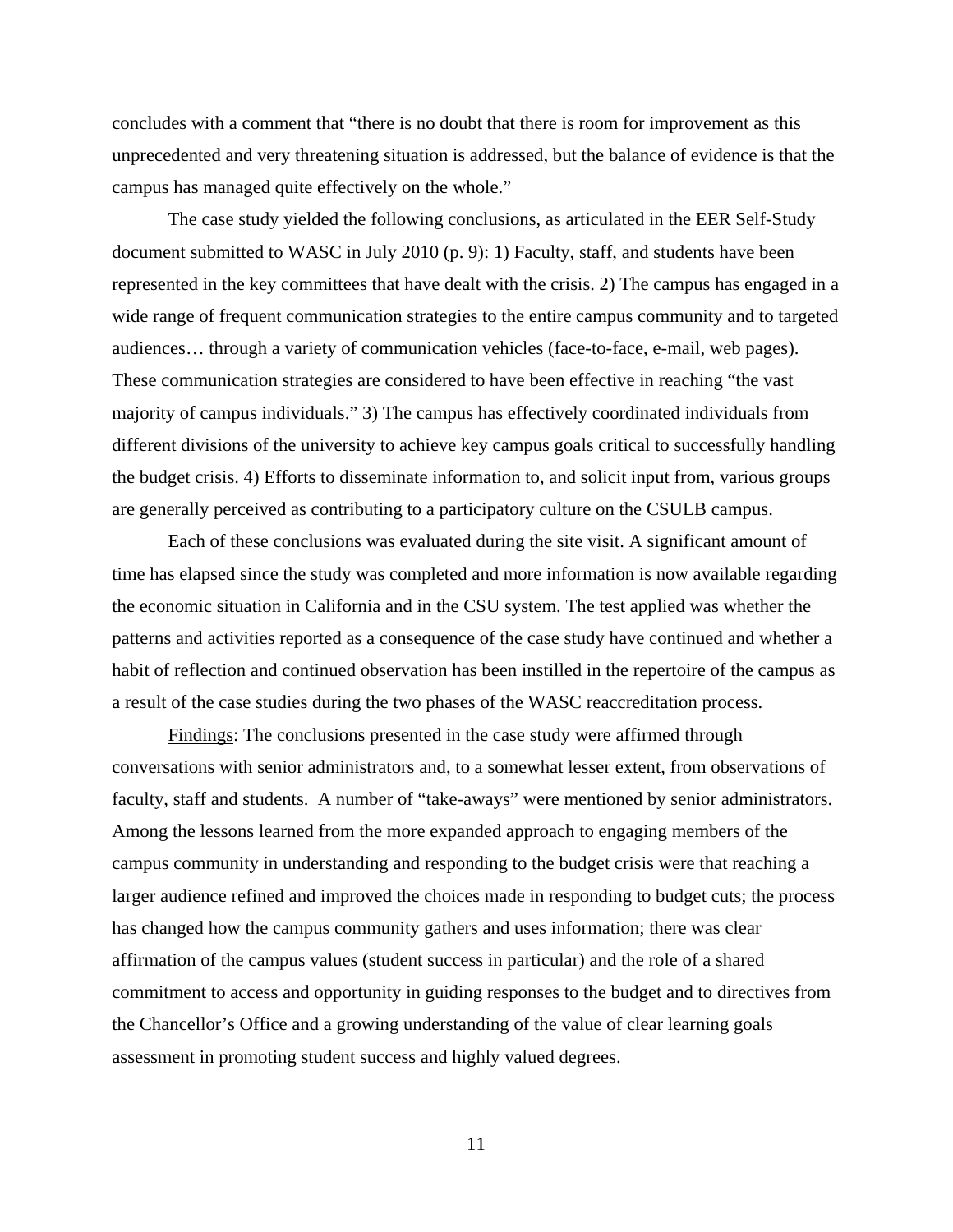concludes with a comment that "there is no doubt that there is room for improvement as this unprecedented and very threatening situation is addressed, but the balance of evidence is that the campus has managed quite effectively on the whole."

The case study yielded the following conclusions, as articulated in the EER Self-Study document submitted to WASC in July 2010 (p. 9): 1) Faculty, staff, and students have been represented in the key committees that have dealt with the crisis. 2) The campus has engaged in a wide range of frequent communication strategies to the entire campus community and to targeted audiences… through a variety of communication vehicles (face-to-face, e-mail, web pages). These communication strategies are considered to have been effective in reaching "the vast majority of campus individuals." 3) The campus has effectively coordinated individuals from different divisions of the university to achieve key campus goals critical to successfully handling the budget crisis. 4) Efforts to disseminate information to, and solicit input from, various groups are generally perceived as contributing to a participatory culture on the CSULB campus.

Each of these conclusions was evaluated during the site visit. A significant amount of time has elapsed since the study was completed and more information is now available regarding the economic situation in California and in the CSU system. The test applied was whether the patterns and activities reported as a consequence of the case study have continued and whether a habit of reflection and continued observation has been instilled in the repertoire of the campus as a result of the case studies during the two phases of the WASC reaccreditation process.

Findings: The conclusions presented in the case study were affirmed through conversations with senior administrators and, to a somewhat lesser extent, from observations of faculty, staff and students. A number of "take-aways" were mentioned by senior administrators. Among the lessons learned from the more expanded approach to engaging members of the campus community in understanding and responding to the budget crisis were that reaching a larger audience refined and improved the choices made in responding to budget cuts; the process has changed how the campus community gathers and uses information; there was clear affirmation of the campus values (student success in particular) and the role of a shared commitment to access and opportunity in guiding responses to the budget and to directives from the Chancellor's Office and a growing understanding of the value of clear learning goals assessment in promoting student success and highly valued degrees.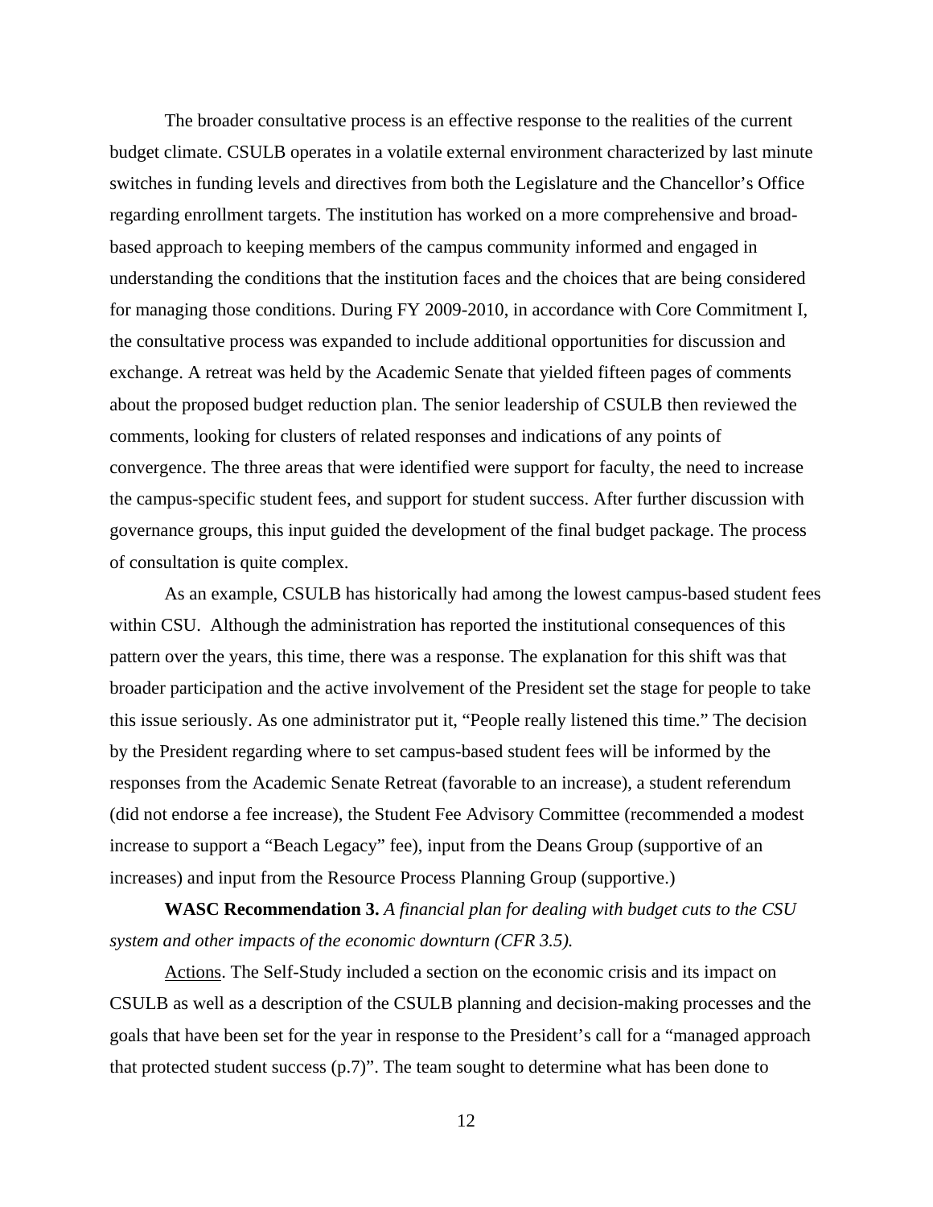The broader consultative process is an effective response to the realities of the current budget climate. CSULB operates in a volatile external environment characterized by last minute switches in funding levels and directives from both the Legislature and the Chancellor's Office regarding enrollment targets. The institution has worked on a more comprehensive and broad-based approach to keeping members of the campus community informed and engaged in understanding the conditions that the institution faces and the choices that are being considered for managing those conditions. During FY 2009-2010, in accordance with Core Commitment I, the consultative process was expanded to include additional opportunities for discussion and exchange. A retreat was held by the Academic Senate that yielded fifteen pages of comments about the proposed budget reduction plan. The senior leadership of CSULB then reviewed the comments, looking for clusters of related responses and indications of any points of convergence. The three areas that were identified were support for faculty, the need to increase the campus-specific student fees, and support for student success. After further discussion with governance groups, this input guided the development of the final budget package. The process of consultation is quite complex.

As an example, CSULB has historically had among the lowest campus-based student fees within CSU. Although the administration has reported the institutional consequences of this pattern over the years, this time, there was a response. The explanation for this shift was that broader participation and the active involvement of the President set the stage for people to take this issue seriously. As one administrator put it, "People really listened this time." The decision by the President regarding where to set campus-based student fees will be informed by the responses from the Academic Senate Retreat (favorable to an increase), a student referendum (did not endorse a fee increase), the Student Fee Advisory Committee (recommended a modest increase to support a "Beach Legacy" fee), input from the Deans Group (supportive of an increases) and input from the Resource Process Planning Group (supportive.)

**WASC Recommendation 3.** *A financial plan for dealing with budget cuts to the CSU system and other impacts of the economic downturn (CFR 3.5).*

Actions. The Self-Study included a section on the economic crisis and its impact on CSULB as well as a description of the CSULB planning and decision-making processes and the goals that have been set for the year in response to the President's call for a "managed approach that protected student success (p.7)". The team sought to determine what has been done to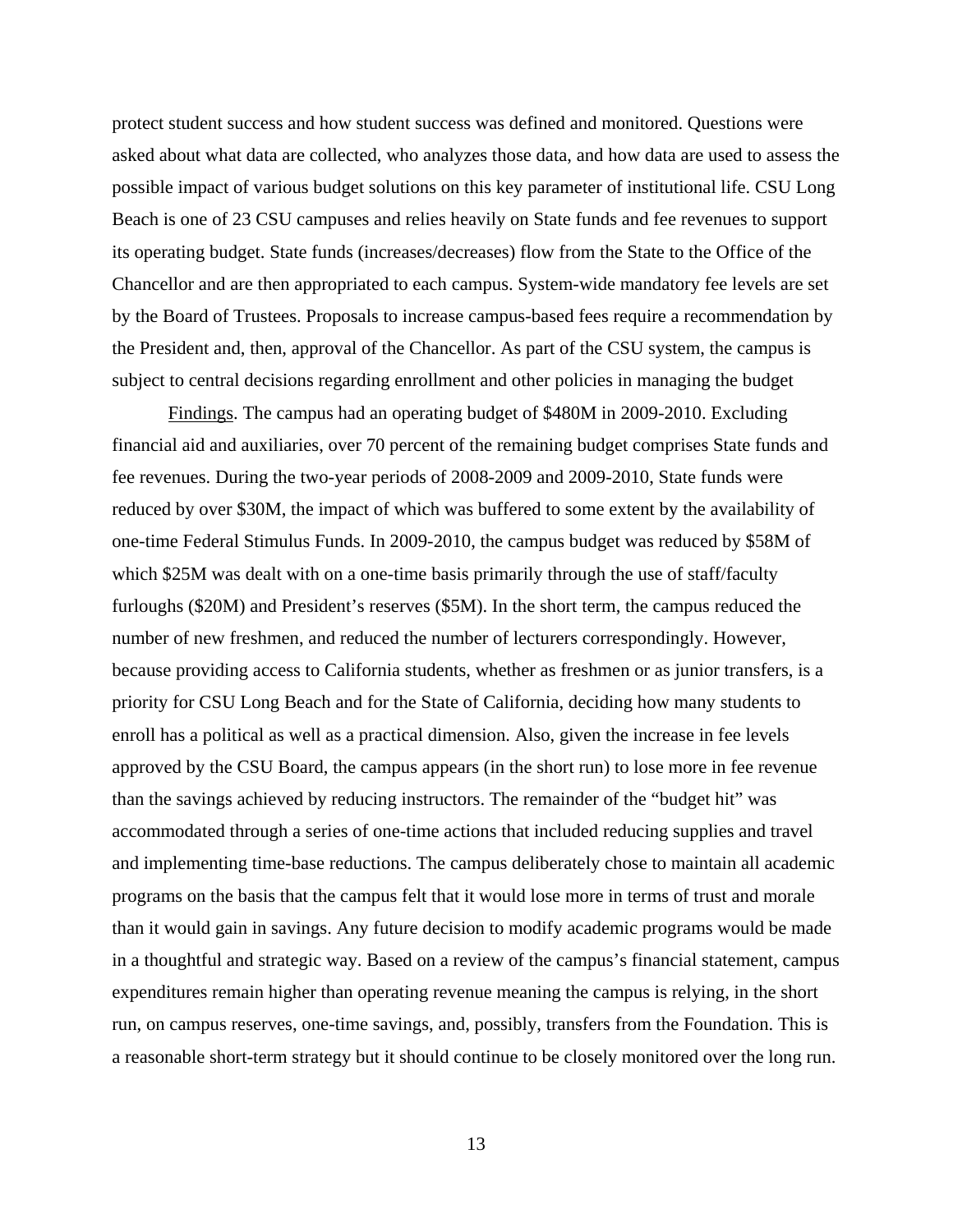protect student success and how student success was defined and monitored. Questions were asked about what data are collected, who analyzes those data, and how data are used to assess the possible impact of various budget solutions on this key parameter of institutional life. CSU Long Beach is one of 23 CSU campuses and relies heavily on State funds and fee revenues to support its operating budget. State funds (increases/decreases) flow from the State to the Office of the Chancellor and are then appropriated to each campus. System-wide mandatory fee levels are set by the Board of Trustees. Proposals to increase campus-based fees require a recommendation by the President and, then, approval of the Chancellor. As part of the CSU system, the campus is subject to central decisions regarding enrollment and other policies in managing the budget

<u>Findings</u>. The campus had an operating budget of $480M in 2009-2010. Excluding financial aid and auxiliaries, over 70 percent of the remaining budget comprises State funds and fee revenues. During the two-year periods of 2008-2009 and 2009-2010, State funds were reduced by over $30M, the impact of which was buffered to some extent by the availability of one-time Federal Stimulus Funds. In 2009-2010, the campus budget was reduced by $58M of which $25M was dealt with on a one-time basis primarily through the use of staff/faculty furloughs ($20M) and President's reserves ($5M). In the short term, the campus reduced the number of new freshmen, and reduced the number of lecturers correspondingly. However, because providing access to California students, whether as freshmen or as junior transfers, is a priority for CSU Long Beach and for the State of California, deciding how many students to enroll has a political as well as a practical dimension. Also, given the increase in fee levels approved by the CSU Board, the campus appears (in the short run) to lose more in fee revenue than the savings achieved by reducing instructors. The remainder of the "budget hit" was accommodated through a series of one-time actions that included reducing supplies and travel and implementing time-base reductions. The campus deliberately chose to maintain all academic programs on the basis that the campus felt that it would lose more in terms of trust and morale than it would gain in savings. Any future decision to modify academic programs would be made in a thoughtful and strategic way. Based on a review of the campus's financial statement, campus expenditures remain higher than operating revenue meaning the campus is relying, in the short run, on campus reserves, one-time savings, and, possibly, transfers from the Foundation. This is a reasonable short-term strategy but it should continue to be closely monitored over the long run.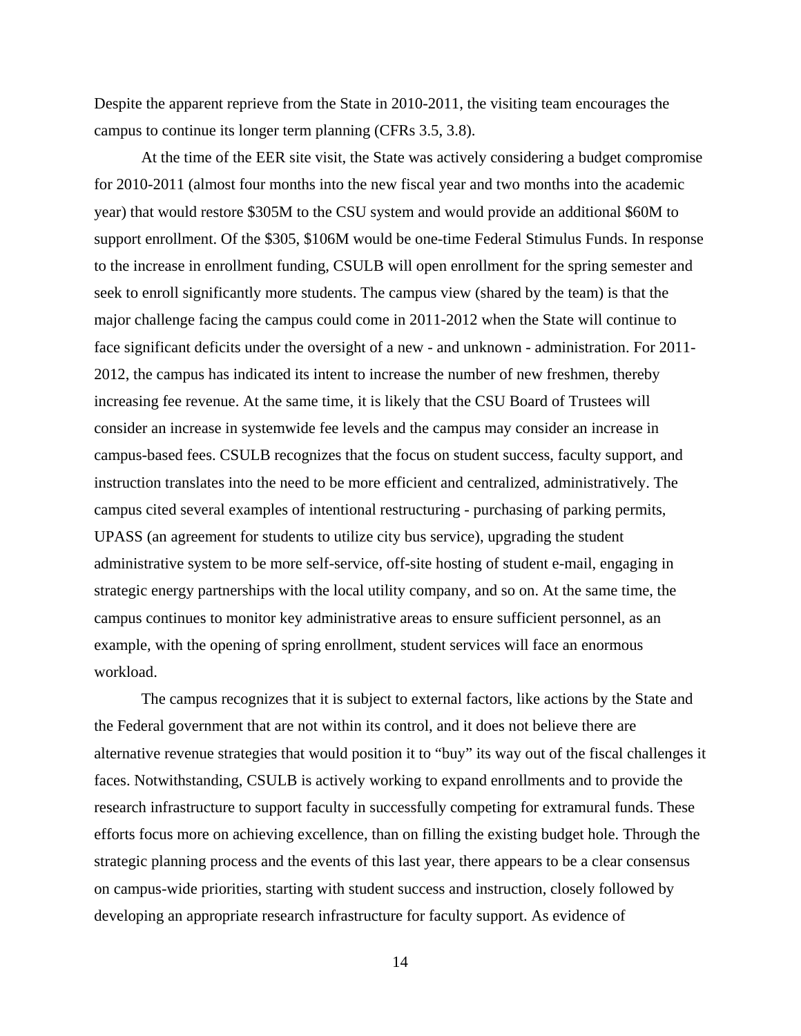Despite the apparent reprieve from the State in 2010-2011, the visiting team encourages the campus to continue its longer term planning (CFRs 3.5, 3.8).

At the time of the EER site visit, the State was actively considering a budget compromise for 2010-2011 (almost four months into the new fiscal year and two months into the academic year) that would restore $305M to the CSU system and would provide an additional $60M to support enrollment. Of the $305, $106M would be one-time Federal Stimulus Funds. In response to the increase in enrollment funding, CSULB will open enrollment for the spring semester and seek to enroll significantly more students. The campus view (shared by the team) is that the major challenge facing the campus could come in 2011-2012 when the State will continue to face significant deficits under the oversight of a new - and unknown - administration. For 2011-2012, the campus has indicated its intent to increase the number of new freshmen, thereby increasing fee revenue. At the same time, it is likely that the CSU Board of Trustees will consider an increase in systemwide fee levels and the campus may consider an increase in campus-based fees. CSULB recognizes that the focus on student success, faculty support, and instruction translates into the need to be more efficient and centralized, administratively. The campus cited several examples of intentional restructuring - purchasing of parking permits, UPASS (an agreement for students to utilize city bus service), upgrading the student administrative system to be more self-service, off-site hosting of student e-mail, engaging in strategic energy partnerships with the local utility company, and so on. At the same time, the campus continues to monitor key administrative areas to ensure sufficient personnel, as an example, with the opening of spring enrollment, student services will face an enormous workload.

The campus recognizes that it is subject to external factors, like actions by the State and the Federal government that are not within its control, and it does not believe there are alternative revenue strategies that would position it to "buy" its way out of the fiscal challenges it faces. Notwithstanding, CSULB is actively working to expand enrollments and to provide the research infrastructure to support faculty in successfully competing for extramural funds. These efforts focus more on achieving excellence, than on filling the existing budget hole. Through the strategic planning process and the events of this last year, there appears to be a clear consensus on campus-wide priorities, starting with student success and instruction, closely followed by developing an appropriate research infrastructure for faculty support. As evidence of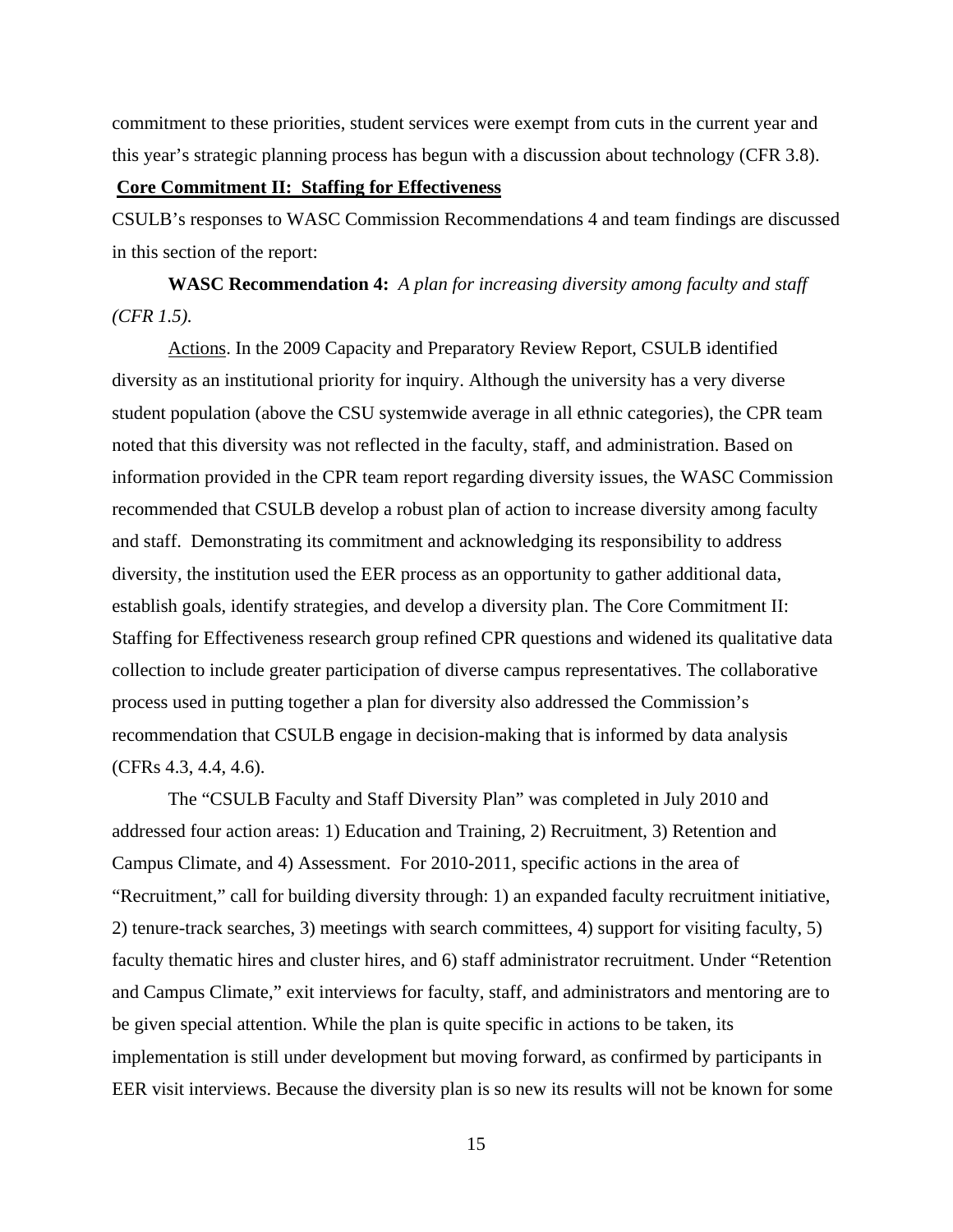commitment to these priorities, student services were exempt from cuts in the current year and this year's strategic planning process has begun with a discussion about technology (CFR 3.8).

**Core Commitment II: Staffing for Effectiveness**

CSULB's responses to WASC Commission Recommendations 4 and team findings are discussed in this section of the report:

**WASC Recommendation 4:** *A plan for increasing diversity among faculty and staff (CFR 1.5).*

Actions. In the 2009 Capacity and Preparatory Review Report, CSULB identified diversity as an institutional priority for inquiry. Although the university has a very diverse student population (above the CSU systemwide average in all ethnic categories), the CPR team noted that this diversity was not reflected in the faculty, staff, and administration. Based on information provided in the CPR team report regarding diversity issues, the WASC Commission recommended that CSULB develop a robust plan of action to increase diversity among faculty and staff. Demonstrating its commitment and acknowledging its responsibility to address diversity, the institution used the EER process as an opportunity to gather additional data, establish goals, identify strategies, and develop a diversity plan. The Core Commitment II: Staffing for Effectiveness research group refined CPR questions and widened its qualitative data collection to include greater participation of diverse campus representatives. The collaborative process used in putting together a plan for diversity also addressed the Commission's recommendation that CSULB engage in decision-making that is informed by data analysis (CFRs 4.3, 4.4, 4.6).

The "CSULB Faculty and Staff Diversity Plan" was completed in July 2010 and addressed four action areas: 1) Education and Training, 2) Recruitment, 3) Retention and Campus Climate, and 4) Assessment. For 2010-2011, specific actions in the area of "Recruitment," call for building diversity through: 1) an expanded faculty recruitment initiative, 2) tenure-track searches, 3) meetings with search committees, 4) support for visiting faculty, 5) faculty thematic hires and cluster hires, and 6) staff administrator recruitment. Under "Retention and Campus Climate," exit interviews for faculty, staff, and administrators and mentoring are to be given special attention. While the plan is quite specific in actions to be taken, its implementation is still under development but moving forward, as confirmed by participants in EER visit interviews. Because the diversity plan is so new its results will not be known for some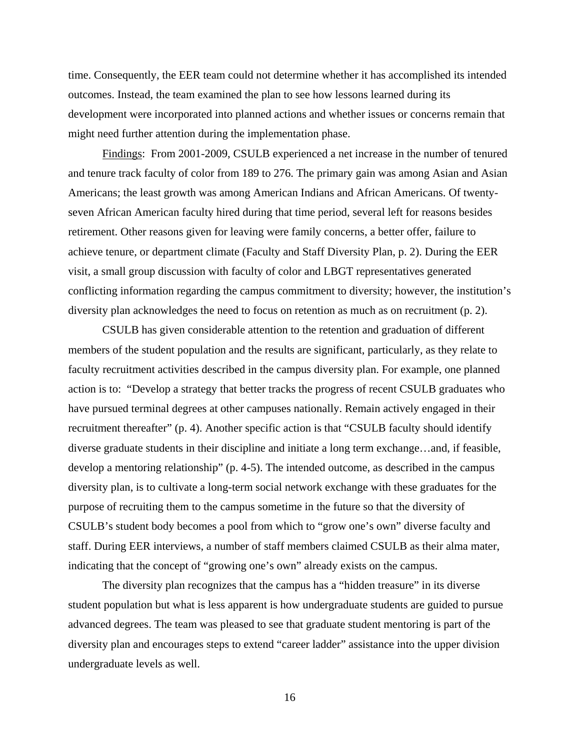time. Consequently, the EER team could not determine whether it has accomplished its intended outcomes. Instead, the team examined the plan to see how lessons learned during its development were incorporated into planned actions and whether issues or concerns remain that might need further attention during the implementation phase.

Findings: From 2001-2009, CSULB experienced a net increase in the number of tenured and tenure track faculty of color from 189 to 276. The primary gain was among Asian and Asian Americans; the least growth was among American Indians and African Americans. Of twenty-seven African American faculty hired during that time period, several left for reasons besides retirement. Other reasons given for leaving were family concerns, a better offer, failure to achieve tenure, or department climate (Faculty and Staff Diversity Plan, p. 2). During the EER visit, a small group discussion with faculty of color and LBGT representatives generated conflicting information regarding the campus commitment to diversity; however, the institution's diversity plan acknowledges the need to focus on retention as much as on recruitment (p. 2).

CSULB has given considerable attention to the retention and graduation of different members of the student population and the results are significant, particularly, as they relate to faculty recruitment activities described in the campus diversity plan. For example, one planned action is to: "Develop a strategy that better tracks the progress of recent CSULB graduates who have pursued terminal degrees at other campuses nationally. Remain actively engaged in their recruitment thereafter" (p. 4). Another specific action is that "CSULB faculty should identify diverse graduate students in their discipline and initiate a long term exchange…and, if feasible, develop a mentoring relationship" (p. 4-5). The intended outcome, as described in the campus diversity plan, is to cultivate a long-term social network exchange with these graduates for the purpose of recruiting them to the campus sometime in the future so that the diversity of CSULB's student body becomes a pool from which to "grow one's own" diverse faculty and staff. During EER interviews, a number of staff members claimed CSULB as their alma mater, indicating that the concept of "growing one's own" already exists on the campus.

The diversity plan recognizes that the campus has a "hidden treasure" in its diverse student population but what is less apparent is how undergraduate students are guided to pursue advanced degrees. The team was pleased to see that graduate student mentoring is part of the diversity plan and encourages steps to extend "career ladder" assistance into the upper division undergraduate levels as well.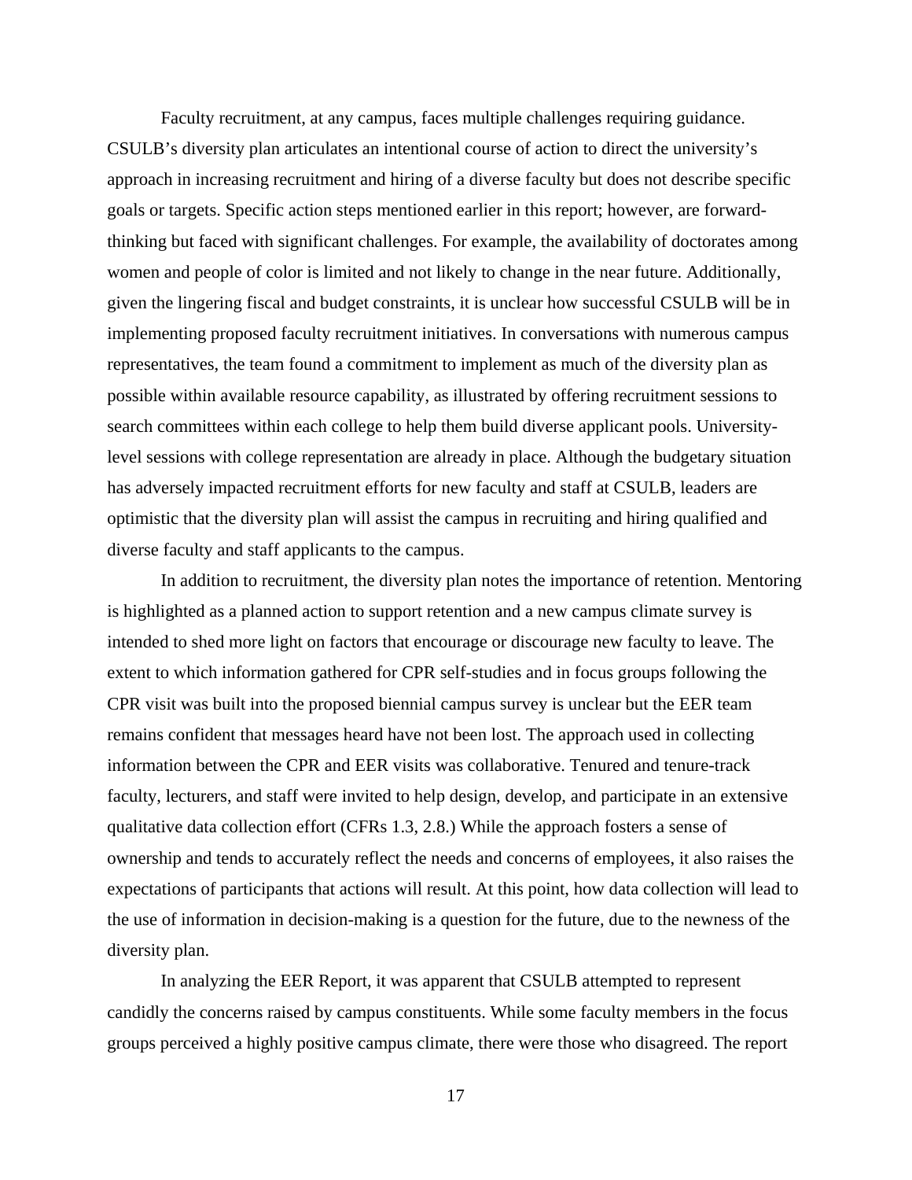Faculty recruitment, at any campus, faces multiple challenges requiring guidance. CSULB's diversity plan articulates an intentional course of action to direct the university's approach in increasing recruitment and hiring of a diverse faculty but does not describe specific goals or targets. Specific action steps mentioned earlier in this report; however, are forward-thinking but faced with significant challenges. For example, the availability of doctorates among women and people of color is limited and not likely to change in the near future. Additionally, given the lingering fiscal and budget constraints, it is unclear how successful CSULB will be in implementing proposed faculty recruitment initiatives. In conversations with numerous campus representatives, the team found a commitment to implement as much of the diversity plan as possible within available resource capability, as illustrated by offering recruitment sessions to search committees within each college to help them build diverse applicant pools. University-level sessions with college representation are already in place. Although the budgetary situation has adversely impacted recruitment efforts for new faculty and staff at CSULB, leaders are optimistic that the diversity plan will assist the campus in recruiting and hiring qualified and diverse faculty and staff applicants to the campus.

In addition to recruitment, the diversity plan notes the importance of retention. Mentoring is highlighted as a planned action to support retention and a new campus climate survey is intended to shed more light on factors that encourage or discourage new faculty to leave. The extent to which information gathered for CPR self-studies and in focus groups following the CPR visit was built into the proposed biennial campus survey is unclear but the EER team remains confident that messages heard have not been lost. The approach used in collecting information between the CPR and EER visits was collaborative. Tenured and tenure-track faculty, lecturers, and staff were invited to help design, develop, and participate in an extensive qualitative data collection effort (CFRs 1.3, 2.8.) While the approach fosters a sense of ownership and tends to accurately reflect the needs and concerns of employees, it also raises the expectations of participants that actions will result. At this point, how data collection will lead to the use of information in decision-making is a question for the future, due to the newness of the diversity plan.

In analyzing the EER Report, it was apparent that CSULB attempted to represent candidly the concerns raised by campus constituents. While some faculty members in the focus groups perceived a highly positive campus climate, there were those who disagreed. The report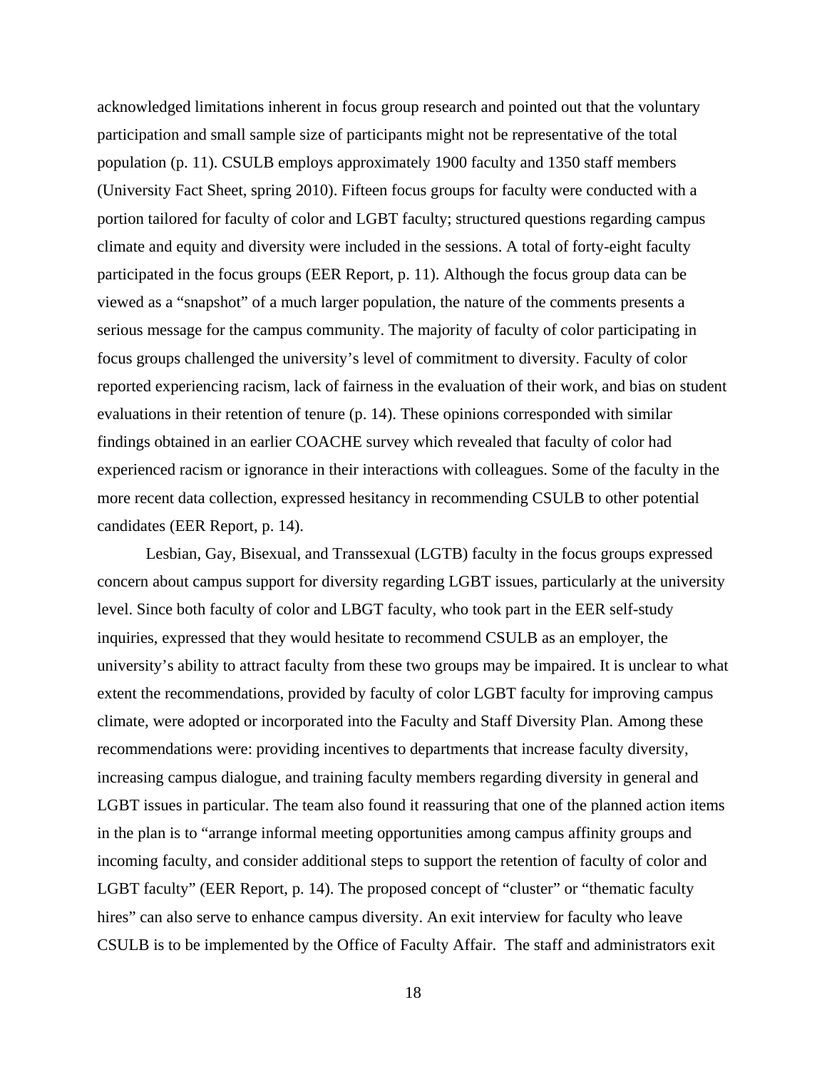acknowledged limitations inherent in focus group research and pointed out that the voluntary participation and small sample size of participants might not be representative of the total population (p. 11). CSULB employs approximately 1900 faculty and 1350 staff members (University Fact Sheet, spring 2010). Fifteen focus groups for faculty were conducted with a portion tailored for faculty of color and LGBT faculty; structured questions regarding campus climate and equity and diversity were included in the sessions. A total of forty-eight faculty participated in the focus groups (EER Report, p. 11). Although the focus group data can be viewed as a "snapshot" of a much larger population, the nature of the comments presents a serious message for the campus community. The majority of faculty of color participating in focus groups challenged the university's level of commitment to diversity. Faculty of color reported experiencing racism, lack of fairness in the evaluation of their work, and bias on student evaluations in their retention of tenure (p. 14). These opinions corresponded with similar findings obtained in an earlier COACHE survey which revealed that faculty of color had experienced racism or ignorance in their interactions with colleagues. Some of the faculty in the more recent data collection, expressed hesitancy in recommending CSULB to other potential candidates (EER Report, p. 14).

Lesbian, Gay, Bisexual, and Transsexual (LGTB) faculty in the focus groups expressed concern about campus support for diversity regarding LGBT issues, particularly at the university level. Since both faculty of color and LBGT faculty, who took part in the EER self-study inquiries, expressed that they would hesitate to recommend CSULB as an employer, the university's ability to attract faculty from these two groups may be impaired. It is unclear to what extent the recommendations, provided by faculty of color LGBT faculty for improving campus climate, were adopted or incorporated into the Faculty and Staff Diversity Plan. Among these recommendations were: providing incentives to departments that increase faculty diversity, increasing campus dialogue, and training faculty members regarding diversity in general and LGBT issues in particular. The team also found it reassuring that one of the planned action items in the plan is to "arrange informal meeting opportunities among campus affinity groups and incoming faculty, and consider additional steps to support the retention of faculty of color and LGBT faculty" (EER Report, p. 14). The proposed concept of "cluster" or "thematic faculty hires" can also serve to enhance campus diversity. An exit interview for faculty who leave CSULB is to be implemented by the Office of Faculty Affair. The staff and administrators exit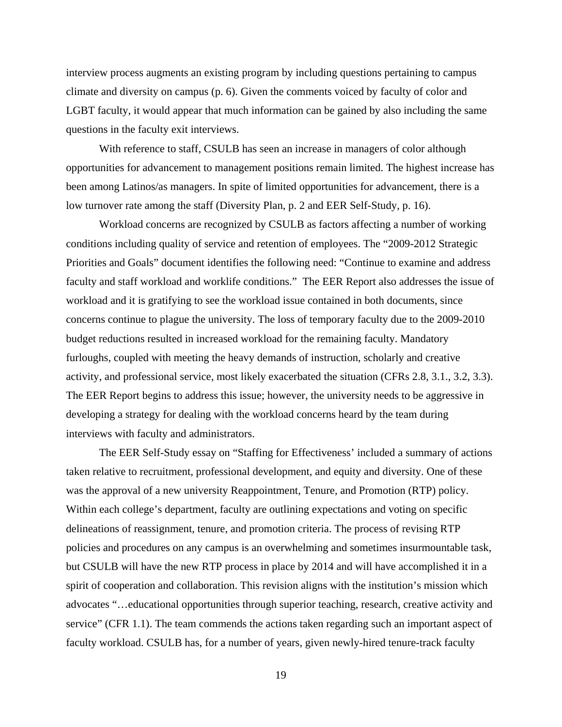interview process augments an existing program by including questions pertaining to campus climate and diversity on campus (p. 6). Given the comments voiced by faculty of color and LGBT faculty, it would appear that much information can be gained by also including the same questions in the faculty exit interviews.

With reference to staff, CSULB has seen an increase in managers of color although opportunities for advancement to management positions remain limited. The highest increase has been among Latinos/as managers. In spite of limited opportunities for advancement, there is a low turnover rate among the staff (Diversity Plan, p. 2 and EER Self-Study, p. 16).

Workload concerns are recognized by CSULB as factors affecting a number of working conditions including quality of service and retention of employees. The "2009-2012 Strategic Priorities and Goals" document identifies the following need: "Continue to examine and address faculty and staff workload and worklife conditions." The EER Report also addresses the issue of workload and it is gratifying to see the workload issue contained in both documents, since concerns continue to plague the university. The loss of temporary faculty due to the 2009-2010 budget reductions resulted in increased workload for the remaining faculty. Mandatory furloughs, coupled with meeting the heavy demands of instruction, scholarly and creative activity, and professional service, most likely exacerbated the situation (CFRs 2.8, 3.1., 3.2, 3.3). The EER Report begins to address this issue; however, the university needs to be aggressive in developing a strategy for dealing with the workload concerns heard by the team during interviews with faculty and administrators.

The EER Self-Study essay on "Staffing for Effectiveness' included a summary of actions taken relative to recruitment, professional development, and equity and diversity. One of these was the approval of a new university Reappointment, Tenure, and Promotion (RTP) policy. Within each college's department, faculty are outlining expectations and voting on specific delineations of reassignment, tenure, and promotion criteria. The process of revising RTP policies and procedures on any campus is an overwhelming and sometimes insurmountable task, but CSULB will have the new RTP process in place by 2014 and will have accomplished it in a spirit of cooperation and collaboration. This revision aligns with the institution's mission which advocates "…educational opportunities through superior teaching, research, creative activity and service" (CFR 1.1). The team commends the actions taken regarding such an important aspect of faculty workload. CSULB has, for a number of years, given newly-hired tenure-track faculty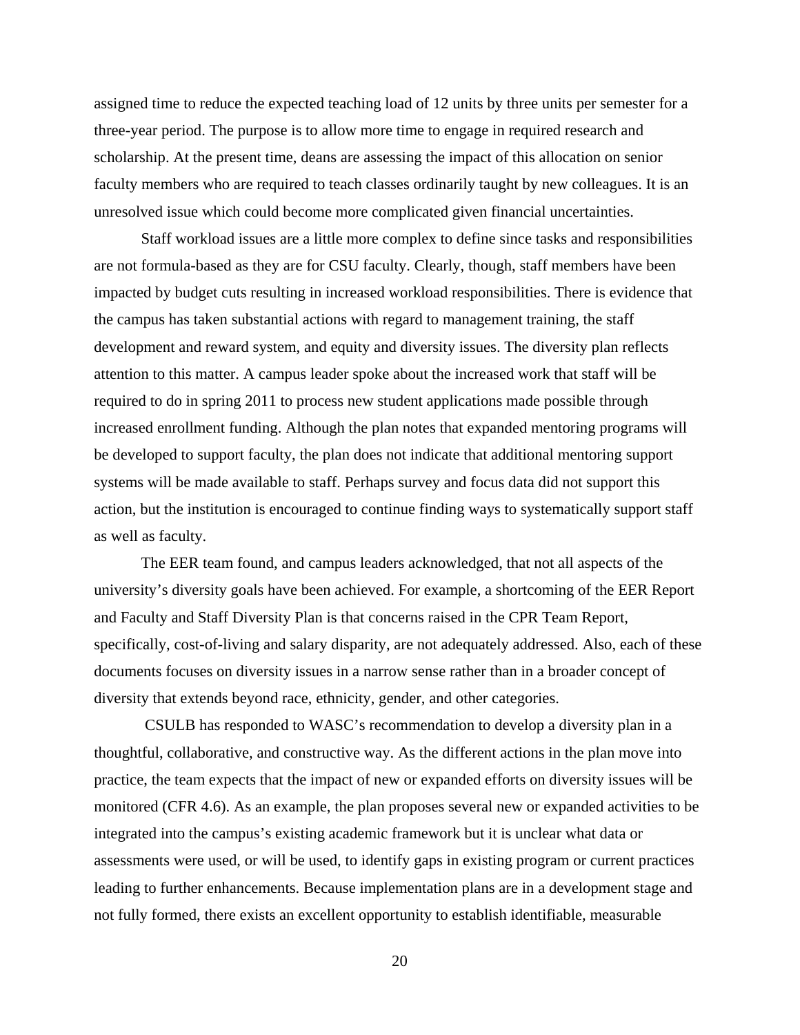assigned time to reduce the expected teaching load of 12 units by three units per semester for a three-year period. The purpose is to allow more time to engage in required research and scholarship. At the present time, deans are assessing the impact of this allocation on senior faculty members who are required to teach classes ordinarily taught by new colleagues. It is an unresolved issue which could become more complicated given financial uncertainties.

Staff workload issues are a little more complex to define since tasks and responsibilities are not formula-based as they are for CSU faculty. Clearly, though, staff members have been impacted by budget cuts resulting in increased workload responsibilities. There is evidence that the campus has taken substantial actions with regard to management training, the staff development and reward system, and equity and diversity issues. The diversity plan reflects attention to this matter. A campus leader spoke about the increased work that staff will be required to do in spring 2011 to process new student applications made possible through increased enrollment funding. Although the plan notes that expanded mentoring programs will be developed to support faculty, the plan does not indicate that additional mentoring support systems will be made available to staff. Perhaps survey and focus data did not support this action, but the institution is encouraged to continue finding ways to systematically support staff as well as faculty.

The EER team found, and campus leaders acknowledged, that not all aspects of the university's diversity goals have been achieved. For example, a shortcoming of the EER Report and Faculty and Staff Diversity Plan is that concerns raised in the CPR Team Report, specifically, cost-of-living and salary disparity, are not adequately addressed. Also, each of these documents focuses on diversity issues in a narrow sense rather than in a broader concept of diversity that extends beyond race, ethnicity, gender, and other categories.

CSULB has responded to WASC's recommendation to develop a diversity plan in a thoughtful, collaborative, and constructive way. As the different actions in the plan move into practice, the team expects that the impact of new or expanded efforts on diversity issues will be monitored (CFR 4.6). As an example, the plan proposes several new or expanded activities to be integrated into the campus's existing academic framework but it is unclear what data or assessments were used, or will be used, to identify gaps in existing program or current practices leading to further enhancements. Because implementation plans are in a development stage and not fully formed, there exists an excellent opportunity to establish identifiable, measurable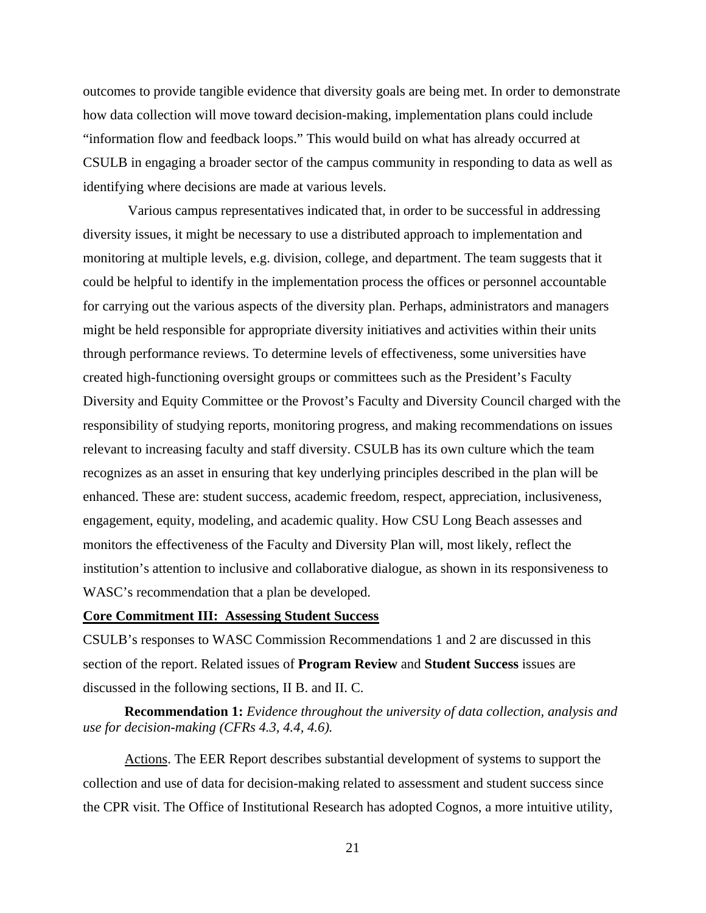outcomes to provide tangible evidence that diversity goals are being met. In order to demonstrate how data collection will move toward decision-making, implementation plans could include "information flow and feedback loops." This would build on what has already occurred at CSULB in engaging a broader sector of the campus community in responding to data as well as identifying where decisions are made at various levels.

Various campus representatives indicated that, in order to be successful in addressing diversity issues, it might be necessary to use a distributed approach to implementation and monitoring at multiple levels, e.g. division, college, and department. The team suggests that it could be helpful to identify in the implementation process the offices or personnel accountable for carrying out the various aspects of the diversity plan. Perhaps, administrators and managers might be held responsible for appropriate diversity initiatives and activities within their units through performance reviews. To determine levels of effectiveness, some universities have created high-functioning oversight groups or committees such as the President's Faculty Diversity and Equity Committee or the Provost's Faculty and Diversity Council charged with the responsibility of studying reports, monitoring progress, and making recommendations on issues relevant to increasing faculty and staff diversity. CSULB has its own culture which the team recognizes as an asset in ensuring that key underlying principles described in the plan will be enhanced. These are: student success, academic freedom, respect, appreciation, inclusiveness, engagement, equity, modeling, and academic quality. How CSU Long Beach assesses and monitors the effectiveness of the Faculty and Diversity Plan will, most likely, reflect the institution's attention to inclusive and collaborative dialogue, as shown in its responsiveness to WASC's recommendation that a plan be developed.

**Core Commitment III: Assessing Student Success**

CSULB's responses to WASC Commission Recommendations 1 and 2 are discussed in this section of the report. Related issues of **Program Review** and **Student Success** issues are discussed in the following sections, II B. and II. C.

**Recommendation 1:** *Evidence throughout the university of data collection, analysis and use for decision-making (CFRs 4.3, 4.4, 4.6).*

Actions. The EER Report describes substantial development of systems to support the collection and use of data for decision-making related to assessment and student success since the CPR visit. The Office of Institutional Research has adopted Cognos, a more intuitive utility,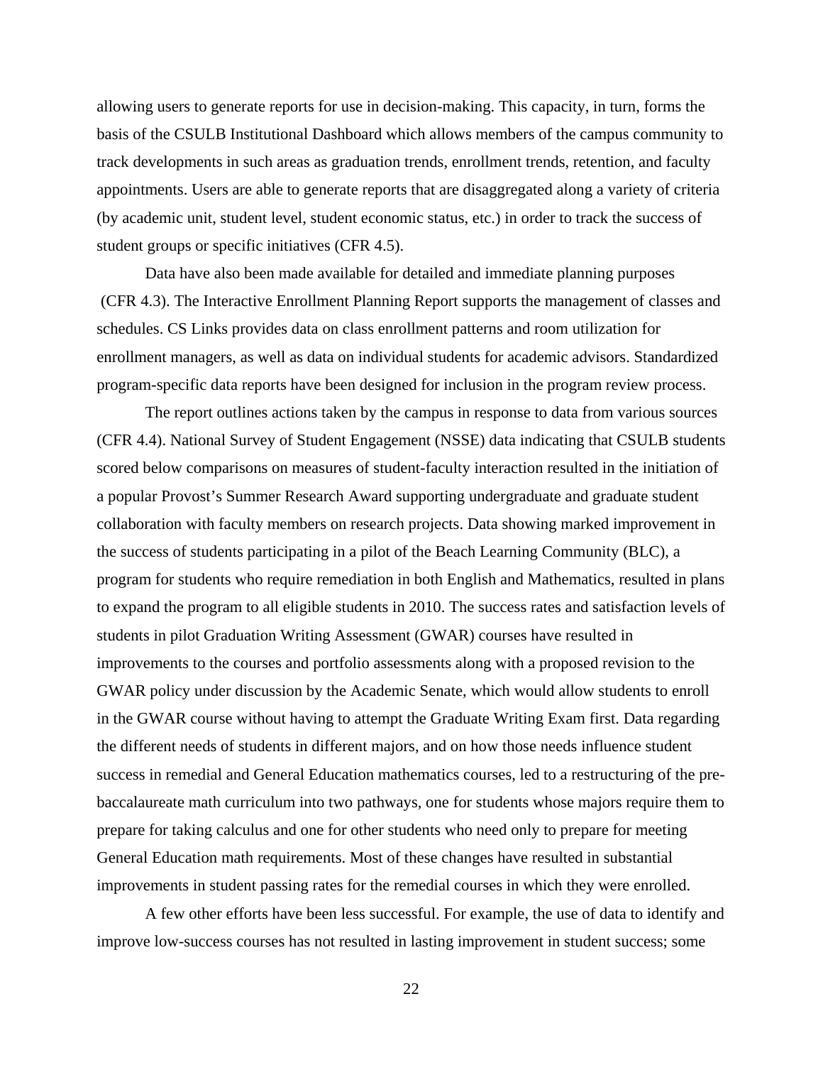allowing users to generate reports for use in decision-making. This capacity, in turn, forms the basis of the CSULB Institutional Dashboard which allows members of the campus community to track developments in such areas as graduation trends, enrollment trends, retention, and faculty appointments. Users are able to generate reports that are disaggregated along a variety of criteria (by academic unit, student level, student economic status, etc.) in order to track the success of student groups or specific initiatives (CFR 4.5).

Data have also been made available for detailed and immediate planning purposes (CFR 4.3). The Interactive Enrollment Planning Report supports the management of classes and schedules. CS Links provides data on class enrollment patterns and room utilization for enrollment managers, as well as data on individual students for academic advisors. Standardized program-specific data reports have been designed for inclusion in the program review process.

The report outlines actions taken by the campus in response to data from various sources (CFR 4.4). National Survey of Student Engagement (NSSE) data indicating that CSULB students scored below comparisons on measures of student-faculty interaction resulted in the initiation of a popular Provost's Summer Research Award supporting undergraduate and graduate student collaboration with faculty members on research projects. Data showing marked improvement in the success of students participating in a pilot of the Beach Learning Community (BLC), a program for students who require remediation in both English and Mathematics, resulted in plans to expand the program to all eligible students in 2010. The success rates and satisfaction levels of students in pilot Graduation Writing Assessment (GWAR) courses have resulted in improvements to the courses and portfolio assessments along with a proposed revision to the GWAR policy under discussion by the Academic Senate, which would allow students to enroll in the GWAR course without having to attempt the Graduate Writing Exam first. Data regarding the different needs of students in different majors, and on how those needs influence student success in remedial and General Education mathematics courses, led to a restructuring of the pre-baccalaureate math curriculum into two pathways, one for students whose majors require them to prepare for taking calculus and one for other students who need only to prepare for meeting General Education math requirements. Most of these changes have resulted in substantial improvements in student passing rates for the remedial courses in which they were enrolled.

A few other efforts have been less successful. For example, the use of data to identify and improve low-success courses has not resulted in lasting improvement in student success; some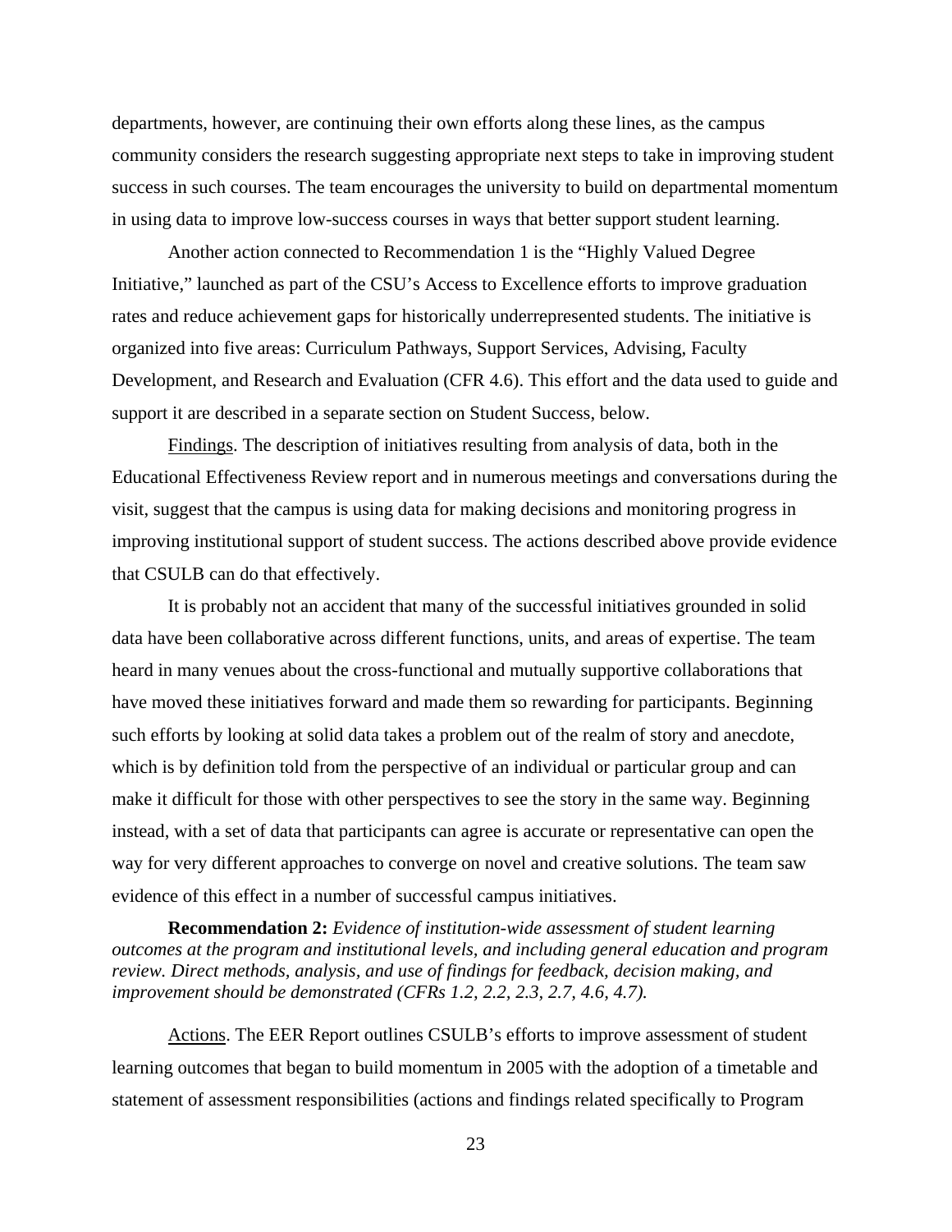departments, however, are continuing their own efforts along these lines, as the campus community considers the research suggesting appropriate next steps to take in improving student success in such courses. The team encourages the university to build on departmental momentum in using data to improve low-success courses in ways that better support student learning.

Another action connected to Recommendation 1 is the "Highly Valued Degree Initiative," launched as part of the CSU's Access to Excellence efforts to improve graduation rates and reduce achievement gaps for historically underrepresented students. The initiative is organized into five areas: Curriculum Pathways, Support Services, Advising, Faculty Development, and Research and Evaluation (CFR 4.6). This effort and the data used to guide and support it are described in a separate section on Student Success, below.

<u>Findings</u>. The description of initiatives resulting from analysis of data, both in the Educational Effectiveness Review report and in numerous meetings and conversations during the visit, suggest that the campus is using data for making decisions and monitoring progress in improving institutional support of student success. The actions described above provide evidence that CSULB can do that effectively.

It is probably not an accident that many of the successful initiatives grounded in solid data have been collaborative across different functions, units, and areas of expertise. The team heard in many venues about the cross-functional and mutually supportive collaborations that have moved these initiatives forward and made them so rewarding for participants. Beginning such efforts by looking at solid data takes a problem out of the realm of story and anecdote, which is by definition told from the perspective of an individual or particular group and can make it difficult for those with other perspectives to see the story in the same way. Beginning instead, with a set of data that participants can agree is accurate or representative can open the way for very different approaches to converge on novel and creative solutions. The team saw evidence of this effect in a number of successful campus initiatives.

**Recommendation 2:** *Evidence of institution-wide assessment of student learning outcomes at the program and institutional levels, and including general education and program review. Direct methods, analysis, and use of findings for feedback, decision making, and improvement should be demonstrated (CFRs 1.2, 2.2, 2.3, 2.7, 4.6, 4.7).*

<u>Actions</u>. The EER Report outlines CSULB's efforts to improve assessment of student learning outcomes that began to build momentum in 2005 with the adoption of a timetable and statement of assessment responsibilities (actions and findings related specifically to Program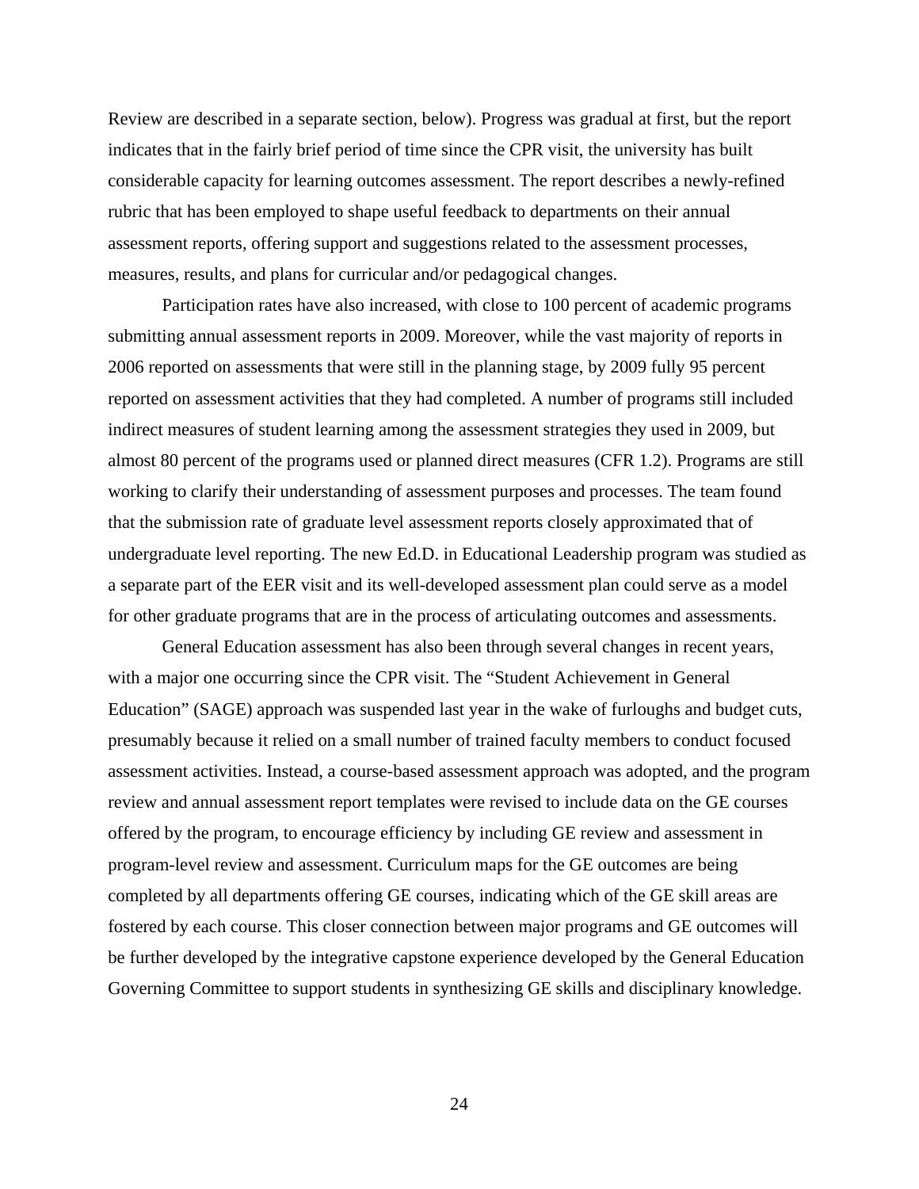Review are described in a separate section, below). Progress was gradual at first, but the report indicates that in the fairly brief period of time since the CPR visit, the university has built considerable capacity for learning outcomes assessment. The report describes a newly-refined rubric that has been employed to shape useful feedback to departments on their annual assessment reports, offering support and suggestions related to the assessment processes, measures, results, and plans for curricular and/or pedagogical changes.

Participation rates have also increased, with close to 100 percent of academic programs submitting annual assessment reports in 2009. Moreover, while the vast majority of reports in 2006 reported on assessments that were still in the planning stage, by 2009 fully 95 percent reported on assessment activities that they had completed. A number of programs still included indirect measures of student learning among the assessment strategies they used in 2009, but almost 80 percent of the programs used or planned direct measures (CFR 1.2). Programs are still working to clarify their understanding of assessment purposes and processes. The team found that the submission rate of graduate level assessment reports closely approximated that of undergraduate level reporting. The new Ed.D. in Educational Leadership program was studied as a separate part of the EER visit and its well-developed assessment plan could serve as a model for other graduate programs that are in the process of articulating outcomes and assessments.

General Education assessment has also been through several changes in recent years, with a major one occurring since the CPR visit. The "Student Achievement in General Education" (SAGE) approach was suspended last year in the wake of furloughs and budget cuts, presumably because it relied on a small number of trained faculty members to conduct focused assessment activities. Instead, a course-based assessment approach was adopted, and the program review and annual assessment report templates were revised to include data on the GE courses offered by the program, to encourage efficiency by including GE review and assessment in program-level review and assessment. Curriculum maps for the GE outcomes are being completed by all departments offering GE courses, indicating which of the GE skill areas are fostered by each course. This closer connection between major programs and GE outcomes will be further developed by the integrative capstone experience developed by the General Education Governing Committee to support students in synthesizing GE skills and disciplinary knowledge.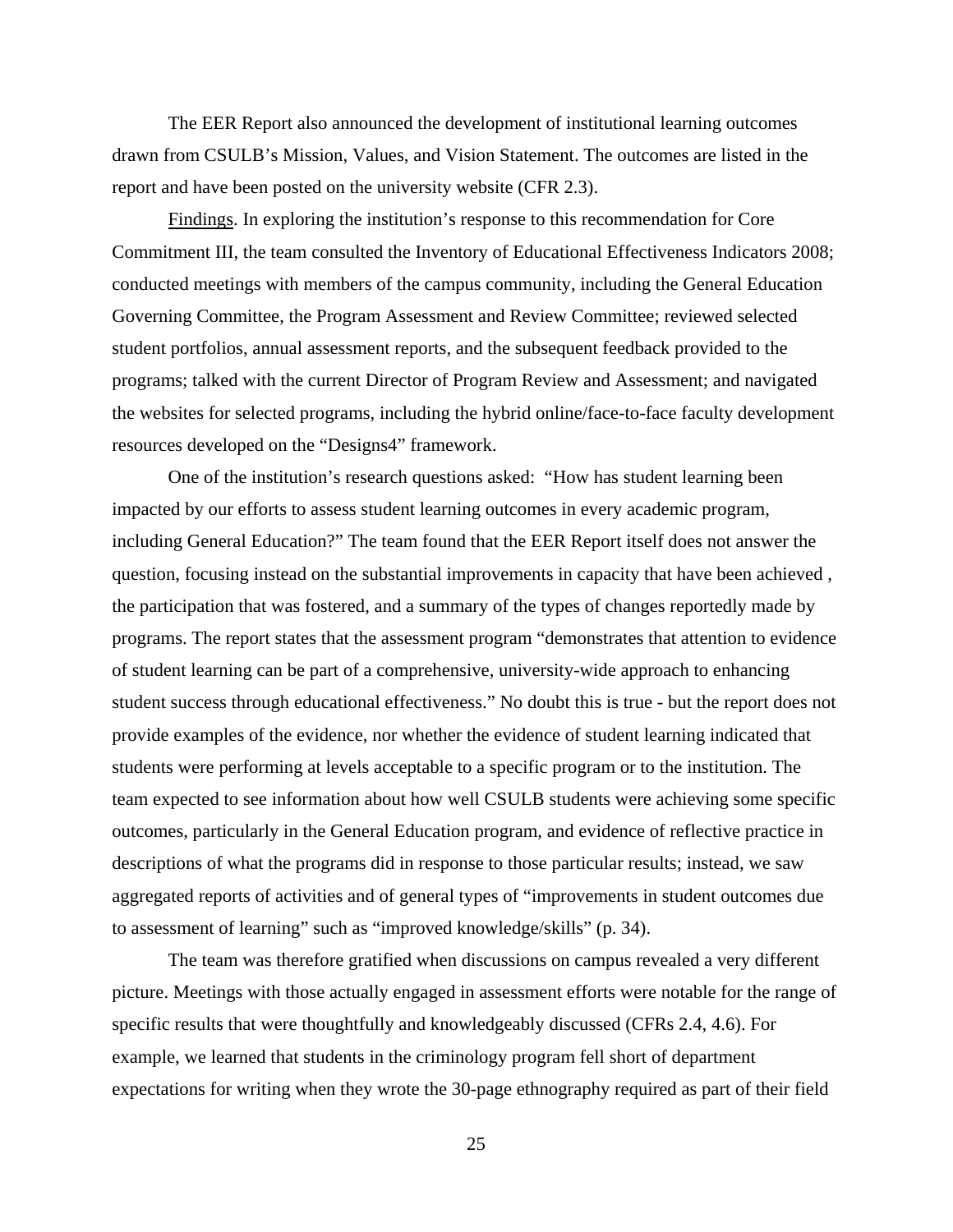The EER Report also announced the development of institutional learning outcomes drawn from CSULB's Mission, Values, and Vision Statement. The outcomes are listed in the report and have been posted on the university website (CFR 2.3).

Findings. In exploring the institution's response to this recommendation for Core Commitment III, the team consulted the Inventory of Educational Effectiveness Indicators 2008; conducted meetings with members of the campus community, including the General Education Governing Committee, the Program Assessment and Review Committee; reviewed selected student portfolios, annual assessment reports, and the subsequent feedback provided to the programs; talked with the current Director of Program Review and Assessment; and navigated the websites for selected programs, including the hybrid online/face-to-face faculty development resources developed on the "Designs4" framework.

One of the institution's research questions asked: "How has student learning been impacted by our efforts to assess student learning outcomes in every academic program, including General Education?" The team found that the EER Report itself does not answer the question, focusing instead on the substantial improvements in capacity that have been achieved , the participation that was fostered, and a summary of the types of changes reportedly made by programs. The report states that the assessment program "demonstrates that attention to evidence of student learning can be part of a comprehensive, university-wide approach to enhancing student success through educational effectiveness." No doubt this is true - but the report does not provide examples of the evidence, nor whether the evidence of student learning indicated that students were performing at levels acceptable to a specific program or to the institution. The team expected to see information about how well CSULB students were achieving some specific outcomes, particularly in the General Education program, and evidence of reflective practice in descriptions of what the programs did in response to those particular results; instead, we saw aggregated reports of activities and of general types of "improvements in student outcomes due to assessment of learning" such as "improved knowledge/skills" (p. 34).

The team was therefore gratified when discussions on campus revealed a very different picture. Meetings with those actually engaged in assessment efforts were notable for the range of specific results that were thoughtfully and knowledgeably discussed (CFRs 2.4, 4.6). For example, we learned that students in the criminology program fell short of department expectations for writing when they wrote the 30-page ethnography required as part of their field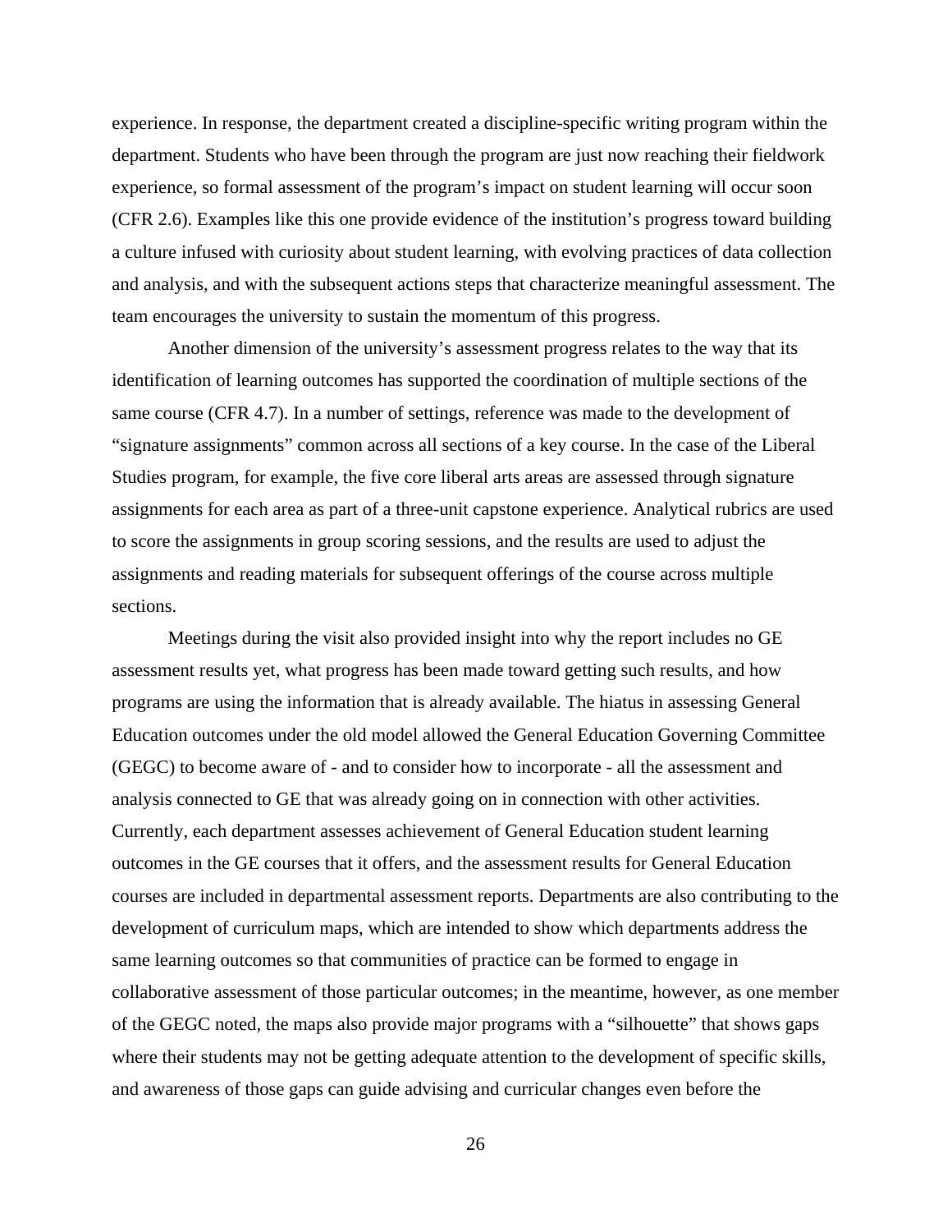experience. In response, the department created a discipline-specific writing program within the department. Students who have been through the program are just now reaching their fieldwork experience, so formal assessment of the program's impact on student learning will occur soon (CFR 2.6). Examples like this one provide evidence of the institution's progress toward building a culture infused with curiosity about student learning, with evolving practices of data collection and analysis, and with the subsequent actions steps that characterize meaningful assessment. The team encourages the university to sustain the momentum of this progress.

Another dimension of the university's assessment progress relates to the way that its identification of learning outcomes has supported the coordination of multiple sections of the same course (CFR 4.7). In a number of settings, reference was made to the development of "signature assignments" common across all sections of a key course. In the case of the Liberal Studies program, for example, the five core liberal arts areas are assessed through signature assignments for each area as part of a three-unit capstone experience. Analytical rubrics are used to score the assignments in group scoring sessions, and the results are used to adjust the assignments and reading materials for subsequent offerings of the course across multiple sections.

Meetings during the visit also provided insight into why the report includes no GE assessment results yet, what progress has been made toward getting such results, and how programs are using the information that is already available. The hiatus in assessing General Education outcomes under the old model allowed the General Education Governing Committee (GEGC) to become aware of - and to consider how to incorporate - all the assessment and analysis connected to GE that was already going on in connection with other activities. Currently, each department assesses achievement of General Education student learning outcomes in the GE courses that it offers, and the assessment results for General Education courses are included in departmental assessment reports. Departments are also contributing to the development of curriculum maps, which are intended to show which departments address the same learning outcomes so that communities of practice can be formed to engage in collaborative assessment of those particular outcomes; in the meantime, however, as one member of the GEGC noted, the maps also provide major programs with a "silhouette" that shows gaps where their students may not be getting adequate attention to the development of specific skills, and awareness of those gaps can guide advising and curricular changes even before the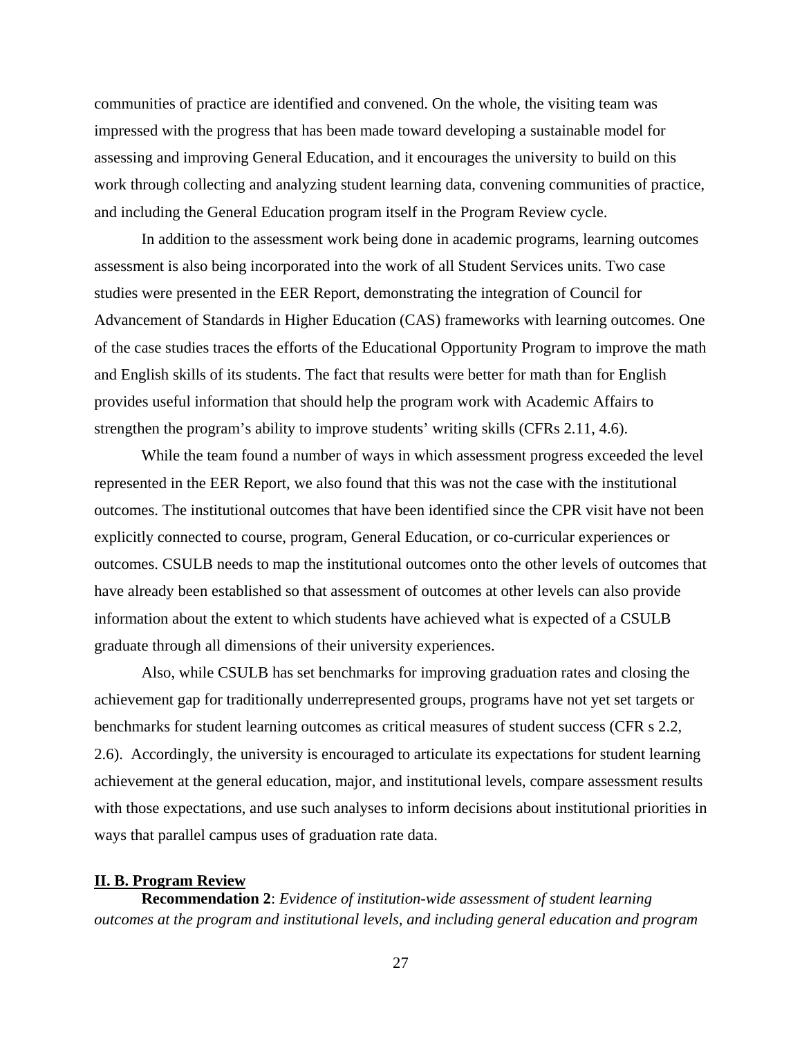communities of practice are identified and convened. On the whole, the visiting team was impressed with the progress that has been made toward developing a sustainable model for assessing and improving General Education, and it encourages the university to build on this work through collecting and analyzing student learning data, convening communities of practice, and including the General Education program itself in the Program Review cycle.

In addition to the assessment work being done in academic programs, learning outcomes assessment is also being incorporated into the work of all Student Services units. Two case studies were presented in the EER Report, demonstrating the integration of Council for Advancement of Standards in Higher Education (CAS) frameworks with learning outcomes. One of the case studies traces the efforts of the Educational Opportunity Program to improve the math and English skills of its students. The fact that results were better for math than for English provides useful information that should help the program work with Academic Affairs to strengthen the program's ability to improve students' writing skills (CFRs 2.11, 4.6).

While the team found a number of ways in which assessment progress exceeded the level represented in the EER Report, we also found that this was not the case with the institutional outcomes. The institutional outcomes that have been identified since the CPR visit have not been explicitly connected to course, program, General Education, or co-curricular experiences or outcomes. CSULB needs to map the institutional outcomes onto the other levels of outcomes that have already been established so that assessment of outcomes at other levels can also provide information about the extent to which students have achieved what is expected of a CSULB graduate through all dimensions of their university experiences.

Also, while CSULB has set benchmarks for improving graduation rates and closing the achievement gap for traditionally underrepresented groups, programs have not yet set targets or benchmarks for student learning outcomes as critical measures of student success (CFR s 2.2, 2.6). Accordingly, the university is encouraged to articulate its expectations for student learning achievement at the general education, major, and institutional levels, compare assessment results with those expectations, and use such analyses to inform decisions about institutional priorities in ways that parallel campus uses of graduation rate data.

## II. B. Program Review

**Recommendation 2**: *Evidence of institution-wide assessment of student learning outcomes at the program and institutional levels, and including general education and program*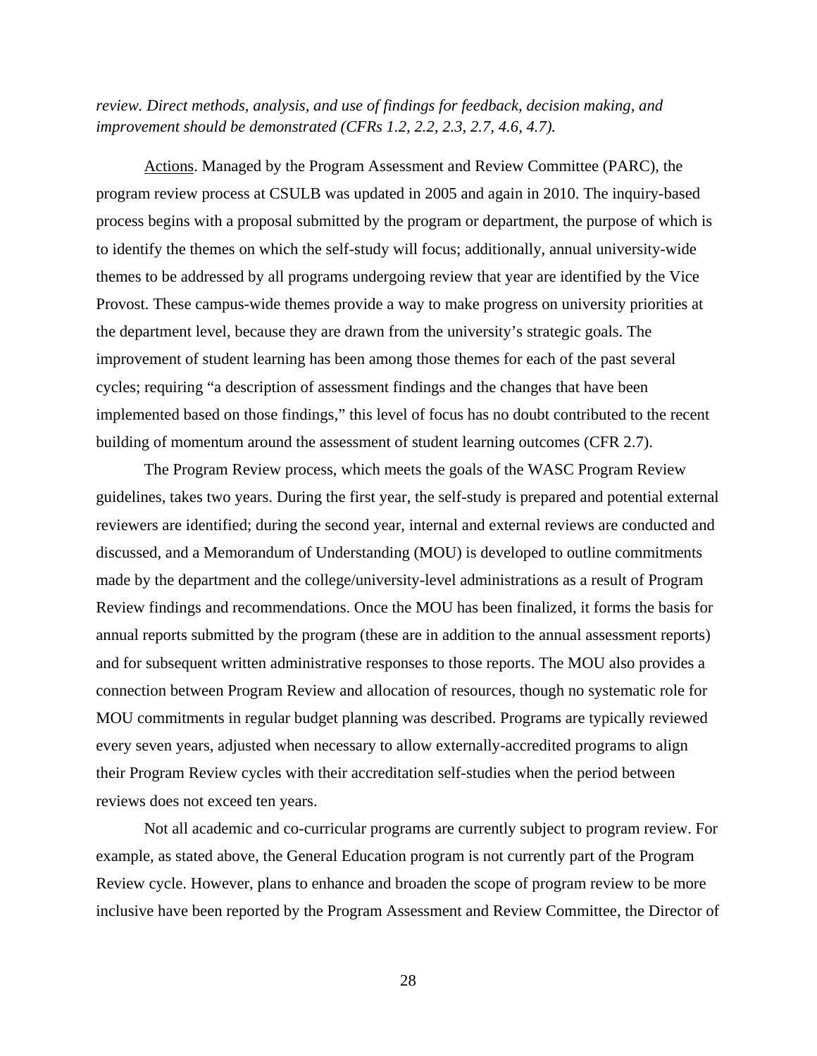*review. Direct methods, analysis, and use of findings for feedback, decision making, and improvement should be demonstrated (CFRs 1.2, 2.2, 2.3, 2.7, 4.6, 4.7).*

Actions. Managed by the Program Assessment and Review Committee (PARC), the program review process at CSULB was updated in 2005 and again in 2010. The inquiry-based process begins with a proposal submitted by the program or department, the purpose of which is to identify the themes on which the self-study will focus; additionally, annual university-wide themes to be addressed by all programs undergoing review that year are identified by the Vice Provost. These campus-wide themes provide a way to make progress on university priorities at the department level, because they are drawn from the university's strategic goals. The improvement of student learning has been among those themes for each of the past several cycles; requiring "a description of assessment findings and the changes that have been implemented based on those findings," this level of focus has no doubt contributed to the recent building of momentum around the assessment of student learning outcomes (CFR 2.7).

The Program Review process, which meets the goals of the WASC Program Review guidelines, takes two years. During the first year, the self-study is prepared and potential external reviewers are identified; during the second year, internal and external reviews are conducted and discussed, and a Memorandum of Understanding (MOU) is developed to outline commitments made by the department and the college/university-level administrations as a result of Program Review findings and recommendations. Once the MOU has been finalized, it forms the basis for annual reports submitted by the program (these are in addition to the annual assessment reports) and for subsequent written administrative responses to those reports. The MOU also provides a connection between Program Review and allocation of resources, though no systematic role for MOU commitments in regular budget planning was described. Programs are typically reviewed every seven years, adjusted when necessary to allow externally-accredited programs to align their Program Review cycles with their accreditation self-studies when the period between reviews does not exceed ten years.

Not all academic and co-curricular programs are currently subject to program review. For example, as stated above, the General Education program is not currently part of the Program Review cycle. However, plans to enhance and broaden the scope of program review to be more inclusive have been reported by the Program Assessment and Review Committee, the Director of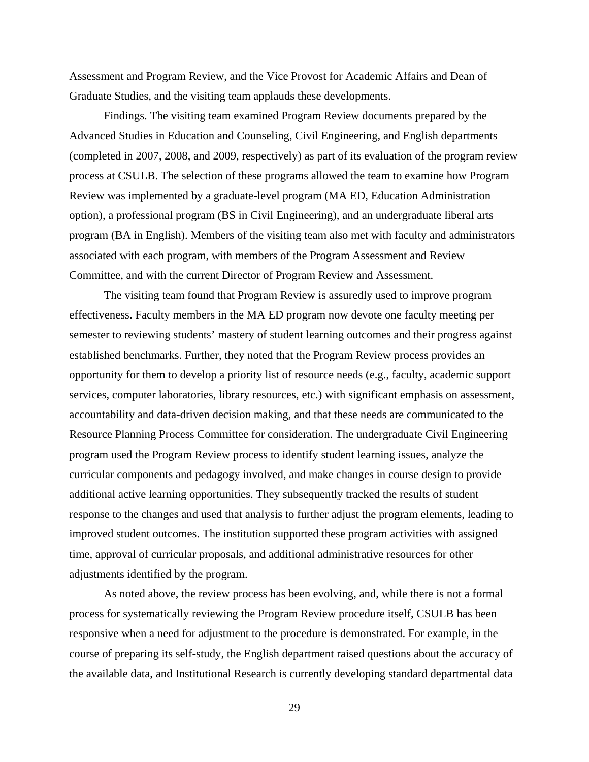Assessment and Program Review, and the Vice Provost for Academic Affairs and Dean of Graduate Studies, and the visiting team applauds these developments.

Findings. The visiting team examined Program Review documents prepared by the Advanced Studies in Education and Counseling, Civil Engineering, and English departments (completed in 2007, 2008, and 2009, respectively) as part of its evaluation of the program review process at CSULB. The selection of these programs allowed the team to examine how Program Review was implemented by a graduate-level program (MA ED, Education Administration option), a professional program (BS in Civil Engineering), and an undergraduate liberal arts program (BA in English). Members of the visiting team also met with faculty and administrators associated with each program, with members of the Program Assessment and Review Committee, and with the current Director of Program Review and Assessment.

The visiting team found that Program Review is assuredly used to improve program effectiveness. Faculty members in the MA ED program now devote one faculty meeting per semester to reviewing students' mastery of student learning outcomes and their progress against established benchmarks. Further, they noted that the Program Review process provides an opportunity for them to develop a priority list of resource needs (e.g., faculty, academic support services, computer laboratories, library resources, etc.) with significant emphasis on assessment, accountability and data-driven decision making, and that these needs are communicated to the Resource Planning Process Committee for consideration. The undergraduate Civil Engineering program used the Program Review process to identify student learning issues, analyze the curricular components and pedagogy involved, and make changes in course design to provide additional active learning opportunities. They subsequently tracked the results of student response to the changes and used that analysis to further adjust the program elements, leading to improved student outcomes. The institution supported these program activities with assigned time, approval of curricular proposals, and additional administrative resources for other adjustments identified by the program.

As noted above, the review process has been evolving, and, while there is not a formal process for systematically reviewing the Program Review procedure itself, CSULB has been responsive when a need for adjustment to the procedure is demonstrated. For example, in the course of preparing its self-study, the English department raised questions about the accuracy of the available data, and Institutional Research is currently developing standard departmental data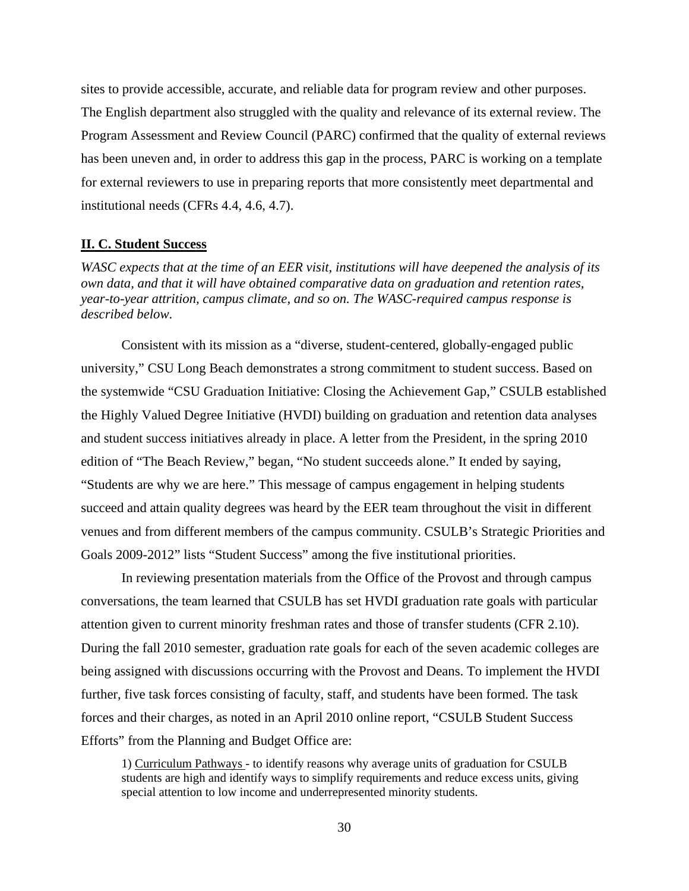sites to provide accessible, accurate, and reliable data for program review and other purposes. The English department also struggled with the quality and relevance of its external review. The Program Assessment and Review Council (PARC) confirmed that the quality of external reviews has been uneven and, in order to address this gap in the process, PARC is working on a template for external reviewers to use in preparing reports that more consistently meet departmental and institutional needs (CFRs 4.4, 4.6, 4.7).

## II. C. Student Success

*WASC expects that at the time of an EER visit, institutions will have deepened the analysis of its own data, and that it will have obtained comparative data on graduation and retention rates, year-to-year attrition, campus climate, and so on. The WASC-required campus response is described below.*

Consistent with its mission as a "diverse, student-centered, globally-engaged public university," CSU Long Beach demonstrates a strong commitment to student success. Based on the systemwide "CSU Graduation Initiative: Closing the Achievement Gap," CSULB established the Highly Valued Degree Initiative (HVDI) building on graduation and retention data analyses and student success initiatives already in place. A letter from the President, in the spring 2010 edition of "The Beach Review," began, "No student succeeds alone." It ended by saying, "Students are why we are here." This message of campus engagement in helping students succeed and attain quality degrees was heard by the EER team throughout the visit in different venues and from different members of the campus community. CSULB's Strategic Priorities and Goals 2009-2012" lists "Student Success" among the five institutional priorities.

In reviewing presentation materials from the Office of the Provost and through campus conversations, the team learned that CSULB has set HVDI graduation rate goals with particular attention given to current minority freshman rates and those of transfer students (CFR 2.10). During the fall 2010 semester, graduation rate goals for each of the seven academic colleges are being assigned with discussions occurring with the Provost and Deans. To implement the HVDI further, five task forces consisting of faculty, staff, and students have been formed. The task forces and their charges, as noted in an April 2010 online report, "CSULB Student Success Efforts" from the Planning and Budget Office are:

1) Curriculum Pathways - to identify reasons why average units of graduation for CSULB students are high and identify ways to simplify requirements and reduce excess units, giving special attention to low income and underrepresented minority students.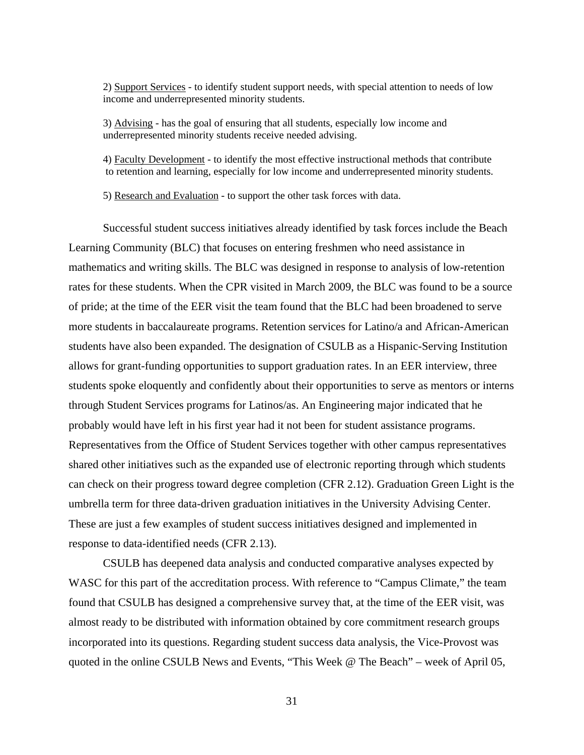2) Support Services - to identify student support needs, with special attention to needs of low income and underrepresented minority students.

3) Advising - has the goal of ensuring that all students, especially low income and underrepresented minority students receive needed advising.

4) Faculty Development - to identify the most effective instructional methods that contribute to retention and learning, especially for low income and underrepresented minority students.

5) Research and Evaluation - to support the other task forces with data.

Successful student success initiatives already identified by task forces include the Beach Learning Community (BLC) that focuses on entering freshmen who need assistance in mathematics and writing skills. The BLC was designed in response to analysis of low-retention rates for these students. When the CPR visited in March 2009, the BLC was found to be a source of pride; at the time of the EER visit the team found that the BLC had been broadened to serve more students in baccalaureate programs. Retention services for Latino/a and African-American students have also been expanded. The designation of CSULB as a Hispanic-Serving Institution allows for grant-funding opportunities to support graduation rates. In an EER interview, three students spoke eloquently and confidently about their opportunities to serve as mentors or interns through Student Services programs for Latinos/as. An Engineering major indicated that he probably would have left in his first year had it not been for student assistance programs. Representatives from the Office of Student Services together with other campus representatives shared other initiatives such as the expanded use of electronic reporting through which students can check on their progress toward degree completion (CFR 2.12). Graduation Green Light is the umbrella term for three data-driven graduation initiatives in the University Advising Center. These are just a few examples of student success initiatives designed and implemented in response to data-identified needs (CFR 2.13).

CSULB has deepened data analysis and conducted comparative analyses expected by WASC for this part of the accreditation process. With reference to "Campus Climate," the team found that CSULB has designed a comprehensive survey that, at the time of the EER visit, was almost ready to be distributed with information obtained by core commitment research groups incorporated into its questions. Regarding student success data analysis, the Vice-Provost was quoted in the online CSULB News and Events, "This Week @ The Beach" – week of April 05,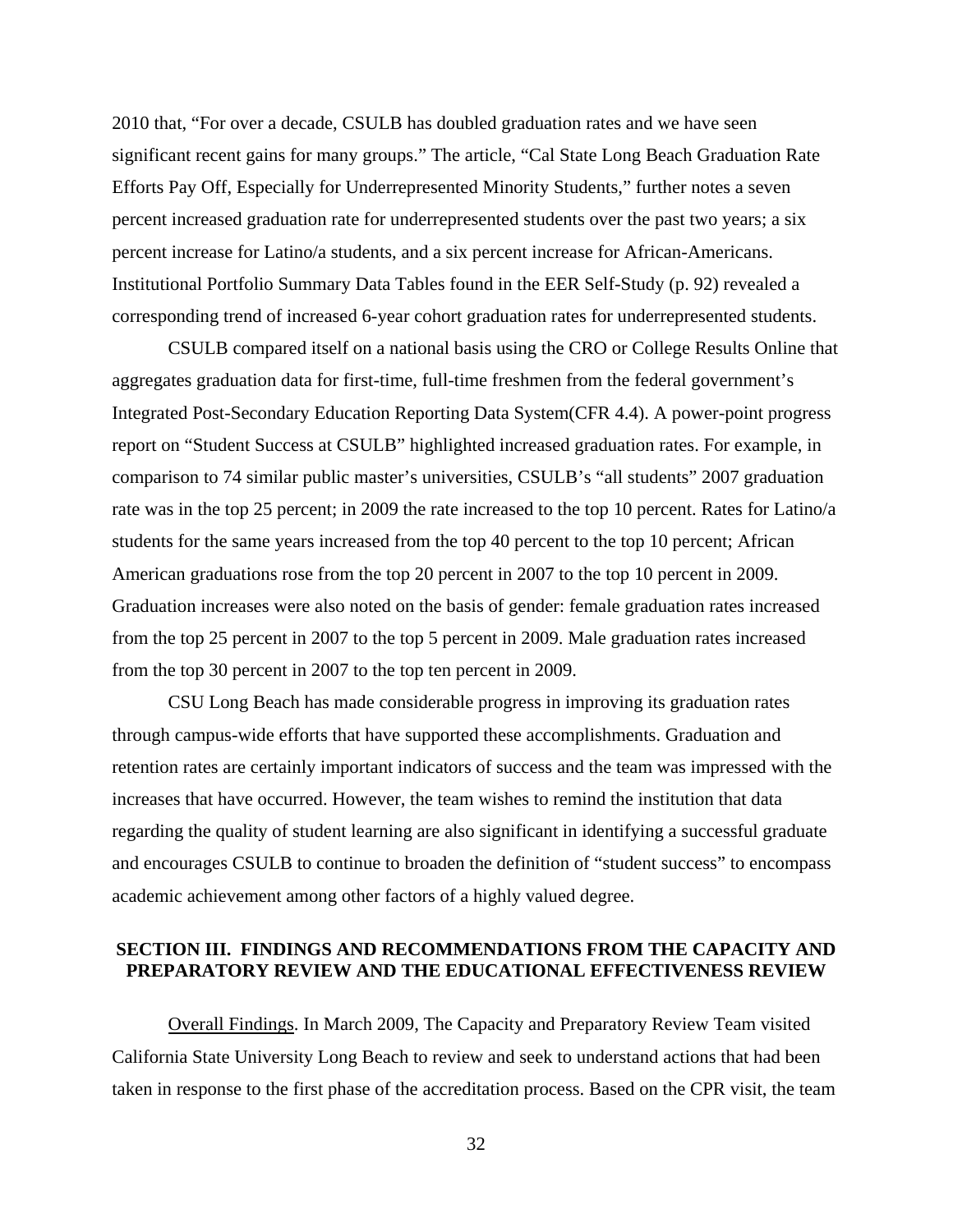2010 that, “For over a decade, CSULB has doubled graduation rates and we have seen significant recent gains for many groups.” The article, “Cal State Long Beach Graduation Rate Efforts Pay Off, Especially for Underrepresented Minority Students,” further notes a seven percent increased graduation rate for underrepresented students over the past two years; a six percent increase for Latino/a students, and a six percent increase for African-Americans. Institutional Portfolio Summary Data Tables found in the EER Self-Study (p. 92) revealed a corresponding trend of increased 6-year cohort graduation rates for underrepresented students.

CSULB compared itself on a national basis using the CRO or College Results Online that aggregates graduation data for first-time, full-time freshmen from the federal government’s Integrated Post-Secondary Education Reporting Data System(CFR 4.4). A power-point progress report on “Student Success at CSULB” highlighted increased graduation rates. For example, in comparison to 74 similar public master’s universities, CSULB’s “all students” 2007 graduation rate was in the top 25 percent; in 2009 the rate increased to the top 10 percent. Rates for Latino/a students for the same years increased from the top 40 percent to the top 10 percent; African American graduations rose from the top 20 percent in 2007 to the top 10 percent in 2009. Graduation increases were also noted on the basis of gender: female graduation rates increased from the top 25 percent in 2007 to the top 5 percent in 2009. Male graduation rates increased from the top 30 percent in 2007 to the top ten percent in 2009.

CSU Long Beach has made considerable progress in improving its graduation rates through campus-wide efforts that have supported these accomplishments. Graduation and retention rates are certainly important indicators of success and the team was impressed with the increases that have occurred. However, the team wishes to remind the institution that data regarding the quality of student learning are also significant in identifying a successful graduate and encourages CSULB to continue to broaden the definition of “student success” to encompass academic achievement among other factors of a highly valued degree.

## SECTION III. FINDINGS AND RECOMMENDATIONS FROM THE CAPACITY AND PREPARATORY REVIEW AND THE EDUCATIONAL EFFECTIVENESS REVIEW

Overall Findings. In March 2009, The Capacity and Preparatory Review Team visited California State University Long Beach to review and seek to understand actions that had been taken in response to the first phase of the accreditation process. Based on the CPR visit, the team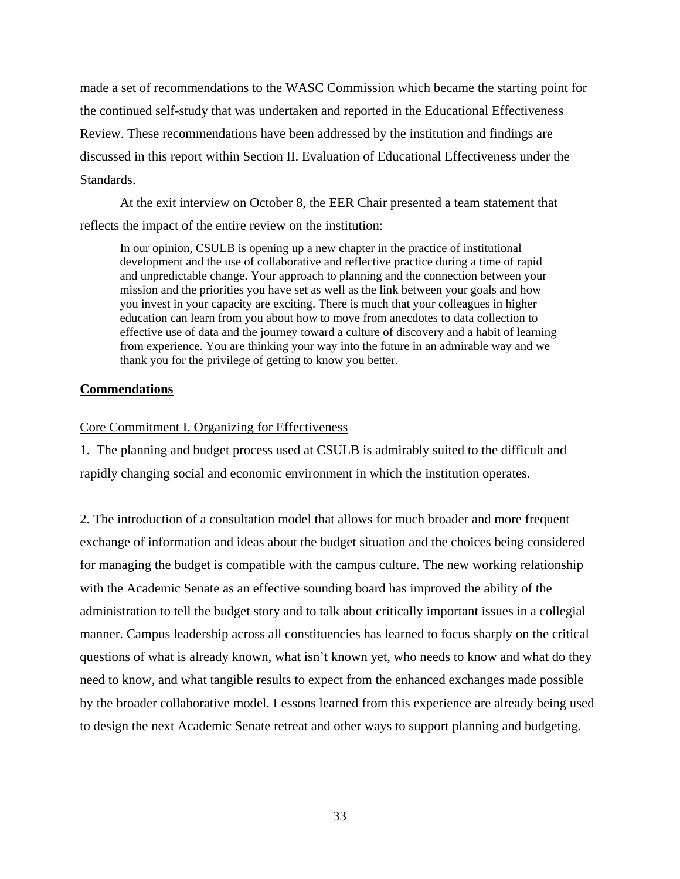made a set of recommendations to the WASC Commission which became the starting point for the continued self-study that was undertaken and reported in the Educational Effectiveness Review. These recommendations have been addressed by the institution and findings are discussed in this report within Section II. Evaluation of Educational Effectiveness under the Standards.

At the exit interview on October 8, the EER Chair presented a team statement that reflects the impact of the entire review on the institution:

> In our opinion, CSULB is opening up a new chapter in the practice of institutional development and the use of collaborative and reflective practice during a time of rapid and unpredictable change. Your approach to planning and the connection between your mission and the priorities you have set as well as the link between your goals and how you invest in your capacity are exciting. There is much that your colleagues in higher education can learn from you about how to move from anecdotes to data collection to effective use of data and the journey toward a culture of discovery and a habit of learning from experience. You are thinking your way into the future in an admirable way and we thank you for the privilege of getting to know you better.

## Commendations

### Core Commitment I. Organizing for Effectiveness

1. The planning and budget process used at CSULB is admirably suited to the difficult and rapidly changing social and economic environment in which the institution operates.

2. The introduction of a consultation model that allows for much broader and more frequent exchange of information and ideas about the budget situation and the choices being considered for managing the budget is compatible with the campus culture. The new working relationship with the Academic Senate as an effective sounding board has improved the ability of the administration to tell the budget story and to talk about critically important issues in a collegial manner. Campus leadership across all constituencies has learned to focus sharply on the critical questions of what is already known, what isn't known yet, who needs to know and what do they need to know, and what tangible results to expect from the enhanced exchanges made possible by the broader collaborative model. Lessons learned from this experience are already being used to design the next Academic Senate retreat and other ways to support planning and budgeting.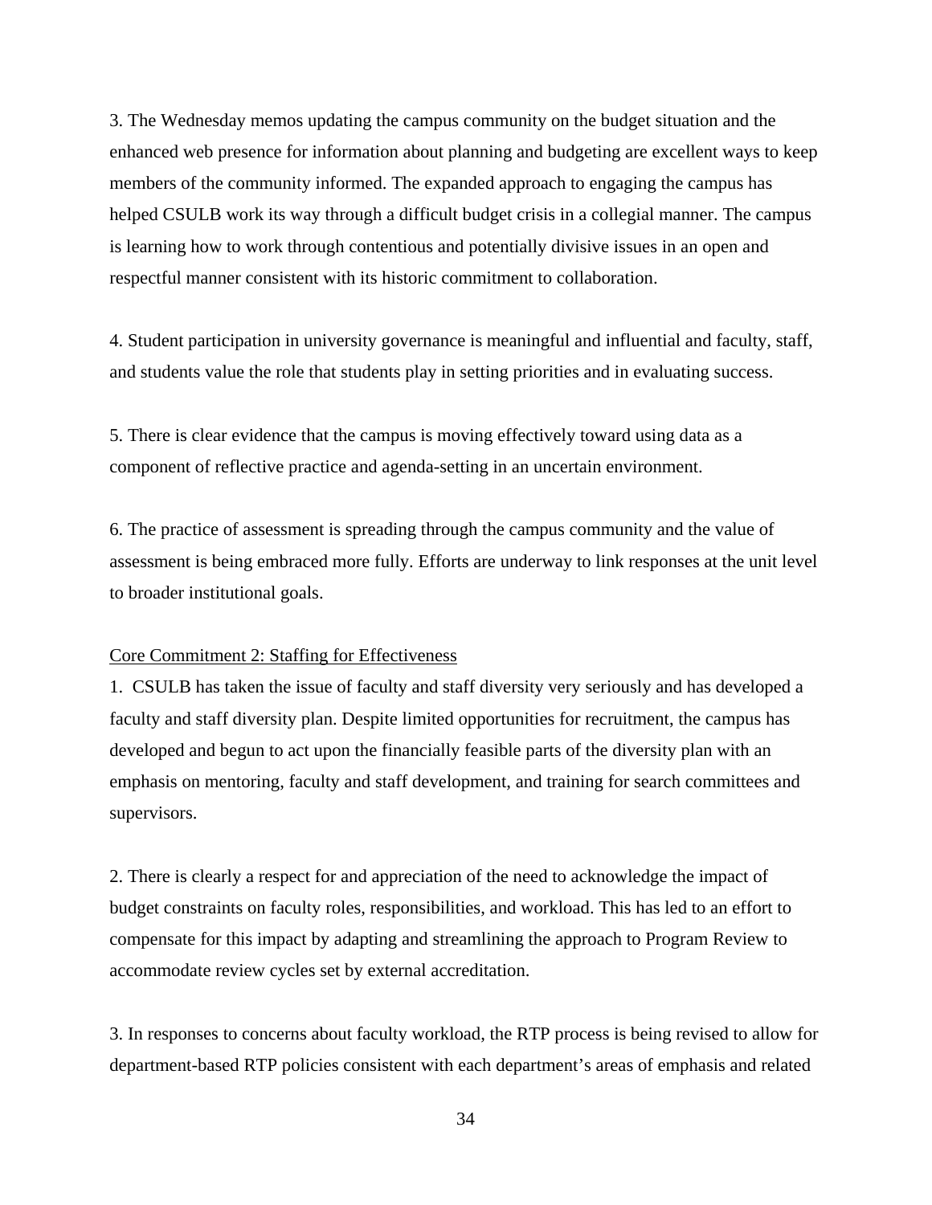3. The Wednesday memos updating the campus community on the budget situation and the enhanced web presence for information about planning and budgeting are excellent ways to keep members of the community informed. The expanded approach to engaging the campus has helped CSULB work its way through a difficult budget crisis in a collegial manner. The campus is learning how to work through contentious and potentially divisive issues in an open and respectful manner consistent with its historic commitment to collaboration.

4. Student participation in university governance is meaningful and influential and faculty, staff, and students value the role that students play in setting priorities and in evaluating success.

5. There is clear evidence that the campus is moving effectively toward using data as a component of reflective practice and agenda-setting in an uncertain environment.

6. The practice of assessment is spreading through the campus community and the value of assessment is being embraced more fully. Efforts are underway to link responses at the unit level to broader institutional goals.

Core Commitment 2: Staffing for Effectiveness

1. CSULB has taken the issue of faculty and staff diversity very seriously and has developed a faculty and staff diversity plan. Despite limited opportunities for recruitment, the campus has developed and begun to act upon the financially feasible parts of the diversity plan with an emphasis on mentoring, faculty and staff development, and training for search committees and supervisors.

2. There is clearly a respect for and appreciation of the need to acknowledge the impact of budget constraints on faculty roles, responsibilities, and workload. This has led to an effort to compensate for this impact by adapting and streamlining the approach to Program Review to accommodate review cycles set by external accreditation.

3. In responses to concerns about faculty workload, the RTP process is being revised to allow for department-based RTP policies consistent with each department's areas of emphasis and related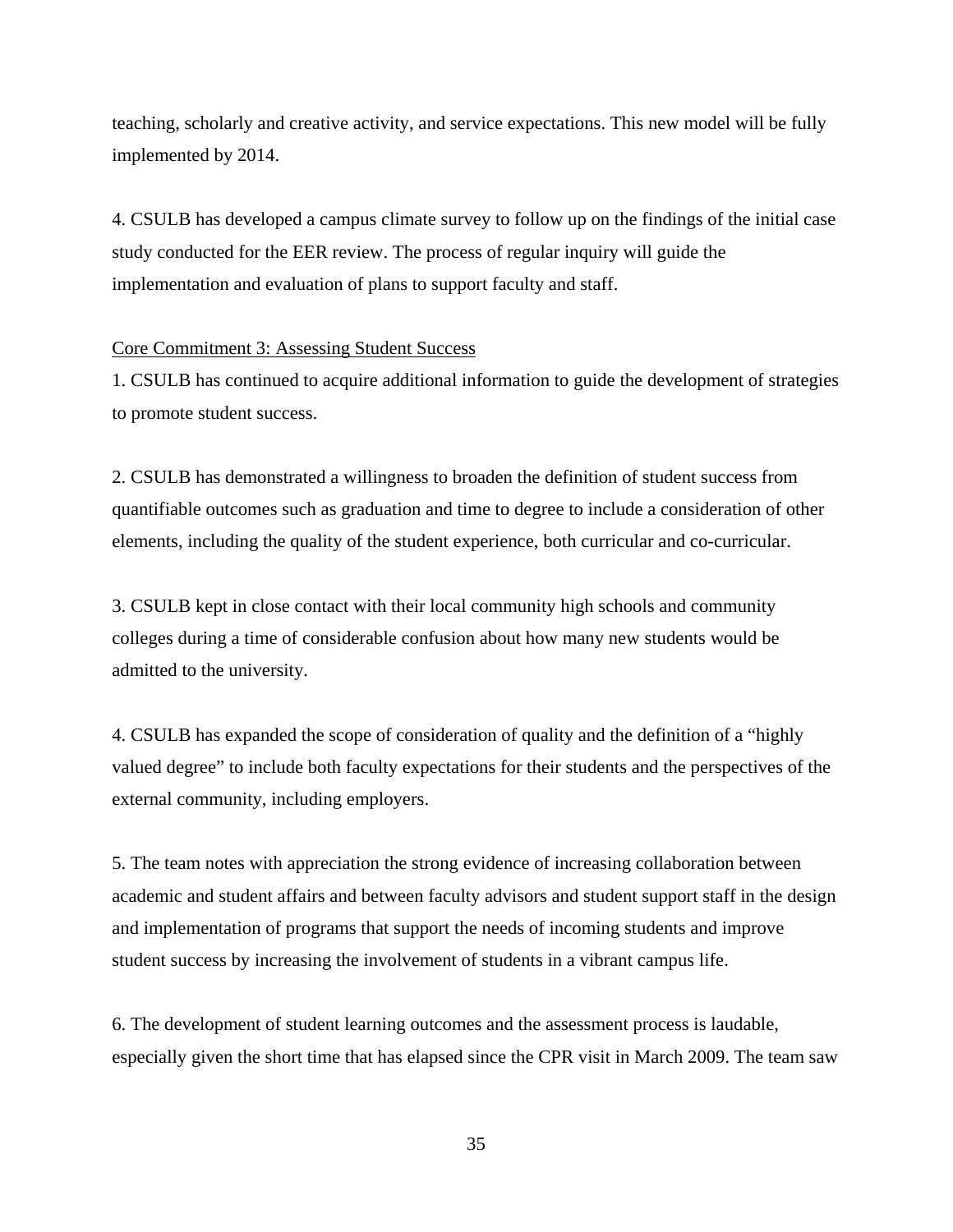teaching, scholarly and creative activity, and service expectations. This new model will be fully implemented by 2014.

4. CSULB has developed a campus climate survey to follow up on the findings of the initial case study conducted for the EER review. The process of regular inquiry will guide the implementation and evaluation of plans to support faculty and staff.

<u>Core Commitment 3: Assessing Student Success</u>

1. CSULB has continued to acquire additional information to guide the development of strategies to promote student success.

2. CSULB has demonstrated a willingness to broaden the definition of student success from quantifiable outcomes such as graduation and time to degree to include a consideration of other elements, including the quality of the student experience, both curricular and co-curricular.

3. CSULB kept in close contact with their local community high schools and community colleges during a time of considerable confusion about how many new students would be admitted to the university.

4. CSULB has expanded the scope of consideration of quality and the definition of a "highly valued degree" to include both faculty expectations for their students and the perspectives of the external community, including employers.

5. The team notes with appreciation the strong evidence of increasing collaboration between academic and student affairs and between faculty advisors and student support staff in the design and implementation of programs that support the needs of incoming students and improve student success by increasing the involvement of students in a vibrant campus life.

6. The development of student learning outcomes and the assessment process is laudable, especially given the short time that has elapsed since the CPR visit in March 2009. The team saw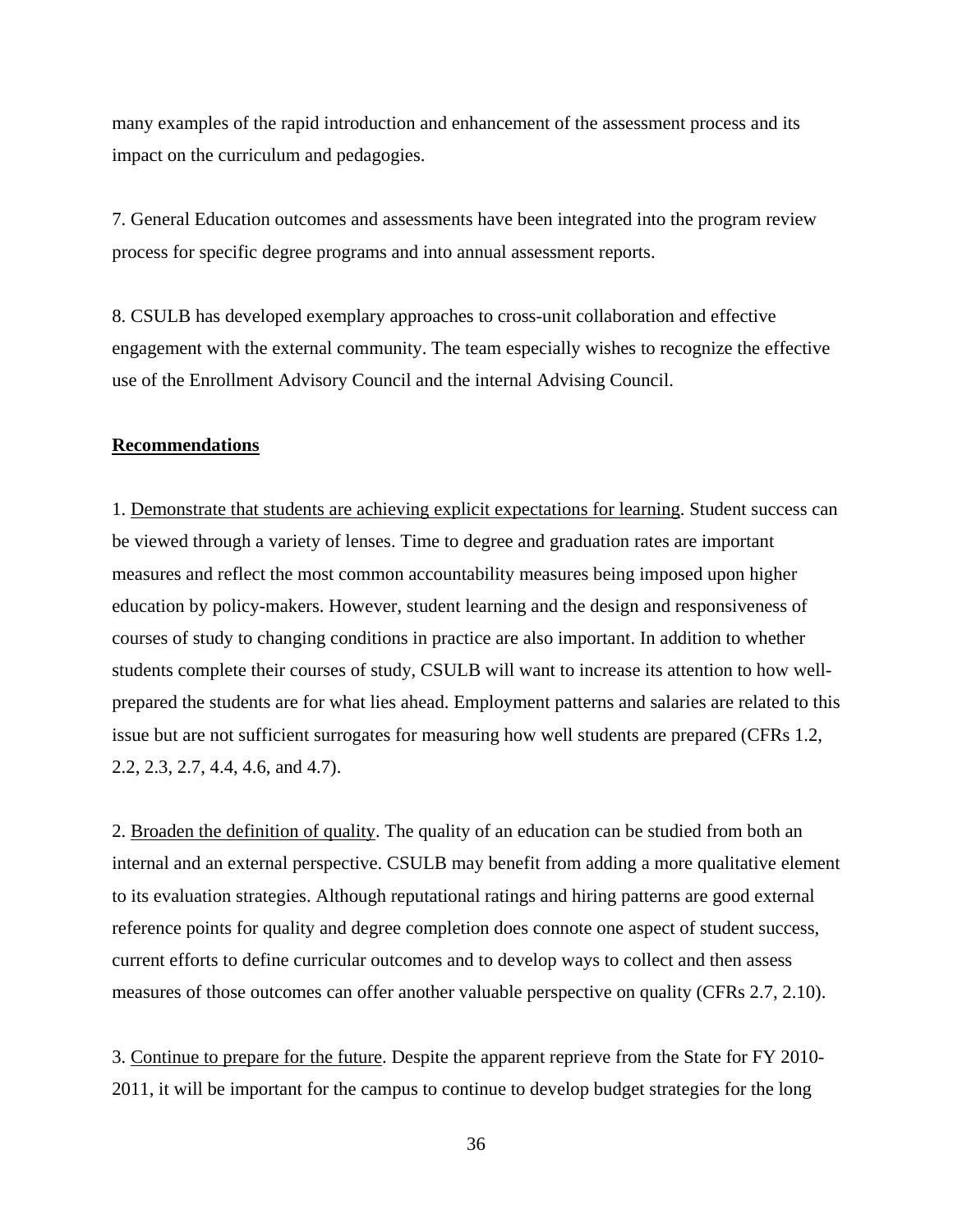many examples of the rapid introduction and enhancement of the assessment process and its impact on the curriculum and pedagogies.

7. General Education outcomes and assessments have been integrated into the program review process for specific degree programs and into annual assessment reports.

8. CSULB has developed exemplary approaches to cross-unit collaboration and effective engagement with the external community. The team especially wishes to recognize the effective use of the Enrollment Advisory Council and the internal Advising Council.

**Recommendations**

1. Demonstrate that students are achieving explicit expectations for learning. Student success can be viewed through a variety of lenses. Time to degree and graduation rates are important measures and reflect the most common accountability measures being imposed upon higher education by policy-makers. However, student learning and the design and responsiveness of courses of study to changing conditions in practice are also important. In addition to whether students complete their courses of study, CSULB will want to increase its attention to how well-prepared the students are for what lies ahead. Employment patterns and salaries are related to this issue but are not sufficient surrogates for measuring how well students are prepared (CFRs 1.2, 2.2, 2.3, 2.7, 4.4, 4.6, and 4.7).

2. Broaden the definition of quality. The quality of an education can be studied from both an internal and an external perspective. CSULB may benefit from adding a more qualitative element to its evaluation strategies. Although reputational ratings and hiring patterns are good external reference points for quality and degree completion does connote one aspect of student success, current efforts to define curricular outcomes and to develop ways to collect and then assess measures of those outcomes can offer another valuable perspective on quality (CFRs 2.7, 2.10).

3. Continue to prepare for the future. Despite the apparent reprieve from the State for FY 2010-2011, it will be important for the campus to continue to develop budget strategies for the long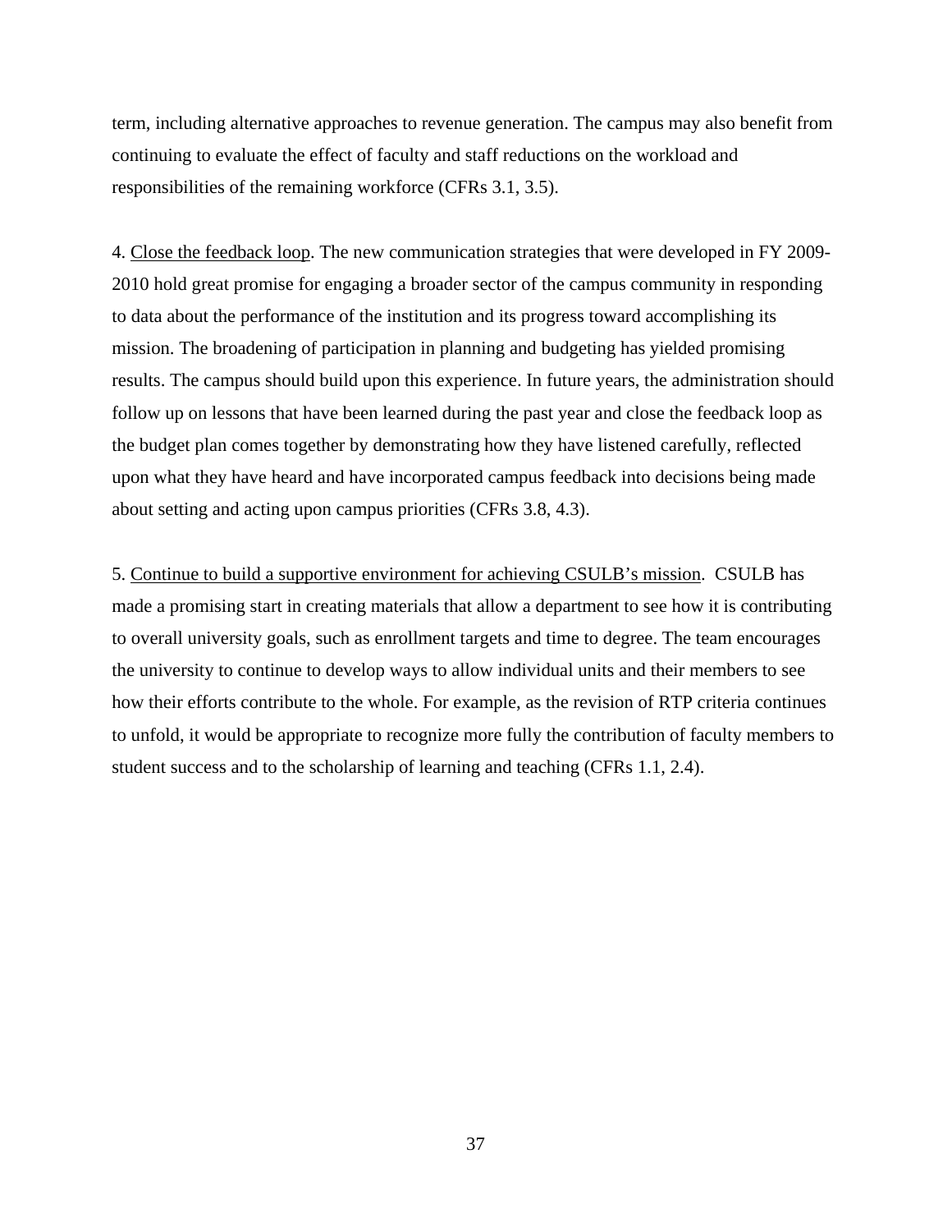term, including alternative approaches to revenue generation. The campus may also benefit from continuing to evaluate the effect of faculty and staff reductions on the workload and responsibilities of the remaining workforce (CFRs 3.1, 3.5).

4. <u>Close the feedback loop</u>. The new communication strategies that were developed in FY 2009-2010 hold great promise for engaging a broader sector of the campus community in responding to data about the performance of the institution and its progress toward accomplishing its mission. The broadening of participation in planning and budgeting has yielded promising results. The campus should build upon this experience. In future years, the administration should follow up on lessons that have been learned during the past year and close the feedback loop as the budget plan comes together by demonstrating how they have listened carefully, reflected upon what they have heard and have incorporated campus feedback into decisions being made about setting and acting upon campus priorities (CFRs 3.8, 4.3).

5. <u>Continue to build a supportive environment for achieving CSULB's mission</u>. CSULB has made a promising start in creating materials that allow a department to see how it is contributing to overall university goals, such as enrollment targets and time to degree. The team encourages the university to continue to develop ways to allow individual units and their members to see how their efforts contribute to the whole. For example, as the revision of RTP criteria continues to unfold, it would be appropriate to recognize more fully the contribution of faculty members to student success and to the scholarship of learning and teaching (CFRs 1.1, 2.4).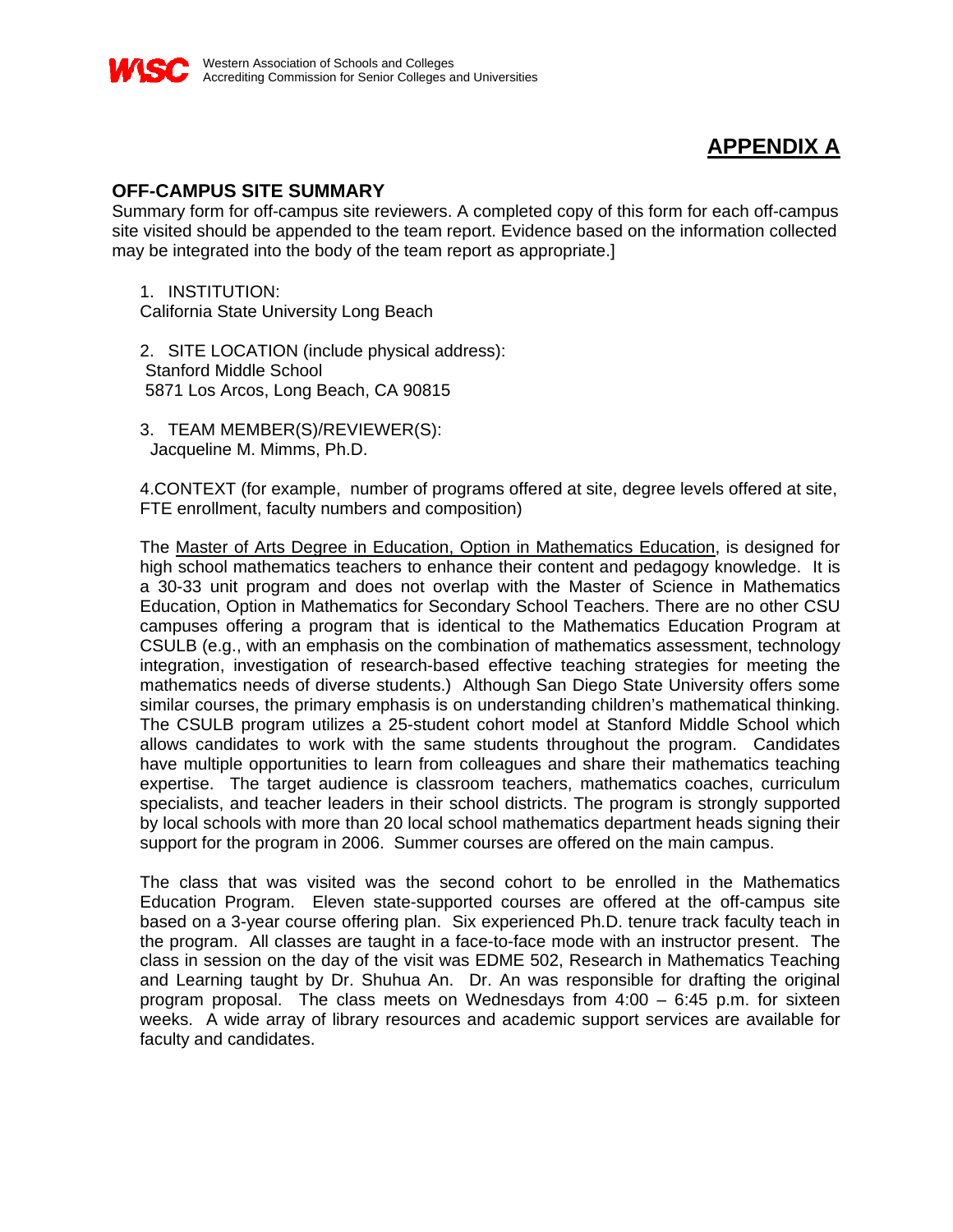Western Association of Schools and Colleges
Accrediting Commission for Senior Colleges and Universities

# APPENDIX A

## OFF-CAMPUS SITE SUMMARY

Summary form for off-campus site reviewers. A completed copy of this form for each off-campus site visited should be appended to the team report. Evidence based on the information collected may be integrated into the body of the team report as appropriate.]

1. INSTITUTION:
California State University Long Beach

2. SITE LOCATION (include physical address):
Stanford Middle School
5871 Los Arcos, Long Beach, CA 90815

3. TEAM MEMBER(S)/REVIEWER(S):
Jacqueline M. Mimms, Ph.D.

4. CONTEXT (for example, number of programs offered at site, degree levels offered at site, FTE enrollment, faculty numbers and composition)

The Master of Arts Degree in Education, Option in Mathematics Education, is designed for high school mathematics teachers to enhance their content and pedagogy knowledge. It is a 30-33 unit program and does not overlap with the Master of Science in Mathematics Education, Option in Mathematics for Secondary School Teachers. There are no other CSU campuses offering a program that is identical to the Mathematics Education Program at CSULB (e.g., with an emphasis on the combination of mathematics assessment, technology integration, investigation of research-based effective teaching strategies for meeting the mathematics needs of diverse students.) Although San Diego State University offers some similar courses, the primary emphasis is on understanding children's mathematical thinking. The CSULB program utilizes a 25-student cohort model at Stanford Middle School which allows candidates to work with the same students throughout the program. Candidates have multiple opportunities to learn from colleagues and share their mathematics teaching expertise. The target audience is classroom teachers, mathematics coaches, curriculum specialists, and teacher leaders in their school districts. The program is strongly supported by local schools with more than 20 local school mathematics department heads signing their support for the program in 2006. Summer courses are offered on the main campus.

The class that was visited was the second cohort to be enrolled in the Mathematics Education Program. Eleven state-supported courses are offered at the off-campus site based on a 3-year course offering plan. Six experienced Ph.D. tenure track faculty teach in the program. All classes are taught in a face-to-face mode with an instructor present. The class in session on the day of the visit was EDME 502, Research in Mathematics Teaching and Learning taught by Dr. Shuhua An. Dr. An was responsible for drafting the original program proposal. The class meets on Wednesdays from 4:00 – 6:45 p.m. for sixteen weeks. A wide array of library resources and academic support services are available for faculty and candidates.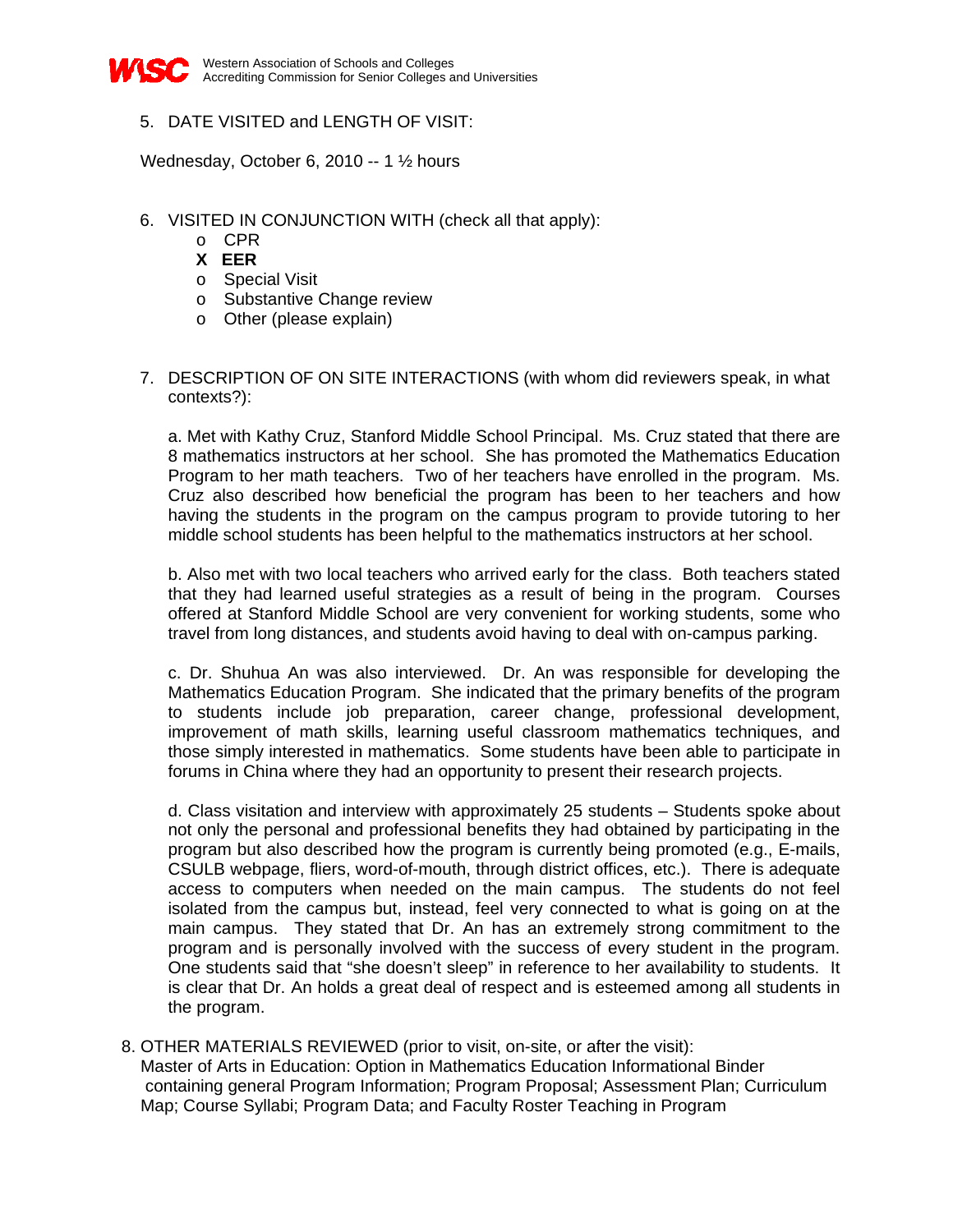5. DATE VISITED and LENGTH OF VISIT:

Wednesday, October 6, 2010 -- 1 ½ hours

6. VISITED IN CONJUNCTION WITH (check all that apply):
   - o CPR
   - **X EER**
   - o Special Visit
   - o Substantive Change review
   - o Other (please explain)

7. DESCRIPTION OF ON SITE INTERACTIONS (with whom did reviewers speak, in what contexts?):

   a. Met with Kathy Cruz, Stanford Middle School Principal. Ms. Cruz stated that there are 8 mathematics instructors at her school. She has promoted the Mathematics Education Program to her math teachers. Two of her teachers have enrolled in the program. Ms. Cruz also described how beneficial the program has been to her teachers and how having the students in the program on the campus program to provide tutoring to her middle school students has been helpful to the mathematics instructors at her school.

   b. Also met with two local teachers who arrived early for the class. Both teachers stated that they had learned useful strategies as a result of being in the program. Courses offered at Stanford Middle School are very convenient for working students, some who travel from long distances, and students avoid having to deal with on-campus parking.

   c. Dr. Shuhua An was also interviewed. Dr. An was responsible for developing the Mathematics Education Program. She indicated that the primary benefits of the program to students include job preparation, career change, professional development, improvement of math skills, learning useful classroom mathematics techniques, and those simply interested in mathematics. Some students have been able to participate in forums in China where they had an opportunity to present their research projects.

   d. Class visitation and interview with approximately 25 students – Students spoke about not only the personal and professional benefits they had obtained by participating in the program but also described how the program is currently being promoted (e.g., E-mails, CSULB webpage, fliers, word-of-mouth, through district offices, etc.). There is adequate access to computers when needed on the main campus. The students do not feel isolated from the campus but, instead, feel very connected to what is going on at the main campus. They stated that Dr. An has an extremely strong commitment to the program and is personally involved with the success of every student in the program. One students said that "she doesn't sleep" in reference to her availability to students. It is clear that Dr. An holds a great deal of respect and is esteemed among all students in the program.

8. OTHER MATERIALS REVIEWED (prior to visit, on-site, or after the visit):
   Master of Arts in Education: Option in Mathematics Education Informational Binder containing general Program Information; Program Proposal; Assessment Plan; Curriculum Map; Course Syllabi; Program Data; and Faculty Roster Teaching in Program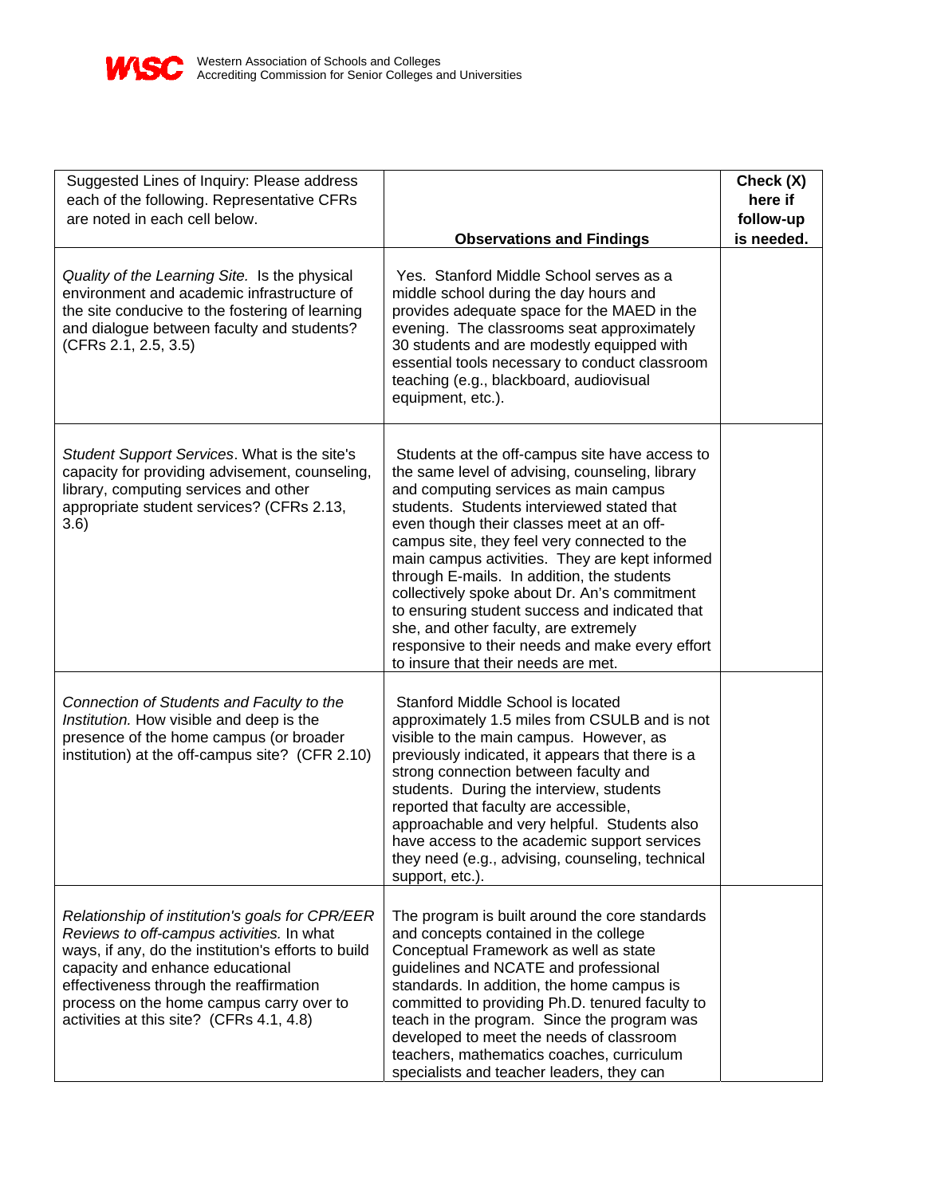WASC Western Association of Schools and Colleges
Accrediting Commission for Senior Colleges and Universities

| Suggested Lines of Inquiry: Please address each of the following. Representative CFRs are noted in each cell below. | **Observations and Findings** | **Check (X) here if follow-up is needed.** |
|---|---|---|
| *Quality of the Learning Site.* Is the physical environment and academic infrastructure of the site conducive to the fostering of learning and dialogue between faculty and students? (CFRs 2.1, 2.5, 3.5) | Yes. Stanford Middle School serves as a middle school during the day hours and provides adequate space for the MAED in the evening. The classrooms seat approximately 30 students and are modestly equipped with essential tools necessary to conduct classroom teaching (e.g., blackboard, audiovisual equipment, etc.). | |
| *Student Support Services*. What is the site's capacity for providing advisement, counseling, library, computing services and other appropriate student services? (CFRs 2.13, 3.6) | Students at the off-campus site have access to the same level of advising, counseling, library and computing services as main campus students. Students interviewed stated that even though their classes meet at an off-campus site, they feel very connected to the main campus activities. They are kept informed through E-mails. In addition, the students collectively spoke about Dr. An's commitment to ensuring student success and indicated that she, and other faculty, are extremely responsive to their needs and make every effort to insure that their needs are met. | |
| *Connection of Students and Faculty to the Institution.* How visible and deep is the presence of the home campus (or broader institution) at the off-campus site? (CFR 2.10) | Stanford Middle School is located approximately 1.5 miles from CSULB and is not visible to the main campus. However, as previously indicated, it appears that there is a strong connection between faculty and students. During the interview, students reported that faculty are accessible, approachable and very helpful. Students also have access to the academic support services they need (e.g., advising, counseling, technical support, etc.). | |
| *Relationship of institution's goals for CPR/EER Reviews to off-campus activities.* In what ways, if any, do the institution's efforts to build capacity and enhance educational effectiveness through the reaffirmation process on the home campus carry over to activities at this site? (CFRs 4.1, 4.8) | The program is built around the core standards and concepts contained in the college Conceptual Framework as well as state guidelines and NCATE and professional standards. In addition, the home campus is committed to providing Ph.D. tenured faculty to teach in the program. Since the program was developed to meet the needs of classroom teachers, mathematics coaches, curriculum specialists and teacher leaders, they can | |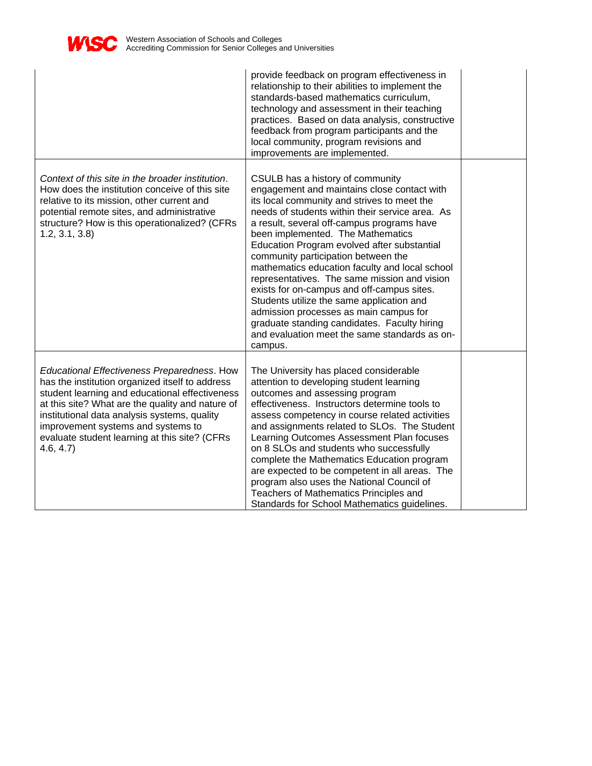| | | |
|---|---|---|
| | provide feedback on program effectiveness in relationship to their abilities to implement the standards-based mathematics curriculum, technology and assessment in their teaching practices. Based on data analysis, constructive feedback from program participants and the local community, program revisions and improvements are implemented. | |
| *Context of this site in the broader institution*. How does the institution conceive of this site relative to its mission, other current and potential remote sites, and administrative structure? How is this operationalized? (CFRs 1.2, 3.1, 3.8) | CSULB has a history of community engagement and maintains close contact with its local community and strives to meet the needs of students within their service area. As a result, several off-campus programs have been implemented. The Mathematics Education Program evolved after substantial community participation between the mathematics education faculty and local school representatives. The same mission and vision exists for on-campus and off-campus sites. Students utilize the same application and admission processes as main campus for graduate standing candidates. Faculty hiring and evaluation meet the same standards as on-campus. | |
| *Educational Effectiveness Preparedness*. How has the institution organized itself to address student learning and educational effectiveness at this site? What are the quality and nature of institutional data analysis systems, quality improvement systems and systems to evaluate student learning at this site? (CFRs 4.6, 4.7) | The University has placed considerable attention to developing student learning outcomes and assessing program effectiveness. Instructors determine tools to assess competency in course related activities and assignments related to SLOs. The Student Learning Outcomes Assessment Plan focuses on 8 SLOs and students who successfully complete the Mathematics Education program are expected to be competent in all areas. The program also uses the National Council of Teachers of Mathematics Principles and Standards for School Mathematics guidelines. | |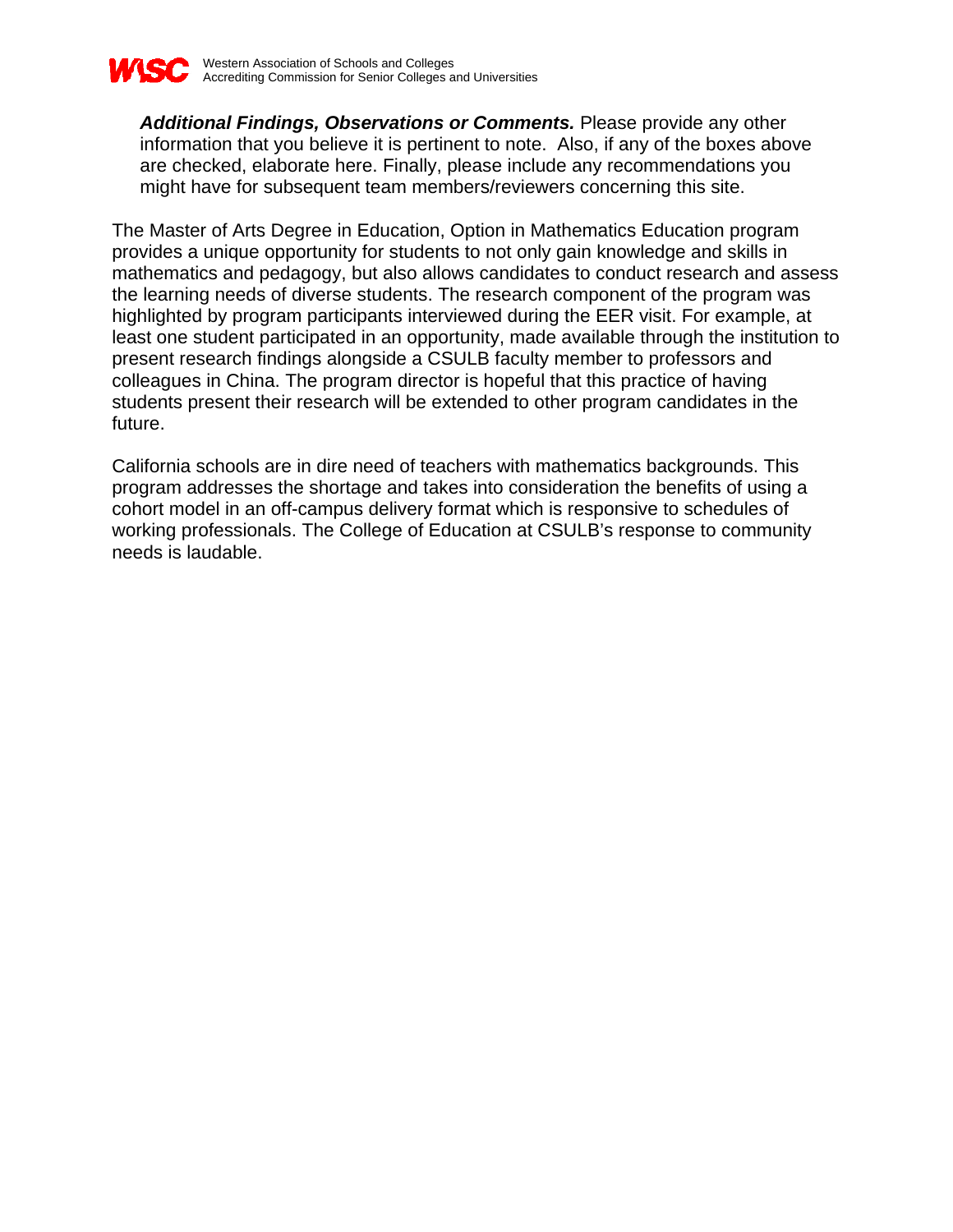***Additional Findings, Observations or Comments.*** Please provide any other information that you believe it is pertinent to note. Also, if any of the boxes above are checked, elaborate here. Finally, please include any recommendations you might have for subsequent team members/reviewers concerning this site.

The Master of Arts Degree in Education, Option in Mathematics Education program provides a unique opportunity for students to not only gain knowledge and skills in mathematics and pedagogy, but also allows candidates to conduct research and assess the learning needs of diverse students. The research component of the program was highlighted by program participants interviewed during the EER visit. For example, at least one student participated in an opportunity, made available through the institution to present research findings alongside a CSULB faculty member to professors and colleagues in China. The program director is hopeful that this practice of having students present their research will be extended to other program candidates in the future.

California schools are in dire need of teachers with mathematics backgrounds. This program addresses the shortage and takes into consideration the benefits of using a cohort model in an off-campus delivery format which is responsive to schedules of working professionals. The College of Education at CSULB's response to community needs is laudable.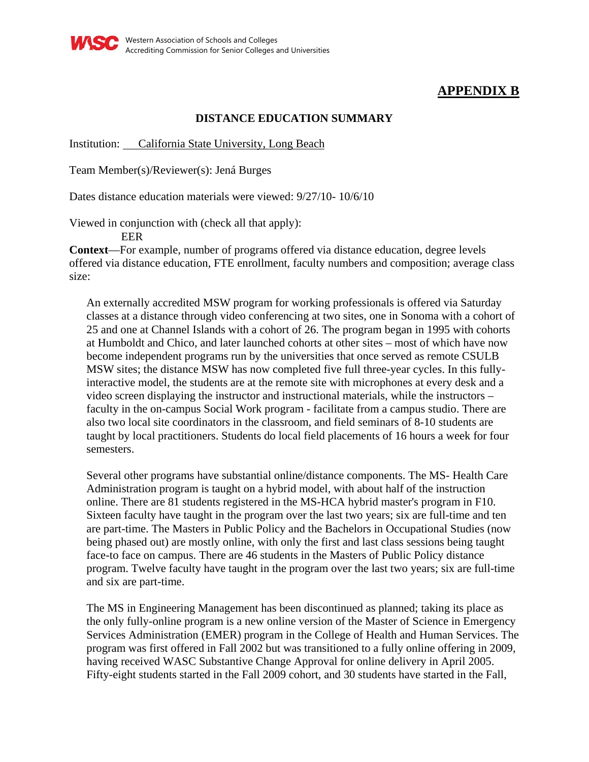Western Association of Schools and Colleges
Accrediting Commission for Senior Colleges and Universities

## APPENDIX B

### DISTANCE EDUCATION SUMMARY

Institution: California State University, Long Beach

Team Member(s)/Reviewer(s): Jená Burges

Dates distance education materials were viewed: 9/27/10- 10/6/10

Viewed in conjunction with (check all that apply):
EER

**Context**—For example, number of programs offered via distance education, degree levels offered via distance education, FTE enrollment, faculty numbers and composition; average class size:

An externally accredited MSW program for working professionals is offered via Saturday classes at a distance through video conferencing at two sites, one in Sonoma with a cohort of 25 and one at Channel Islands with a cohort of 26. The program began in 1995 with cohorts at Humboldt and Chico, and later launched cohorts at other sites – most of which have now become independent programs run by the universities that once served as remote CSULB MSW sites; the distance MSW has now completed five full three-year cycles. In this fully-interactive model, the students are at the remote site with microphones at every desk and a video screen displaying the instructor and instructional materials, while the instructors – faculty in the on-campus Social Work program - facilitate from a campus studio. There are also two local site coordinators in the classroom, and field seminars of 8-10 students are taught by local practitioners. Students do local field placements of 16 hours a week for four semesters.

Several other programs have substantial online/distance components. The MS- Health Care Administration program is taught on a hybrid model, with about half of the instruction online. There are 81 students registered in the MS-HCA hybrid master's program in F10. Sixteen faculty have taught in the program over the last two years; six are full-time and ten are part-time. The Masters in Public Policy and the Bachelors in Occupational Studies (now being phased out) are mostly online, with only the first and last class sessions being taught face-to face on campus. There are 46 students in the Masters of Public Policy distance program. Twelve faculty have taught in the program over the last two years; six are full-time and six are part-time.

The MS in Engineering Management has been discontinued as planned; taking its place as the only fully-online program is a new online version of the Master of Science in Emergency Services Administration (EMER) program in the College of Health and Human Services. The program was first offered in Fall 2002 but was transitioned to a fully online offering in 2009, having received WASC Substantive Change Approval for online delivery in April 2005. Fifty-eight students started in the Fall 2009 cohort, and 30 students have started in the Fall,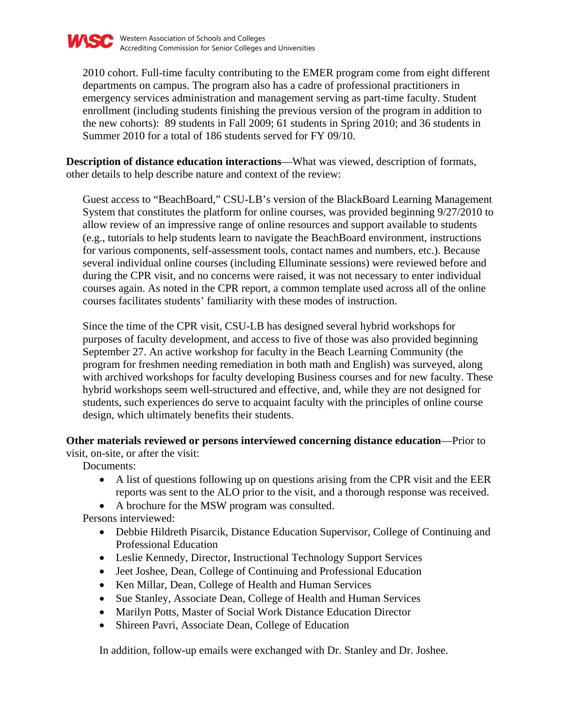2010 cohort. Full-time faculty contributing to the EMER program come from eight different departments on campus. The program also has a cadre of professional practitioners in emergency services administration and management serving as part-time faculty. Student enrollment (including students finishing the previous version of the program in addition to the new cohorts): 89 students in Fall 2009; 61 students in Spring 2010; and 36 students in Summer 2010 for a total of 186 students served for FY 09/10.

**Description of distance education interactions**—What was viewed, description of formats, other details to help describe nature and context of the review:

Guest access to "BeachBoard," CSU-LB's version of the BlackBoard Learning Management System that constitutes the platform for online courses, was provided beginning 9/27/2010 to allow review of an impressive range of online resources and support available to students (e.g., tutorials to help students learn to navigate the BeachBoard environment, instructions for various components, self-assessment tools, contact names and numbers, etc.). Because several individual online courses (including Elluminate sessions) were reviewed before and during the CPR visit, and no concerns were raised, it was not necessary to enter individual courses again. As noted in the CPR report, a common template used across all of the online courses facilitates students' familiarity with these modes of instruction.

Since the time of the CPR visit, CSU-LB has designed several hybrid workshops for purposes of faculty development, and access to five of those was also provided beginning September 27. An active workshop for faculty in the Beach Learning Community (the program for freshmen needing remediation in both math and English) was surveyed, along with archived workshops for faculty developing Business courses and for new faculty. These hybrid workshops seem well-structured and effective, and, while they are not designed for students, such experiences do serve to acquaint faculty with the principles of online course design, which ultimately benefits their students.

**Other materials reviewed or persons interviewed concerning distance education**—Prior to visit, on-site, or after the visit:

Documents:

- A list of questions following up on questions arising from the CPR visit and the EER reports was sent to the ALO prior to the visit, and a thorough response was received.
- A brochure for the MSW program was consulted.

Persons interviewed:

- Debbie Hildreth Pisarcik, Distance Education Supervisor, College of Continuing and Professional Education
- Leslie Kennedy, Director, Instructional Technology Support Services
- Jeet Joshee, Dean, College of Continuing and Professional Education
- Ken Millar, Dean, College of Health and Human Services
- Sue Stanley, Associate Dean, College of Health and Human Services
- Marilyn Potts, Master of Social Work Distance Education Director
- Shireen Pavri, Associate Dean, College of Education

In addition, follow-up emails were exchanged with Dr. Stanley and Dr. Joshee.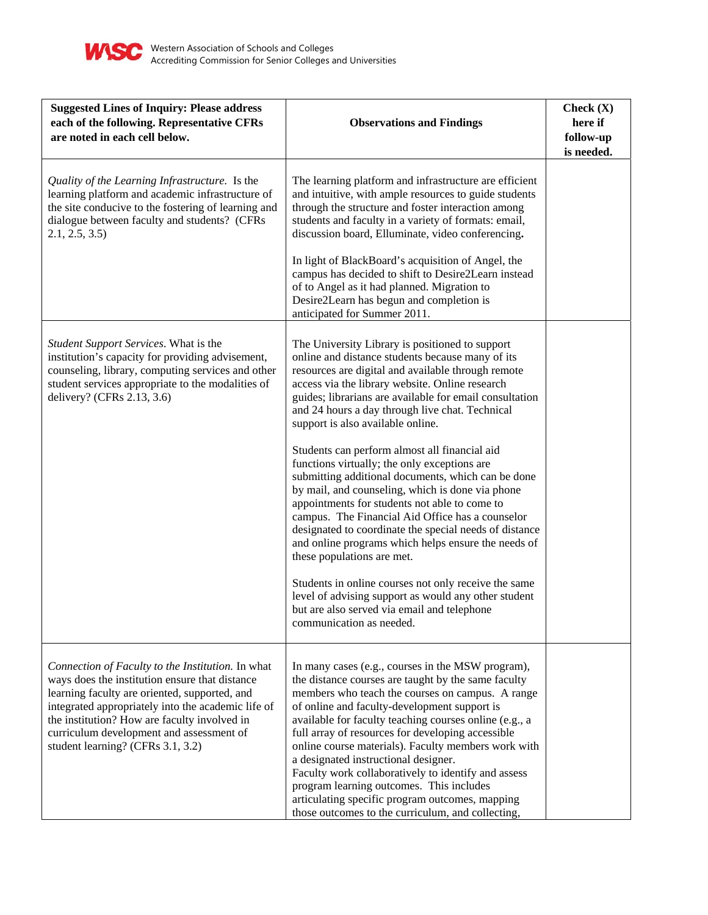| Suggested Lines of Inquiry: Please address each of the following. Representative CFRs are noted in each cell below. | Observations and Findings | Check (X) here if follow-up is needed. |
|---|---|---|
| *Quality of the Learning Infrastructure.* Is the learning platform and academic infrastructure of the site conducive to the fostering of learning and dialogue between faculty and students? (CFRs 2.1, 2.5, 3.5) | The learning platform and infrastructure are efficient and intuitive, with ample resources to guide students through the structure and foster interaction among students and faculty in a variety of formats: email, discussion board, Elluminate, video conferencing.<br><br>In light of BlackBoard's acquisition of Angel, the campus has decided to shift to Desire2Learn instead of to Angel as it had planned. Migration to Desire2Learn has begun and completion is anticipated for Summer 2011. | |
| *Student Support Services.* What is the institution's capacity for providing advisement, counseling, library, computing services and other student services appropriate to the modalities of delivery? (CFRs 2.13, 3.6) | The University Library is positioned to support online and distance students because many of its resources are digital and available through remote access via the library website. Online research guides; librarians are available for email consultation and 24 hours a day through live chat. Technical support is also available online.<br><br>Students can perform almost all financial aid functions virtually; the only exceptions are submitting additional documents, which can be done by mail, and counseling, which is done via phone appointments for students not able to come to campus. The Financial Aid Office has a counselor designated to coordinate the special needs of distance and online programs which helps ensure the needs of these populations are met.<br><br>Students in online courses not only receive the same level of advising support as would any other student but are also served via email and telephone communication as needed. | |
| *Connection of Faculty to the Institution.* In what ways does the institution ensure that distance learning faculty are oriented, supported, and integrated appropriately into the academic life of the institution? How are faculty involved in curriculum development and assessment of student learning? (CFRs 3.1, 3.2) | In many cases (e.g., courses in the MSW program), the distance courses are taught by the same faculty members who teach the courses on campus. A range of online and faculty-development support is available for faculty teaching courses online (e.g., a full array of resources for developing accessible online course materials). Faculty members work with a designated instructional designer.<br>Faculty work collaboratively to identify and assess program learning outcomes. This includes articulating specific program outcomes, mapping those outcomes to the curriculum, and collecting, | |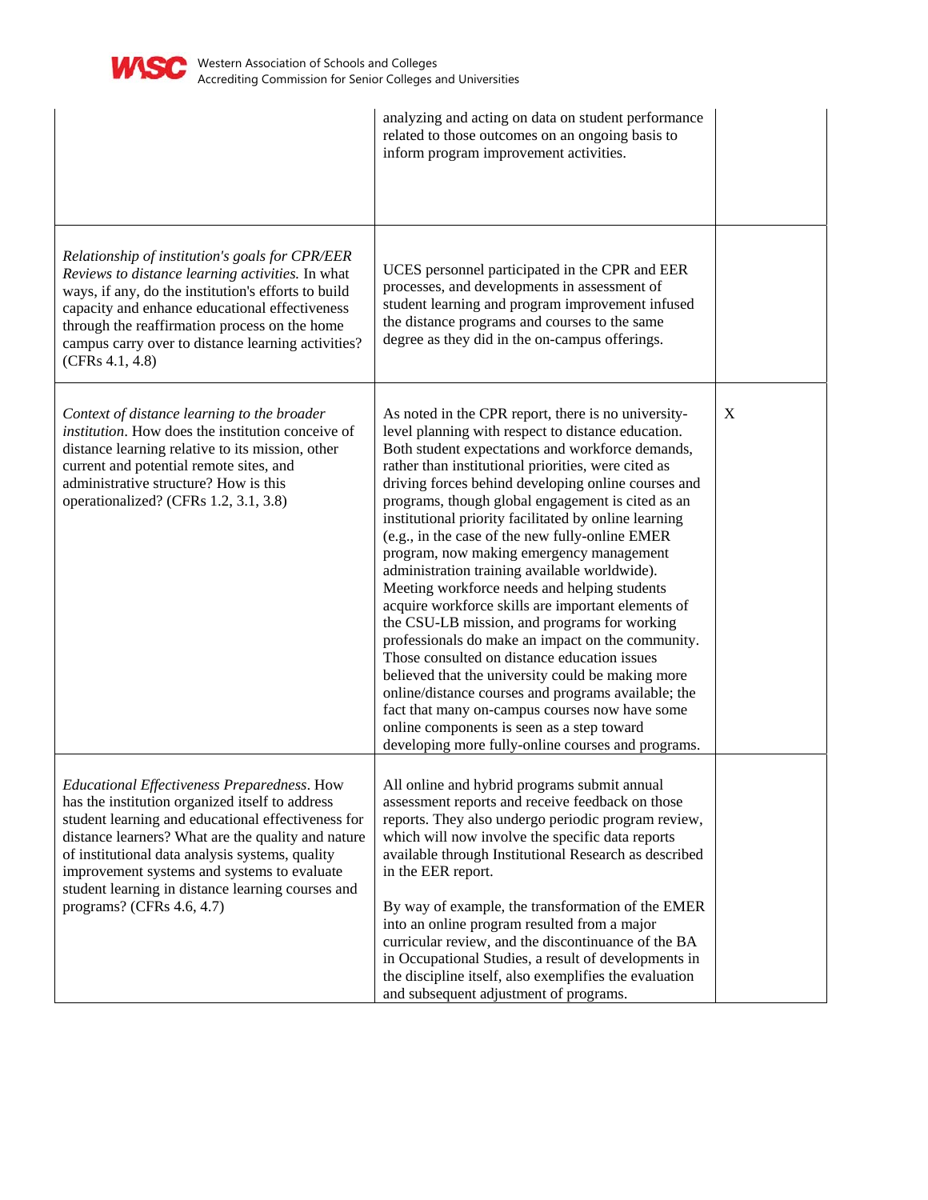| | | |
|---|---|---|
| | analyzing and acting on data on student performance related to those outcomes on an ongoing basis to inform program improvement activities. | |
| *Relationship of institution's goals for CPR/EER Reviews to distance learning activities.* In what ways, if any, do the institution's efforts to build capacity and enhance educational effectiveness through the reaffirmation process on the home campus carry over to distance learning activities? (CFRs 4.1, 4.8) | UCES personnel participated in the CPR and EER processes, and developments in assessment of student learning and program improvement infused the distance programs and courses to the same degree as they did in the on-campus offerings. | |
| *Context of distance learning to the broader institution*. How does the institution conceive of distance learning relative to its mission, other current and potential remote sites, and administrative structure? How is this operationalized? (CFRs 1.2, 3.1, 3.8) | As noted in the CPR report, there is no university-level planning with respect to distance education. Both student expectations and workforce demands, rather than institutional priorities, were cited as driving forces behind developing online courses and programs, though global engagement is cited as an institutional priority facilitated by online learning (e.g., in the case of the new fully-online EMER program, now making emergency management administration training available worldwide). Meeting workforce needs and helping students acquire workforce skills are important elements of the CSU-LB mission, and programs for working professionals do make an impact on the community. Those consulted on distance education issues believed that the university could be making more online/distance courses and programs available; the fact that many on-campus courses now have some online components is seen as a step toward developing more fully-online courses and programs. | X |
| *Educational Effectiveness Preparedness*. How has the institution organized itself to address student learning and educational effectiveness for distance learners? What are the quality and nature of institutional data analysis systems, quality improvement systems and systems to evaluate student learning in distance learning courses and programs? (CFRs 4.6, 4.7) | All online and hybrid programs submit annual assessment reports and receive feedback on those reports. They also undergo periodic program review, which will now involve the specific data reports available through Institutional Research as described in the EER report.<br><br>By way of example, the transformation of the EMER into an online program resulted from a major curricular review, and the discontinuance of the BA in Occupational Studies, a result of developments in the discipline itself, also exemplifies the evaluation and subsequent adjustment of programs. | |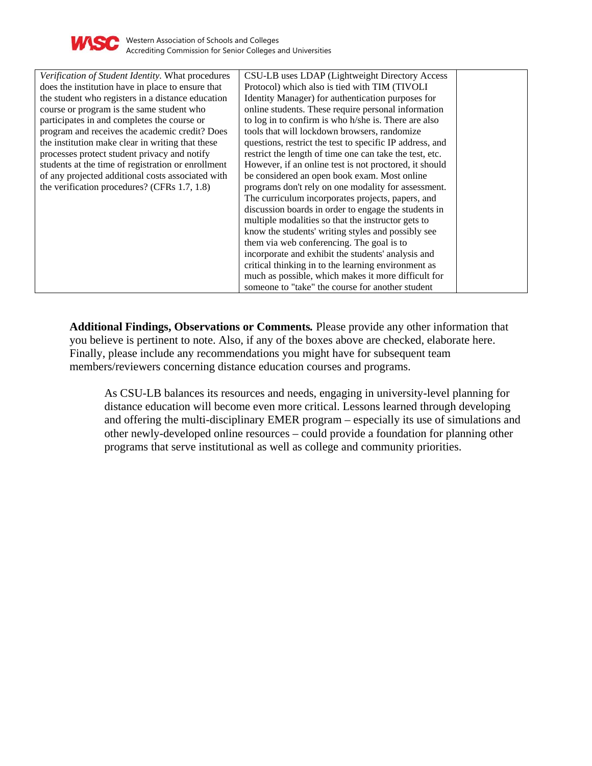| *Verification of Student Identity.* What procedures does the institution have in place to ensure that the student who registers in a distance education course or program is the same student who participates in and completes the course or program and receives the academic credit? Does the institution make clear in writing that these processes protect student privacy and notify students at the time of registration or enrollment of any projected additional costs associated with the verification procedures? (CFRs 1.7, 1.8) | CSU-LB uses LDAP (Lightweight Directory Access Protocol) which also is tied with TIM (TIVOLI Identity Manager) for authentication purposes for online students. These require personal information to log in to confirm is who h/she is. There are also tools that will lockdown browsers, randomize questions, restrict the test to specific IP address, and restrict the length of time one can take the test, etc. However, if an online test is not proctored, it should be considered an open book exam. Most online programs don't rely on one modality for assessment. The curriculum incorporates projects, papers, and discussion boards in order to engage the students in multiple modalities so that the instructor gets to know the students' writing styles and possibly see them via web conferencing. The goal is to incorporate and exhibit the students' analysis and critical thinking in to the learning environment as much as possible, which makes it more difficult for someone to "take" the course for another student | |
|---|---|---|

**Additional Findings, Observations or Comments.** Please provide any other information that you believe is pertinent to note. Also, if any of the boxes above are checked, elaborate here. Finally, please include any recommendations you might have for subsequent team members/reviewers concerning distance education courses and programs.

As CSU-LB balances its resources and needs, engaging in university-level planning for distance education will become even more critical. Lessons learned through developing and offering the multi-disciplinary EMER program – especially its use of simulations and other newly-developed online resources – could provide a foundation for planning other programs that serve institutional as well as college and community priorities.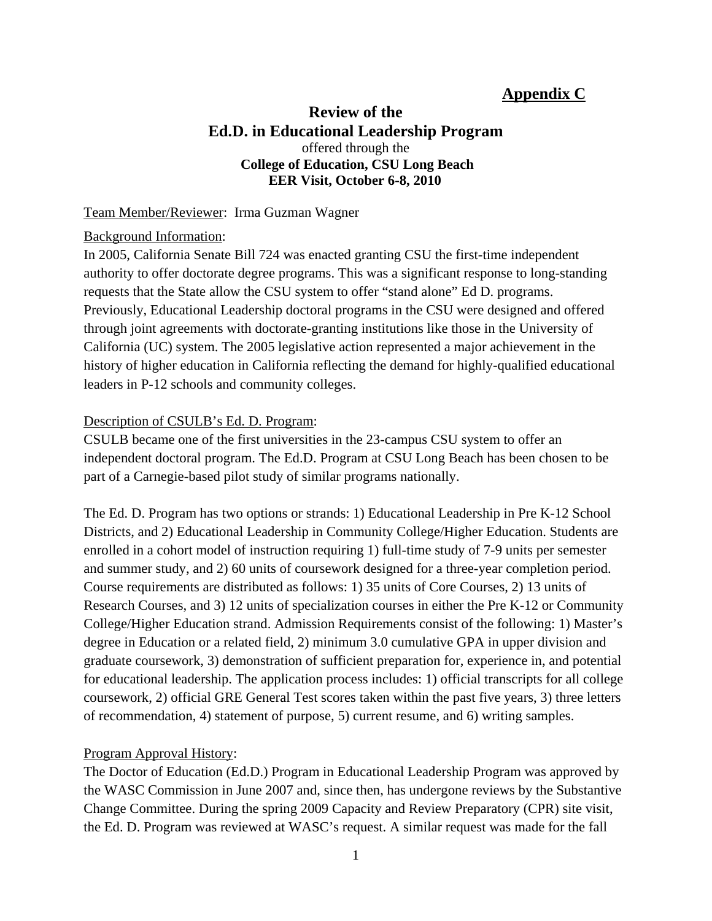**Appendix C**

# Review of the Ed.D. in Educational Leadership Program

offered through the

**College of Education, CSU Long Beach**
**EER Visit, October 6-8, 2010**

Team Member/Reviewer: Irma Guzman Wagner

Background Information:
In 2005, California Senate Bill 724 was enacted granting CSU the first-time independent authority to offer doctorate degree programs. This was a significant response to long-standing requests that the State allow the CSU system to offer "stand alone" Ed D. programs. Previously, Educational Leadership doctoral programs in the CSU were designed and offered through joint agreements with doctorate-granting institutions like those in the University of California (UC) system. The 2005 legislative action represented a major achievement in the history of higher education in California reflecting the demand for highly-qualified educational leaders in P-12 schools and community colleges.

Description of CSULB's Ed. D. Program:
CSULB became one of the first universities in the 23-campus CSU system to offer an independent doctoral program. The Ed.D. Program at CSU Long Beach has been chosen to be part of a Carnegie-based pilot study of similar programs nationally.

The Ed. D. Program has two options or strands: 1) Educational Leadership in Pre K-12 School Districts, and 2) Educational Leadership in Community College/Higher Education. Students are enrolled in a cohort model of instruction requiring 1) full-time study of 7-9 units per semester and summer study, and 2) 60 units of coursework designed for a three-year completion period. Course requirements are distributed as follows: 1) 35 units of Core Courses, 2) 13 units of Research Courses, and 3) 12 units of specialization courses in either the Pre K-12 or Community College/Higher Education strand. Admission Requirements consist of the following: 1) Master's degree in Education or a related field, 2) minimum 3.0 cumulative GPA in upper division and graduate coursework, 3) demonstration of sufficient preparation for, experience in, and potential for educational leadership. The application process includes: 1) official transcripts for all college coursework, 2) official GRE General Test scores taken within the past five years, 3) three letters of recommendation, 4) statement of purpose, 5) current resume, and 6) writing samples.

Program Approval History:
The Doctor of Education (Ed.D.) Program in Educational Leadership Program was approved by the WASC Commission in June 2007 and, since then, has undergone reviews by the Substantive Change Committee. During the spring 2009 Capacity and Review Preparatory (CPR) site visit, the Ed. D. Program was reviewed at WASC's request. A similar request was made for the fall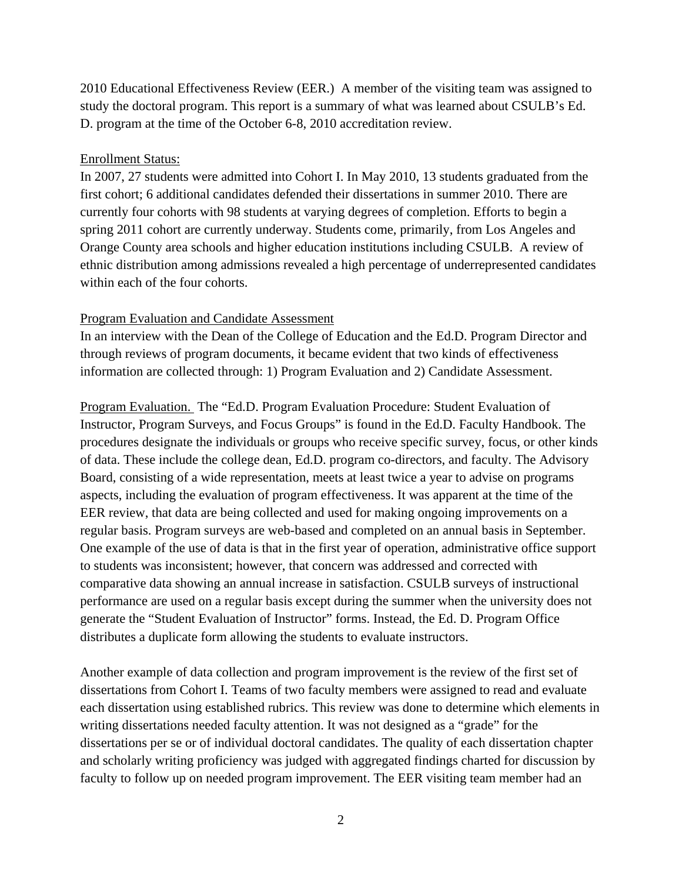2010 Educational Effectiveness Review (EER.) A member of the visiting team was assigned to study the doctoral program. This report is a summary of what was learned about CSULB's Ed. D. program at the time of the October 6-8, 2010 accreditation review.

Enrollment Status:

In 2007, 27 students were admitted into Cohort I. In May 2010, 13 students graduated from the first cohort; 6 additional candidates defended their dissertations in summer 2010. There are currently four cohorts with 98 students at varying degrees of completion. Efforts to begin a spring 2011 cohort are currently underway. Students come, primarily, from Los Angeles and Orange County area schools and higher education institutions including CSULB. A review of ethnic distribution among admissions revealed a high percentage of underrepresented candidates within each of the four cohorts.

Program Evaluation and Candidate Assessment

In an interview with the Dean of the College of Education and the Ed.D. Program Director and through reviews of program documents, it became evident that two kinds of effectiveness information are collected through: 1) Program Evaluation and 2) Candidate Assessment.

Program Evaluation. The "Ed.D. Program Evaluation Procedure: Student Evaluation of Instructor, Program Surveys, and Focus Groups" is found in the Ed.D. Faculty Handbook. The procedures designate the individuals or groups who receive specific survey, focus, or other kinds of data. These include the college dean, Ed.D. program co-directors, and faculty. The Advisory Board, consisting of a wide representation, meets at least twice a year to advise on programs aspects, including the evaluation of program effectiveness. It was apparent at the time of the EER review, that data are being collected and used for making ongoing improvements on a regular basis. Program surveys are web-based and completed on an annual basis in September. One example of the use of data is that in the first year of operation, administrative office support to students was inconsistent; however, that concern was addressed and corrected with comparative data showing an annual increase in satisfaction. CSULB surveys of instructional performance are used on a regular basis except during the summer when the university does not generate the "Student Evaluation of Instructor" forms. Instead, the Ed. D. Program Office distributes a duplicate form allowing the students to evaluate instructors.

Another example of data collection and program improvement is the review of the first set of dissertations from Cohort I. Teams of two faculty members were assigned to read and evaluate each dissertation using established rubrics. This review was done to determine which elements in writing dissertations needed faculty attention. It was not designed as a "grade" for the dissertations per se or of individual doctoral candidates. The quality of each dissertation chapter and scholarly writing proficiency was judged with aggregated findings charted for discussion by faculty to follow up on needed program improvement. The EER visiting team member had an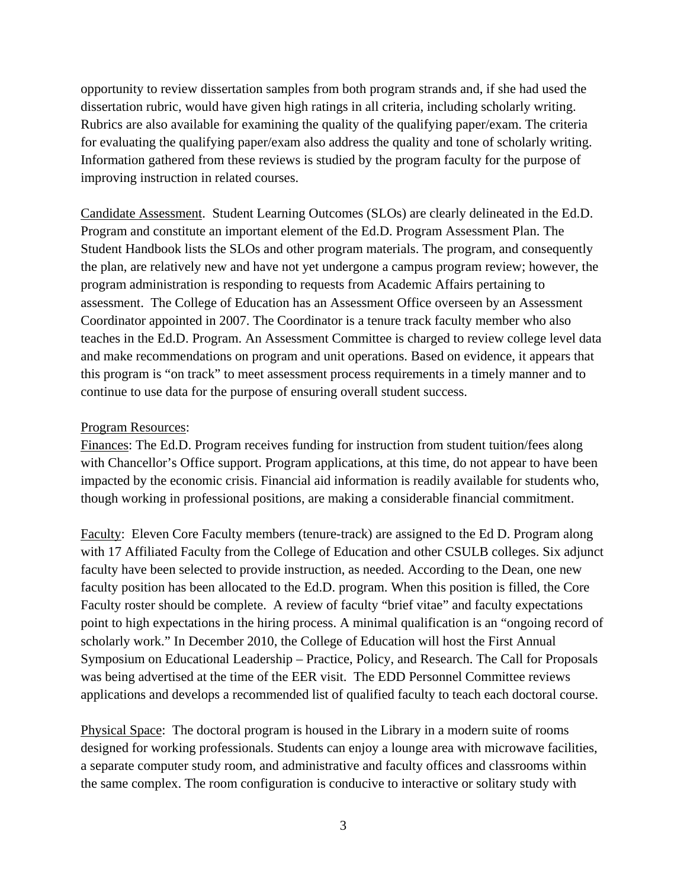opportunity to review dissertation samples from both program strands and, if she had used the dissertation rubric, would have given high ratings in all criteria, including scholarly writing. Rubrics are also available for examining the quality of the qualifying paper/exam. The criteria for evaluating the qualifying paper/exam also address the quality and tone of scholarly writing. Information gathered from these reviews is studied by the program faculty for the purpose of improving instruction in related courses.

Candidate Assessment. Student Learning Outcomes (SLOs) are clearly delineated in the Ed.D. Program and constitute an important element of the Ed.D. Program Assessment Plan. The Student Handbook lists the SLOs and other program materials. The program, and consequently the plan, are relatively new and have not yet undergone a campus program review; however, the program administration is responding to requests from Academic Affairs pertaining to assessment. The College of Education has an Assessment Office overseen by an Assessment Coordinator appointed in 2007. The Coordinator is a tenure track faculty member who also teaches in the Ed.D. Program. An Assessment Committee is charged to review college level data and make recommendations on program and unit operations. Based on evidence, it appears that this program is "on track" to meet assessment process requirements in a timely manner and to continue to use data for the purpose of ensuring overall student success.

Program Resources:

Finances: The Ed.D. Program receives funding for instruction from student tuition/fees along with Chancellor's Office support. Program applications, at this time, do not appear to have been impacted by the economic crisis. Financial aid information is readily available for students who, though working in professional positions, are making a considerable financial commitment.

Faculty: Eleven Core Faculty members (tenure-track) are assigned to the Ed D. Program along with 17 Affiliated Faculty from the College of Education and other CSULB colleges. Six adjunct faculty have been selected to provide instruction, as needed. According to the Dean, one new faculty position has been allocated to the Ed.D. program. When this position is filled, the Core Faculty roster should be complete. A review of faculty "brief vitae" and faculty expectations point to high expectations in the hiring process. A minimal qualification is an "ongoing record of scholarly work." In December 2010, the College of Education will host the First Annual Symposium on Educational Leadership – Practice, Policy, and Research. The Call for Proposals was being advertised at the time of the EER visit. The EDD Personnel Committee reviews applications and develops a recommended list of qualified faculty to teach each doctoral course.

Physical Space: The doctoral program is housed in the Library in a modern suite of rooms designed for working professionals. Students can enjoy a lounge area with microwave facilities, a separate computer study room, and administrative and faculty offices and classrooms within the same complex. The room configuration is conducive to interactive or solitary study with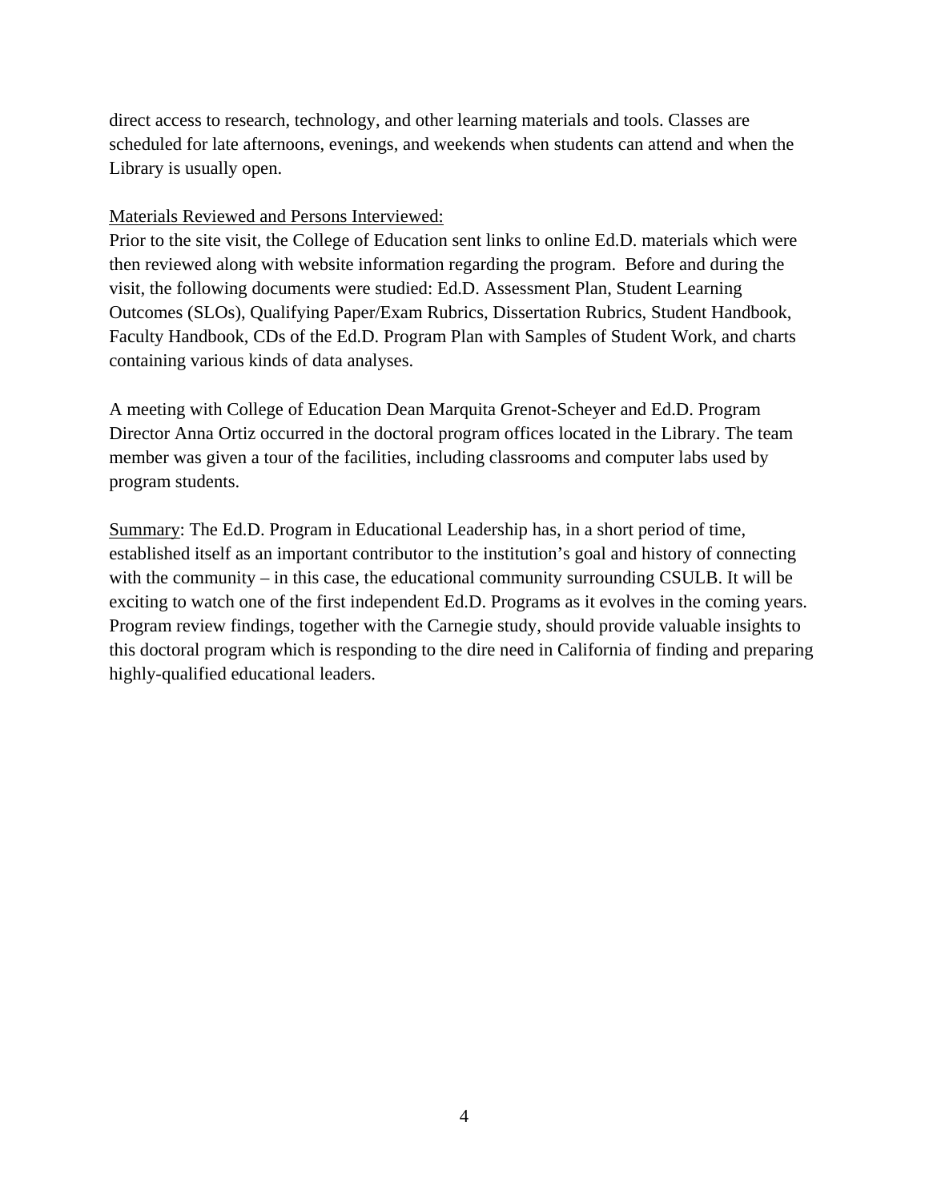direct access to research, technology, and other learning materials and tools. Classes are scheduled for late afternoons, evenings, and weekends when students can attend and when the Library is usually open.

Materials Reviewed and Persons Interviewed:
Prior to the site visit, the College of Education sent links to online Ed.D. materials which were then reviewed along with website information regarding the program. Before and during the visit, the following documents were studied: Ed.D. Assessment Plan, Student Learning Outcomes (SLOs), Qualifying Paper/Exam Rubrics, Dissertation Rubrics, Student Handbook, Faculty Handbook, CDs of the Ed.D. Program Plan with Samples of Student Work, and charts containing various kinds of data analyses.

A meeting with College of Education Dean Marquita Grenot-Scheyer and Ed.D. Program Director Anna Ortiz occurred in the doctoral program offices located in the Library. The team member was given a tour of the facilities, including classrooms and computer labs used by program students.

Summary: The Ed.D. Program in Educational Leadership has, in a short period of time, established itself as an important contributor to the institution's goal and history of connecting with the community – in this case, the educational community surrounding CSULB. It will be exciting to watch one of the first independent Ed.D. Programs as it evolves in the coming years. Program review findings, together with the Carnegie study, should provide valuable insights to this doctoral program which is responding to the dire need in California of finding and preparing highly-qualified educational leaders.